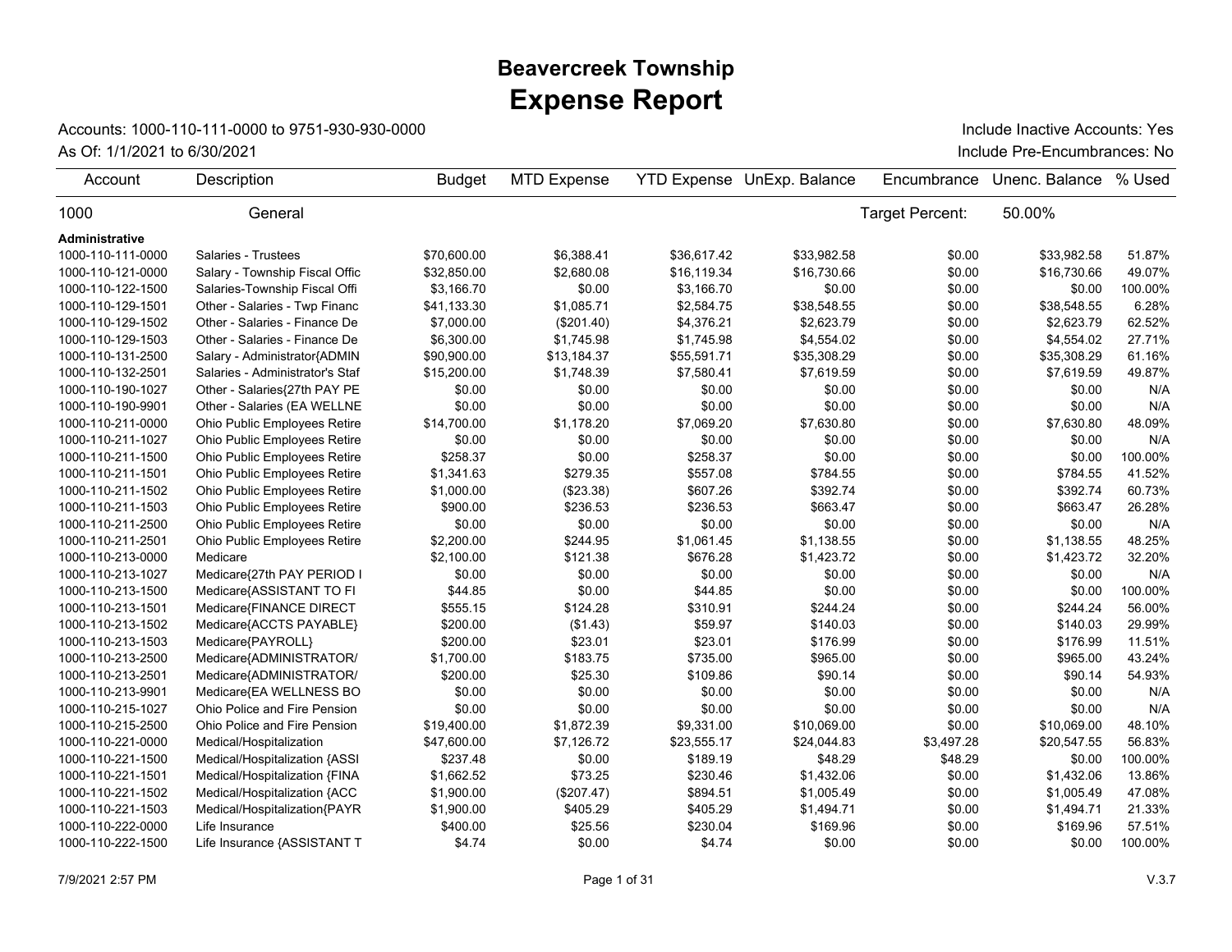# Beavercreek Township

# Expense Report

Accounts: 1000-110-111-0000 to 9751-930-930-0000

As Of: 1/1/2021 to 6/30/2021

Include Inactive Accounts: Yes

Include Pre-Encumbrances: No

| Account | Description | Budget | MTD Expense | YTD Expense | UnExp. Balance | Encumbrance | Unenc. Balance | % Used |
|---|---|---|---|---|---|---|---|---|
| 1000 | General | | | | | Target Percent: | 50.00% | |
| **Administrative** | | | | | | | | |
| 1000-110-111-0000 | Salaries - Trustees | $70,600.00 | $6,388.41 | $36,617.42 | $33,982.58 | $0.00 | $33,982.58 | 51.87% |
| 1000-110-121-0000 | Salary - Township Fiscal Offic | $32,850.00 | $2,680.08 | $16,119.34 | $16,730.66 | $0.00 | $16,730.66 | 49.07% |
| 1000-110-122-1500 | Salaries-Township Fiscal Offi | $3,166.70 | $0.00 | $3,166.70 | $0.00 | $0.00 | $0.00 | 100.00% |
| 1000-110-129-1501 | Other - Salaries - Twp Financ | $41,133.30 | $1,085.71 | $2,584.75 | $38,548.55 | $0.00 | $38,548.55 | 6.28% |
| 1000-110-129-1502 | Other - Salaries - Finance De | $7,000.00 | ($201.40) | $4,376.21 | $2,623.79 | $0.00 | $2,623.79 | 62.52% |
| 1000-110-129-1503 | Other - Salaries - Finance De | $6,300.00 | $1,745.98 | $1,745.98 | $4,554.02 | $0.00 | $4,554.02 | 27.71% |
| 1000-110-131-2500 | Salary - Administrator{ADMIN | $90,900.00 | $13,184.37 | $55,591.71 | $35,308.29 | $0.00 | $35,308.29 | 61.16% |
| 1000-110-132-2501 | Salaries - Administrator's Staf | $15,200.00 | $1,748.39 | $7,580.41 | $7,619.59 | $0.00 | $7,619.59 | 49.87% |
| 1000-110-190-1027 | Other - Salaries{27th PAY PE | $0.00 | $0.00 | $0.00 | $0.00 | $0.00 | $0.00 | N/A |
| 1000-110-190-9901 | Other - Salaries (EA WELLNE | $0.00 | $0.00 | $0.00 | $0.00 | $0.00 | $0.00 | N/A |
| 1000-110-211-0000 | Ohio Public Employees Retire | $14,700.00 | $1,178.20 | $7,069.20 | $7,630.80 | $0.00 | $7,630.80 | 48.09% |
| 1000-110-211-1027 | Ohio Public Employees Retire | $0.00 | $0.00 | $0.00 | $0.00 | $0.00 | $0.00 | N/A |
| 1000-110-211-1500 | Ohio Public Employees Retire | $258.37 | $0.00 | $258.37 | $0.00 | $0.00 | $0.00 | 100.00% |
| 1000-110-211-1501 | Ohio Public Employees Retire | $1,341.63 | $279.35 | $557.08 | $784.55 | $0.00 | $784.55 | 41.52% |
| 1000-110-211-1502 | Ohio Public Employees Retire | $1,000.00 | ($23.38) | $607.26 | $392.74 | $0.00 | $392.74 | 60.73% |
| 1000-110-211-1503 | Ohio Public Employees Retire | $900.00 | $236.53 | $236.53 | $663.47 | $0.00 | $663.47 | 26.28% |
| 1000-110-211-2500 | Ohio Public Employees Retire | $0.00 | $0.00 | $0.00 | $0.00 | $0.00 | $0.00 | N/A |
| 1000-110-211-2501 | Ohio Public Employees Retire | $2,200.00 | $244.95 | $1,061.45 | $1,138.55 | $0.00 | $1,138.55 | 48.25% |
| 1000-110-213-0000 | Medicare | $2,100.00 | $121.38 | $676.28 | $1,423.72 | $0.00 | $1,423.72 | 32.20% |
| 1000-110-213-1027 | Medicare{27th PAY PERIOD I | $0.00 | $0.00 | $0.00 | $0.00 | $0.00 | $0.00 | N/A |
| 1000-110-213-1500 | Medicare{ASSISTANT TO FI | $44.85 | $0.00 | $44.85 | $0.00 | $0.00 | $0.00 | 100.00% |
| 1000-110-213-1501 | Medicare{FINANCE DIRECT | $555.15 | $124.28 | $310.91 | $244.24 | $0.00 | $244.24 | 56.00% |
| 1000-110-213-1502 | Medicare{ACCTS PAYABLE} | $200.00 | ($1.43) | $59.97 | $140.03 | $0.00 | $140.03 | 29.99% |
| 1000-110-213-1503 | Medicare{PAYROLL} | $200.00 | $23.01 | $23.01 | $176.99 | $0.00 | $176.99 | 11.51% |
| 1000-110-213-2500 | Medicare{ADMINISTRATOR/ | $1,700.00 | $183.75 | $735.00 | $965.00 | $0.00 | $965.00 | 43.24% |
| 1000-110-213-2501 | Medicare{ADMINISTRATOR/ | $200.00 | $25.30 | $109.86 | $90.14 | $0.00 | $90.14 | 54.93% |
| 1000-110-213-9901 | Medicare{EA WELLNESS BO | $0.00 | $0.00 | $0.00 | $0.00 | $0.00 | $0.00 | N/A |
| 1000-110-215-1027 | Ohio Police and Fire Pension | $0.00 | $0.00 | $0.00 | $0.00 | $0.00 | $0.00 | N/A |
| 1000-110-215-2500 | Ohio Police and Fire Pension | $19,400.00 | $1,872.39 | $9,331.00 | $10,069.00 | $0.00 | $10,069.00 | 48.10% |
| 1000-110-221-0000 | Medical/Hospitalization | $47,600.00 | $7,126.72 | $23,555.17 | $24,044.83 | $3,497.28 | $20,547.55 | 56.83% |
| 1000-110-221-1500 | Medical/Hospitalization {ASSI | $237.48 | $0.00 | $189.19 | $48.29 | $48.29 | $0.00 | 100.00% |
| 1000-110-221-1501 | Medical/Hospitalization {FINA | $1,662.52 | $73.25 | $230.46 | $1,432.06 | $0.00 | $1,432.06 | 13.86% |
| 1000-110-221-1502 | Medical/Hospitalization {ACC | $1,900.00 | ($207.47) | $894.51 | $1,005.49 | $0.00 | $1,005.49 | 47.08% |
| 1000-110-221-1503 | Medical/Hospitalization{PAYR | $1,900.00 | $405.29 | $405.29 | $1,494.71 | $0.00 | $1,494.71 | 21.33% |
| 1000-110-222-0000 | Life Insurance | $400.00 | $25.56 | $230.04 | $169.96 | $0.00 | $169.96 | 57.51% |
| 1000-110-222-1500 | Life Insurance {ASSISTANT T | $4.74 | $0.00 | $4.74 | $0.00 | $0.00 | $0.00 | 100.00% |

7/9/2021 2:57 PM — V.3.7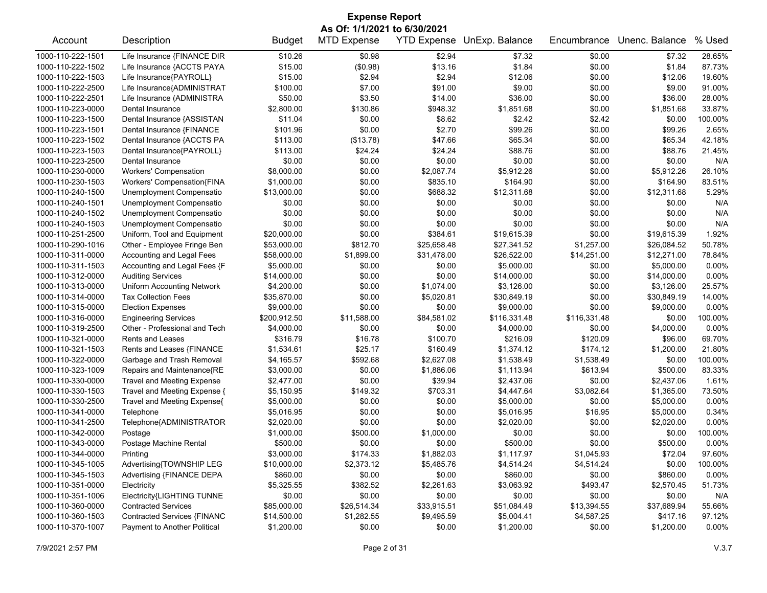# Expense Report

**As Of: 1/1/2021 to 6/30/2021**

| Account | Description | Budget | MTD Expense | YTD Expense | UnExp. Balance | Encumbrance | Unenc. Balance | % Used |
|---|---|---|---|---|---|---|---|---|
| 1000-110-222-1501 | Life Insurance {FINANCE DIR | $10.26 | $0.98 | $2.94 | $7.32 | $0.00 | $7.32 | 28.65% |
| 1000-110-222-1502 | Life Insurance {ACCTS PAYA | $15.00 | ($0.98) | $13.16 | $1.84 | $0.00 | $1.84 | 87.73% |
| 1000-110-222-1503 | Life Insurance{PAYROLL} | $15.00 | $2.94 | $2.94 | $12.06 | $0.00 | $12.06 | 19.60% |
| 1000-110-222-2500 | Life Insurance{ADMINISTRAT | $100.00 | $7.00 | $91.00 | $9.00 | $0.00 | $9.00 | 91.00% |
| 1000-110-222-2501 | Life Insurance (ADMINISTRA | $50.00 | $3.50 | $14.00 | $36.00 | $0.00 | $36.00 | 28.00% |
| 1000-110-223-0000 | Dental Insurance | $2,800.00 | $130.86 | $948.32 | $1,851.68 | $0.00 | $1,851.68 | 33.87% |
| 1000-110-223-1500 | Dental Insurance {ASSISTAN | $11.04 | $0.00 | $8.62 | $2.42 | $2.42 | $0.00 | 100.00% |
| 1000-110-223-1501 | Dental Insurance {FINANCE | $101.96 | $0.00 | $2.70 | $99.26 | $0.00 | $99.26 | 2.65% |
| 1000-110-223-1502 | Dental Insurance {ACCTS PA | $113.00 | ($13.78) | $47.66 | $65.34 | $0.00 | $65.34 | 42.18% |
| 1000-110-223-1503 | Dental Insurance{PAYROLL} | $113.00 | $24.24 | $24.24 | $88.76 | $0.00 | $88.76 | 21.45% |
| 1000-110-223-2500 | Dental Insurance | $0.00 | $0.00 | $0.00 | $0.00 | $0.00 | $0.00 | N/A |
| 1000-110-230-0000 | Workers' Compensation | $8,000.00 | $0.00 | $2,087.74 | $5,912.26 | $0.00 | $5,912.26 | 26.10% |
| 1000-110-230-1503 | Workers' Compensation{FINA | $1,000.00 | $0.00 | $835.10 | $164.90 | $0.00 | $164.90 | 83.51% |
| 1000-110-240-1500 | Unemployment Compensatio | $13,000.00 | $0.00 | $688.32 | $12,311.68 | $0.00 | $12,311.68 | 5.29% |
| 1000-110-240-1501 | Unemployment Compensatio | $0.00 | $0.00 | $0.00 | $0.00 | $0.00 | $0.00 | N/A |
| 1000-110-240-1502 | Unemployment Compensatio | $0.00 | $0.00 | $0.00 | $0.00 | $0.00 | $0.00 | N/A |
| 1000-110-240-1503 | Unemployment Compensatio | $0.00 | $0.00 | $0.00 | $0.00 | $0.00 | $0.00 | N/A |
| 1000-110-251-2500 | Uniform, Tool and Equipment | $20,000.00 | $0.00 | $384.61 | $19,615.39 | $0.00 | $19,615.39 | 1.92% |
| 1000-110-290-1016 | Other - Employee Fringe Ben | $53,000.00 | $812.70 | $25,658.48 | $27,341.52 | $1,257.00 | $26,084.52 | 50.78% |
| 1000-110-311-0000 | Accounting and Legal Fees | $58,000.00 | $1,899.00 | $31,478.00 | $26,522.00 | $14,251.00 | $12,271.00 | 78.84% |
| 1000-110-311-1503 | Accounting and Legal Fees {F | $5,000.00 | $0.00 | $0.00 | $5,000.00 | $0.00 | $5,000.00 | 0.00% |
| 1000-110-312-0000 | Auditing Services | $14,000.00 | $0.00 | $0.00 | $14,000.00 | $0.00 | $14,000.00 | 0.00% |
| 1000-110-313-0000 | Uniform Accounting Network | $4,200.00 | $0.00 | $1,074.00 | $3,126.00 | $0.00 | $3,126.00 | 25.57% |
| 1000-110-314-0000 | Tax Collection Fees | $35,870.00 | $0.00 | $5,020.81 | $30,849.19 | $0.00 | $30,849.19 | 14.00% |
| 1000-110-315-0000 | Election Expenses | $9,000.00 | $0.00 | $0.00 | $9,000.00 | $0.00 | $9,000.00 | 0.00% |
| 1000-110-316-0000 | Engineering Services | $200,912.50 | $11,588.00 | $84,581.02 | $116,331.48 | $116,331.48 | $0.00 | 100.00% |
| 1000-110-319-2500 | Other - Professional and Tech | $4,000.00 | $0.00 | $0.00 | $4,000.00 | $0.00 | $4,000.00 | 0.00% |
| 1000-110-321-0000 | Rents and Leases | $316.79 | $16.78 | $100.70 | $216.09 | $120.09 | $96.00 | 69.70% |
| 1000-110-321-1503 | Rents and Leases {FINANCE | $1,534.61 | $25.17 | $160.49 | $1,374.12 | $174.12 | $1,200.00 | 21.80% |
| 1000-110-322-0000 | Garbage and Trash Removal | $4,165.57 | $592.68 | $2,627.08 | $1,538.49 | $1,538.49 | $0.00 | 100.00% |
| 1000-110-323-1009 | Repairs and Maintenance{RE | $3,000.00 | $0.00 | $1,886.06 | $1,113.94 | $613.94 | $500.00 | 83.33% |
| 1000-110-330-0000 | Travel and Meeting Expense | $2,477.00 | $0.00 | $39.94 | $2,437.06 | $0.00 | $2,437.06 | 1.61% |
| 1000-110-330-1503 | Travel and Meeting Expense { | $5,150.95 | $149.32 | $703.31 | $4,447.64 | $3,082.64 | $1,365.00 | 73.50% |
| 1000-110-330-2500 | Travel and Meeting Expense{ | $5,000.00 | $0.00 | $0.00 | $5,000.00 | $0.00 | $5,000.00 | 0.00% |
| 1000-110-341-0000 | Telephone | $5,016.95 | $0.00 | $0.00 | $5,016.95 | $16.95 | $5,000.00 | 0.34% |
| 1000-110-341-2500 | Telephone{ADMINISTRATOR | $2,020.00 | $0.00 | $0.00 | $2,020.00 | $0.00 | $2,020.00 | 0.00% |
| 1000-110-342-0000 | Postage | $1,000.00 | $500.00 | $1,000.00 | $0.00 | $0.00 | $0.00 | 100.00% |
| 1000-110-343-0000 | Postage Machine Rental | $500.00 | $0.00 | $0.00 | $500.00 | $0.00 | $500.00 | 0.00% |
| 1000-110-344-0000 | Printing | $3,000.00 | $174.33 | $1,882.03 | $1,117.97 | $1,045.93 | $72.04 | 97.60% |
| 1000-110-345-1005 | Advertising{TOWNSHIP LEG | $10,000.00 | $2,373.12 | $5,485.76 | $4,514.24 | $4,514.24 | $0.00 | 100.00% |
| 1000-110-345-1503 | Advertising {FINANCE DEPA | $860.00 | $0.00 | $0.00 | $860.00 | $0.00 | $860.00 | 0.00% |
| 1000-110-351-0000 | Electricity | $5,325.55 | $382.52 | $2,261.63 | $3,063.92 | $493.47 | $2,570.45 | 51.73% |
| 1000-110-351-1006 | Electricity{LIGHTING TUNNE | $0.00 | $0.00 | $0.00 | $0.00 | $0.00 | $0.00 | N/A |
| 1000-110-360-0000 | Contracted Services | $85,000.00 | $26,514.34 | $33,915.51 | $51,084.49 | $13,394.55 | $37,689.94 | 55.66% |
| 1000-110-360-1503 | Contracted Services {FINANC | $14,500.00 | $1,282.55 | $9,495.59 | $5,004.41 | $4,587.25 | $417.16 | 97.12% |
| 1000-110-370-1007 | Payment to Another Political | $1,200.00 | $0.00 | $0.00 | $1,200.00 | $0.00 | $1,200.00 | 0.00% |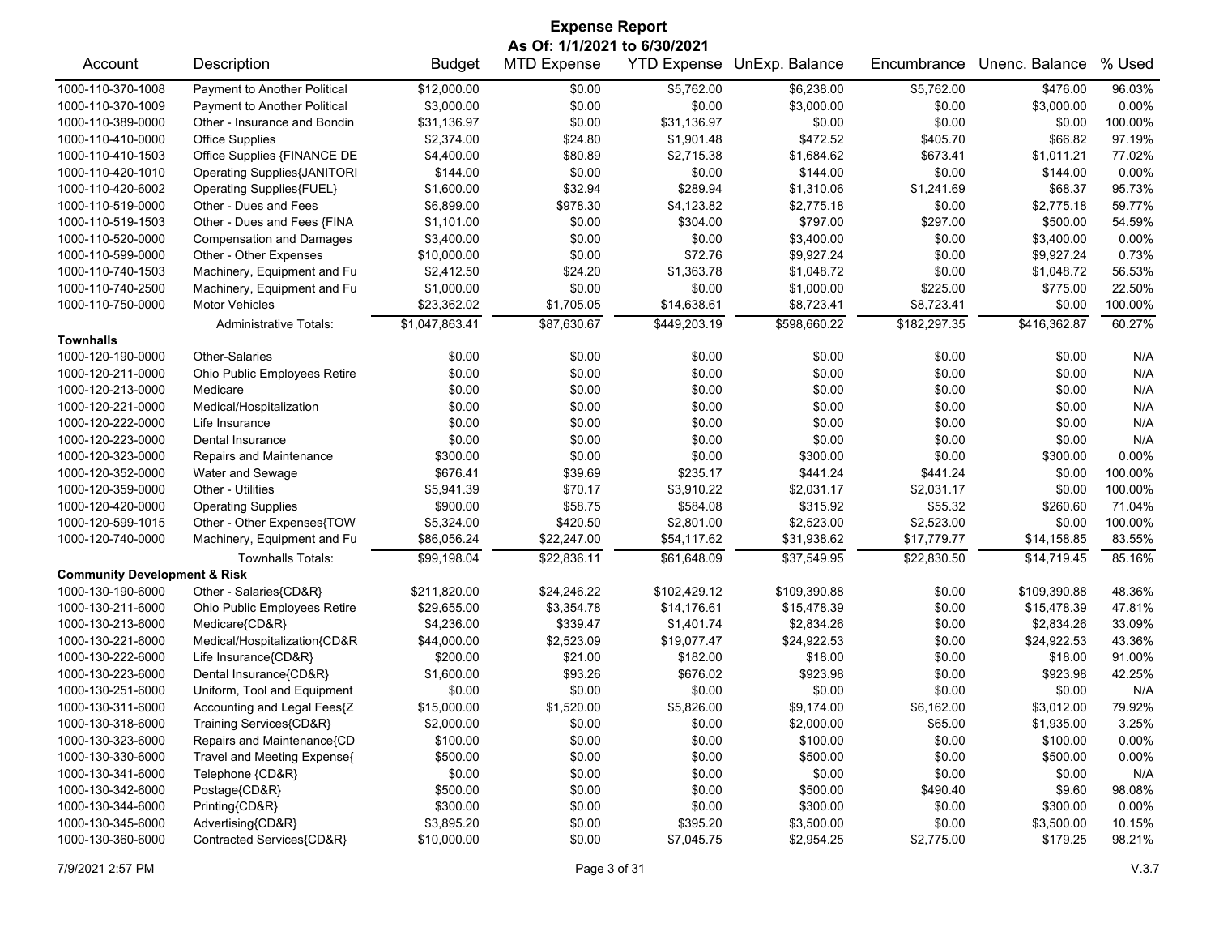# Expense Report

**As Of: 1/1/2021 to 6/30/2021**

| Account | Description | Budget | MTD Expense | YTD Expense | UnExp. Balance | Encumbrance | Unenc. Balance | % Used |
|---|---|---|---|---|---|---|---|---|
| 1000-110-370-1008 | Payment to Another Political | $12,000.00 | $0.00 | $5,762.00 | $6,238.00 | $5,762.00 | $476.00 | 96.03% |
| 1000-110-370-1009 | Payment to Another Political | $3,000.00 | $0.00 | $0.00 | $3,000.00 | $0.00 | $3,000.00 | 0.00% |
| 1000-110-389-0000 | Other - Insurance and Bondin | $31,136.97 | $0.00 | $31,136.97 | $0.00 | $0.00 | $0.00 | 100.00% |
| 1000-110-410-0000 | Office Supplies | $2,374.00 | $24.80 | $1,901.48 | $472.52 | $405.70 | $66.82 | 97.19% |
| 1000-110-410-1503 | Office Supplies {FINANCE DE | $4,400.00 | $80.89 | $2,715.38 | $1,684.62 | $673.41 | $1,011.21 | 77.02% |
| 1000-110-420-1010 | Operating Supplies{JANITORI | $144.00 | $0.00 | $0.00 | $144.00 | $0.00 | $144.00 | 0.00% |
| 1000-110-420-6002 | Operating Supplies{FUEL} | $1,600.00 | $32.94 | $289.94 | $1,310.06 | $1,241.69 | $68.37 | 95.73% |
| 1000-110-519-0000 | Other - Dues and Fees | $6,899.00 | $978.30 | $4,123.82 | $2,775.18 | $0.00 | $2,775.18 | 59.77% |
| 1000-110-519-1503 | Other - Dues and Fees {FINA | $1,101.00 | $0.00 | $304.00 | $797.00 | $297.00 | $500.00 | 54.59% |
| 1000-110-520-0000 | Compensation and Damages | $3,400.00 | $0.00 | $0.00 | $3,400.00 | $0.00 | $3,400.00 | 0.00% |
| 1000-110-599-0000 | Other - Other Expenses | $10,000.00 | $0.00 | $72.76 | $9,927.24 | $0.00 | $9,927.24 | 0.73% |
| 1000-110-740-1503 | Machinery, Equipment and Fu | $2,412.50 | $24.20 | $1,363.78 | $1,048.72 | $0.00 | $1,048.72 | 56.53% |
| 1000-110-740-2500 | Machinery, Equipment and Fu | $1,000.00 | $0.00 | $0.00 | $1,000.00 | $225.00 | $775.00 | 22.50% |
| 1000-110-750-0000 | Motor Vehicles | $23,362.02 | $1,705.05 | $14,638.61 | $8,723.41 | $8,723.41 | $0.00 | 100.00% |
| | Administrative Totals: | $1,047,863.41 | $87,630.67 | $449,203.19 | $598,660.22 | $182,297.35 | $416,362.87 | 60.27% |
| **Townhalls** | | | | | | | | |
| 1000-120-190-0000 | Other-Salaries | $0.00 | $0.00 | $0.00 | $0.00 | $0.00 | $0.00 | N/A |
| 1000-120-211-0000 | Ohio Public Employees Retire | $0.00 | $0.00 | $0.00 | $0.00 | $0.00 | $0.00 | N/A |
| 1000-120-213-0000 | Medicare | $0.00 | $0.00 | $0.00 | $0.00 | $0.00 | $0.00 | N/A |
| 1000-120-221-0000 | Medical/Hospitalization | $0.00 | $0.00 | $0.00 | $0.00 | $0.00 | $0.00 | N/A |
| 1000-120-222-0000 | Life Insurance | $0.00 | $0.00 | $0.00 | $0.00 | $0.00 | $0.00 | N/A |
| 1000-120-223-0000 | Dental Insurance | $0.00 | $0.00 | $0.00 | $0.00 | $0.00 | $0.00 | N/A |
| 1000-120-323-0000 | Repairs and Maintenance | $300.00 | $0.00 | $0.00 | $300.00 | $0.00 | $300.00 | 0.00% |
| 1000-120-352-0000 | Water and Sewage | $676.41 | $39.69 | $235.17 | $441.24 | $441.24 | $0.00 | 100.00% |
| 1000-120-359-0000 | Other - Utilities | $5,941.39 | $70.17 | $3,910.22 | $2,031.17 | $2,031.17 | $0.00 | 100.00% |
| 1000-120-420-0000 | Operating Supplies | $900.00 | $58.75 | $584.08 | $315.92 | $55.32 | $260.60 | 71.04% |
| 1000-120-599-1015 | Other - Other Expenses{TOW | $5,324.00 | $420.50 | $2,801.00 | $2,523.00 | $2,523.00 | $0.00 | 100.00% |
| 1000-120-740-0000 | Machinery, Equipment and Fu | $86,056.24 | $22,247.00 | $54,117.62 | $31,938.62 | $17,779.77 | $14,158.85 | 83.55% |
| | Townhalls Totals: | $99,198.04 | $22,836.11 | $61,648.09 | $37,549.95 | $22,830.50 | $14,719.45 | 85.16% |
| **Community Development & Risk** | | | | | | | | |
| 1000-130-190-6000 | Other - Salaries{CD&R} | $211,820.00 | $24,246.22 | $102,429.12 | $109,390.88 | $0.00 | $109,390.88 | 48.36% |
| 1000-130-211-6000 | Ohio Public Employees Retire | $29,655.00 | $3,354.78 | $14,176.61 | $15,478.39 | $0.00 | $15,478.39 | 47.81% |
| 1000-130-213-6000 | Medicare{CD&R} | $4,236.00 | $339.47 | $1,401.74 | $2,834.26 | $0.00 | $2,834.26 | 33.09% |
| 1000-130-221-6000 | Medical/Hospitalization{CD&R | $44,000.00 | $2,523.09 | $19,077.47 | $24,922.53 | $0.00 | $24,922.53 | 43.36% |
| 1000-130-222-6000 | Life Insurance{CD&R} | $200.00 | $21.00 | $182.00 | $18.00 | $0.00 | $18.00 | 91.00% |
| 1000-130-223-6000 | Dental Insurance{CD&R} | $1,600.00 | $93.26 | $676.02 | $923.98 | $0.00 | $923.98 | 42.25% |
| 1000-130-251-6000 | Uniform, Tool and Equipment | $0.00 | $0.00 | $0.00 | $0.00 | $0.00 | $0.00 | N/A |
| 1000-130-311-6000 | Accounting and Legal Fees{Z | $15,000.00 | $1,520.00 | $5,826.00 | $9,174.00 | $6,162.00 | $3,012.00 | 79.92% |
| 1000-130-318-6000 | Training Services{CD&R} | $2,000.00 | $0.00 | $0.00 | $2,000.00 | $65.00 | $1,935.00 | 3.25% |
| 1000-130-323-6000 | Repairs and Maintenance{CD | $100.00 | $0.00 | $0.00 | $100.00 | $0.00 | $100.00 | 0.00% |
| 1000-130-330-6000 | Travel and Meeting Expense{ | $500.00 | $0.00 | $0.00 | $500.00 | $0.00 | $500.00 | 0.00% |
| 1000-130-341-6000 | Telephone {CD&R} | $0.00 | $0.00 | $0.00 | $0.00 | $0.00 | $0.00 | N/A |
| 1000-130-342-6000 | Postage{CD&R} | $500.00 | $0.00 | $0.00 | $500.00 | $490.40 | $9.60 | 98.08% |
| 1000-130-344-6000 | Printing{CD&R} | $300.00 | $0.00 | $0.00 | $300.00 | $0.00 | $300.00 | 0.00% |
| 1000-130-345-6000 | Advertising{CD&R} | $3,895.20 | $0.00 | $395.20 | $3,500.00 | $0.00 | $3,500.00 | 10.15% |
| 1000-130-360-6000 | Contracted Services{CD&R} | $10,000.00 | $0.00 | $7,045.75 | $2,954.25 | $2,775.00 | $179.25 | 98.21% |

7/9/2021 2:57 PM V.3.7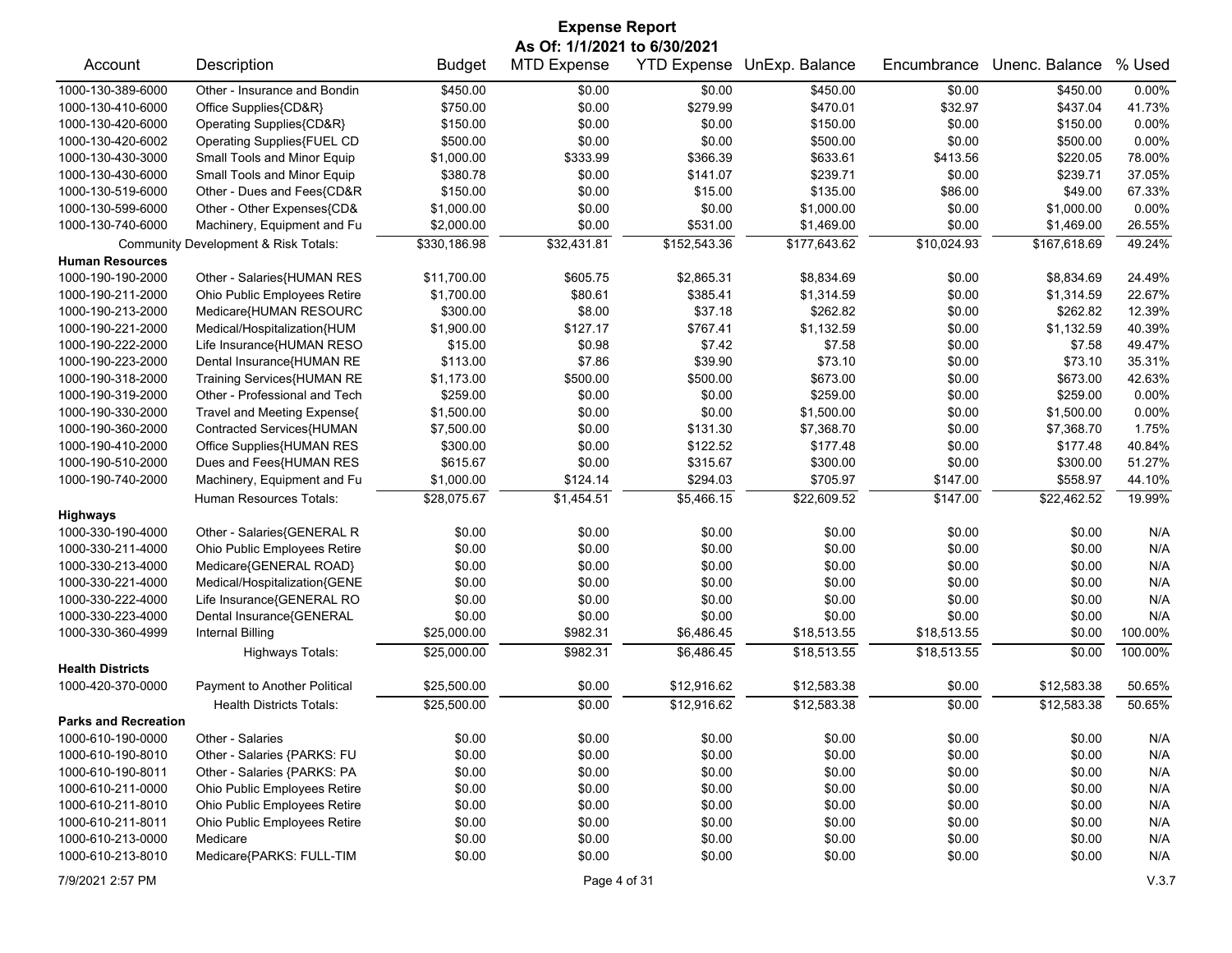# Expense Report

**As Of: 1/1/2021 to 6/30/2021**

| Account | Description | Budget | MTD Expense | YTD Expense | UnExp. Balance | Encumbrance | Unenc. Balance | % Used |
|---|---|---|---|---|---|---|---|---|
| 1000-130-389-6000 | Other - Insurance and Bondin | $450.00 | $0.00 | $0.00 | $450.00 | $0.00 | $450.00 | 0.00% |
| 1000-130-410-6000 | Office Supplies{CD&R} | $750.00 | $0.00 | $279.99 | $470.01 | $32.97 | $437.04 | 41.73% |
| 1000-130-420-6000 | Operating Supplies{CD&R} | $150.00 | $0.00 | $0.00 | $150.00 | $0.00 | $150.00 | 0.00% |
| 1000-130-420-6002 | Operating Supplies{FUEL CD | $500.00 | $0.00 | $0.00 | $500.00 | $0.00 | $500.00 | 0.00% |
| 1000-130-430-3000 | Small Tools and Minor Equip | $1,000.00 | $333.99 | $366.39 | $633.61 | $413.56 | $220.05 | 78.00% |
| 1000-130-430-6000 | Small Tools and Minor Equip | $380.78 | $0.00 | $141.07 | $239.71 | $0.00 | $239.71 | 37.05% |
| 1000-130-519-6000 | Other - Dues and Fees{CD&R | $150.00 | $0.00 | $15.00 | $135.00 | $86.00 | $49.00 | 67.33% |
| 1000-130-599-6000 | Other - Other Expenses{CD& | $1,000.00 | $0.00 | $0.00 | $1,000.00 | $0.00 | $1,000.00 | 0.00% |
| 1000-130-740-6000 | Machinery, Equipment and Fu | $2,000.00 | $0.00 | $531.00 | $1,469.00 | $0.00 | $1,469.00 | 26.55% |
| | Community Development & Risk Totals: | $330,186.98 | $32,431.81 | $152,543.36 | $177,643.62 | $10,024.93 | $167,618.69 | 49.24% |
| **Human Resources** | | | | | | | | |
| 1000-190-190-2000 | Other - Salaries{HUMAN RES | $11,700.00 | $605.75 | $2,865.31 | $8,834.69 | $0.00 | $8,834.69 | 24.49% |
| 1000-190-211-2000 | Ohio Public Employees Retire | $1,700.00 | $80.61 | $385.41 | $1,314.59 | $0.00 | $1,314.59 | 22.67% |
| 1000-190-213-2000 | Medicare{HUMAN RESOURC | $300.00 | $8.00 | $37.18 | $262.82 | $0.00 | $262.82 | 12.39% |
| 1000-190-221-2000 | Medical/Hospitalization{HUM | $1,900.00 | $127.17 | $767.41 | $1,132.59 | $0.00 | $1,132.59 | 40.39% |
| 1000-190-222-2000 | Life Insurance{HUMAN RESO | $15.00 | $0.98 | $7.42 | $7.58 | $0.00 | $7.58 | 49.47% |
| 1000-190-223-2000 | Dental Insurance{HUMAN RE | $113.00 | $7.86 | $39.90 | $73.10 | $0.00 | $73.10 | 35.31% |
| 1000-190-318-2000 | Training Services{HUMAN RE | $1,173.00 | $500.00 | $500.00 | $673.00 | $0.00 | $673.00 | 42.63% |
| 1000-190-319-2000 | Other - Professional and Tech | $259.00 | $0.00 | $0.00 | $259.00 | $0.00 | $259.00 | 0.00% |
| 1000-190-330-2000 | Travel and Meeting Expense{ | $1,500.00 | $0.00 | $0.00 | $1,500.00 | $0.00 | $1,500.00 | 0.00% |
| 1000-190-360-2000 | Contracted Services{HUMAN | $7,500.00 | $0.00 | $131.30 | $7,368.70 | $0.00 | $7,368.70 | 1.75% |
| 1000-190-410-2000 | Office Supplies{HUMAN RES | $300.00 | $0.00 | $122.52 | $177.48 | $0.00 | $177.48 | 40.84% |
| 1000-190-510-2000 | Dues and Fees{HUMAN RES | $615.67 | $0.00 | $315.67 | $300.00 | $0.00 | $300.00 | 51.27% |
| 1000-190-740-2000 | Machinery, Equipment and Fu | $1,000.00 | $124.14 | $294.03 | $705.97 | $147.00 | $558.97 | 44.10% |
| | Human Resources Totals: | $28,075.67 | $1,454.51 | $5,466.15 | $22,609.52 | $147.00 | $22,462.52 | 19.99% |
| **Highways** | | | | | | | | |
| 1000-330-190-4000 | Other - Salaries{GENERAL R | $0.00 | $0.00 | $0.00 | $0.00 | $0.00 | $0.00 | N/A |
| 1000-330-211-4000 | Ohio Public Employees Retire | $0.00 | $0.00 | $0.00 | $0.00 | $0.00 | $0.00 | N/A |
| 1000-330-213-4000 | Medicare{GENERAL ROAD} | $0.00 | $0.00 | $0.00 | $0.00 | $0.00 | $0.00 | N/A |
| 1000-330-221-4000 | Medical/Hospitalization{GENE | $0.00 | $0.00 | $0.00 | $0.00 | $0.00 | $0.00 | N/A |
| 1000-330-222-4000 | Life Insurance{GENERAL RO | $0.00 | $0.00 | $0.00 | $0.00 | $0.00 | $0.00 | N/A |
| 1000-330-223-4000 | Dental Insurance{GENERAL | $0.00 | $0.00 | $0.00 | $0.00 | $0.00 | $0.00 | N/A |
| 1000-330-360-4999 | Internal Billing | $25,000.00 | $982.31 | $6,486.45 | $18,513.55 | $18,513.55 | $0.00 | 100.00% |
| | Highways Totals: | $25,000.00 | $982.31 | $6,486.45 | $18,513.55 | $18,513.55 | $0.00 | 100.00% |
| **Health Districts** | | | | | | | | |
| 1000-420-370-0000 | Payment to Another Political | $25,500.00 | $0.00 | $12,916.62 | $12,583.38 | $0.00 | $12,583.38 | 50.65% |
| | Health Districts Totals: | $25,500.00 | $0.00 | $12,916.62 | $12,583.38 | $0.00 | $12,583.38 | 50.65% |
| **Parks and Recreation** | | | | | | | | |
| 1000-610-190-0000 | Other - Salaries | $0.00 | $0.00 | $0.00 | $0.00 | $0.00 | $0.00 | N/A |
| 1000-610-190-8010 | Other - Salaries {PARKS: FU | $0.00 | $0.00 | $0.00 | $0.00 | $0.00 | $0.00 | N/A |
| 1000-610-190-8011 | Other - Salaries {PARKS: PA | $0.00 | $0.00 | $0.00 | $0.00 | $0.00 | $0.00 | N/A |
| 1000-610-211-0000 | Ohio Public Employees Retire | $0.00 | $0.00 | $0.00 | $0.00 | $0.00 | $0.00 | N/A |
| 1000-610-211-8010 | Ohio Public Employees Retire | $0.00 | $0.00 | $0.00 | $0.00 | $0.00 | $0.00 | N/A |
| 1000-610-211-8011 | Ohio Public Employees Retire | $0.00 | $0.00 | $0.00 | $0.00 | $0.00 | $0.00 | N/A |
| 1000-610-213-0000 | Medicare | $0.00 | $0.00 | $0.00 | $0.00 | $0.00 | $0.00 | N/A |
| 1000-610-213-8010 | Medicare{PARKS: FULL-TIM | $0.00 | $0.00 | $0.00 | $0.00 | $0.00 | $0.00 | N/A |

7/9/2021 2:57 PM V.3.7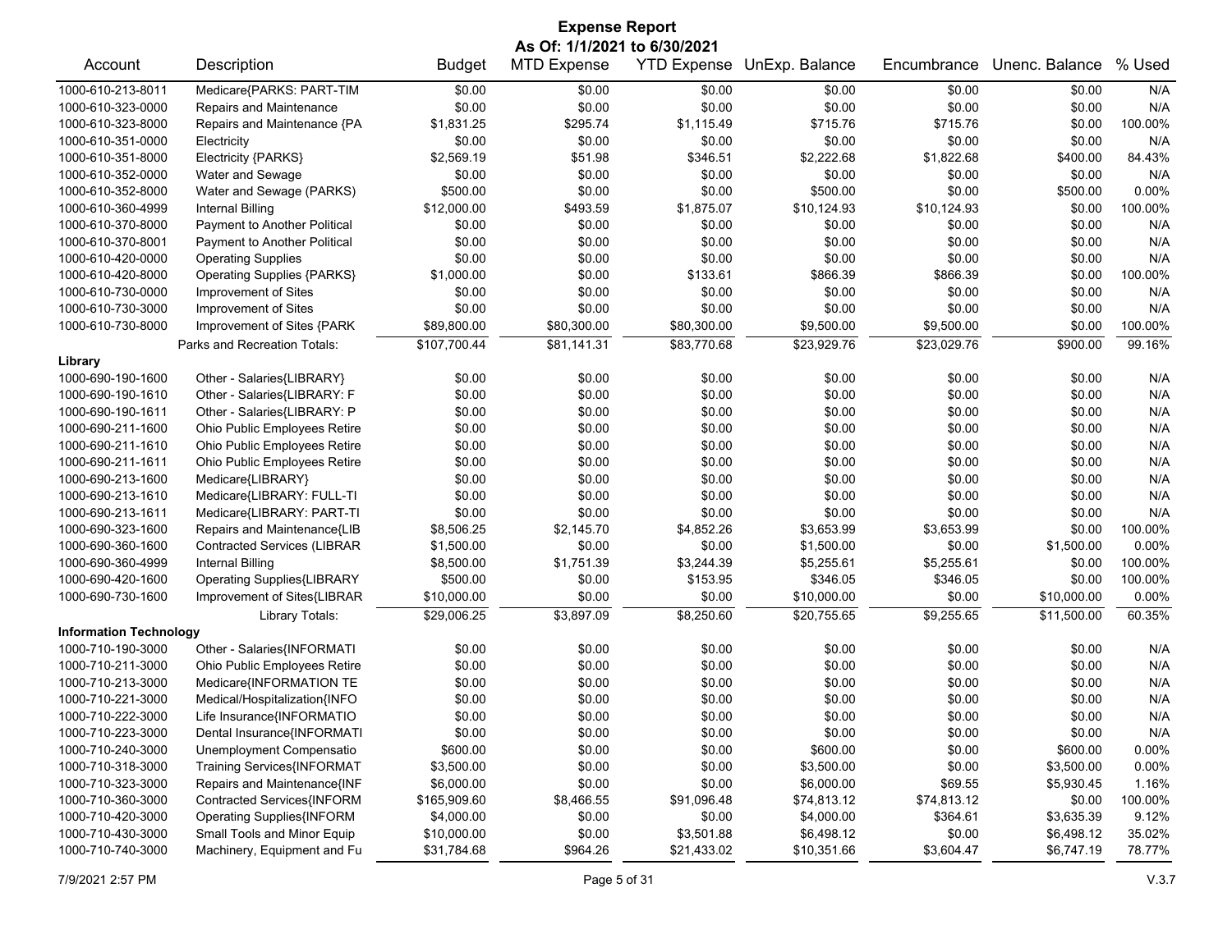# Expense Report

**As Of: 1/1/2021 to 6/30/2021**

| Account | Description | Budget | MTD Expense | YTD Expense | UnExp. Balance | Encumbrance | Unenc. Balance | % Used |
|---|---|---|---|---|---|---|---|---|
| 1000-610-213-8011 | Medicare{PARKS: PART-TIM | $0.00 | $0.00 | $0.00 | $0.00 | $0.00 | $0.00 | N/A |
| 1000-610-323-0000 | Repairs and Maintenance | $0.00 | $0.00 | $0.00 | $0.00 | $0.00 | $0.00 | N/A |
| 1000-610-323-8000 | Repairs and Maintenance {PA | $1,831.25 | $295.74 | $1,115.49 | $715.76 | $715.76 | $0.00 | 100.00% |
| 1000-610-351-0000 | Electricity | $0.00 | $0.00 | $0.00 | $0.00 | $0.00 | $0.00 | N/A |
| 1000-610-351-8000 | Electricity {PARKS} | $2,569.19 | $51.98 | $346.51 | $2,222.68 | $1,822.68 | $400.00 | 84.43% |
| 1000-610-352-0000 | Water and Sewage | $0.00 | $0.00 | $0.00 | $0.00 | $0.00 | $0.00 | N/A |
| 1000-610-352-8000 | Water and Sewage (PARKS) | $500.00 | $0.00 | $0.00 | $500.00 | $0.00 | $500.00 | 0.00% |
| 1000-610-360-4999 | Internal Billing | $12,000.00 | $493.59 | $1,875.07 | $10,124.93 | $10,124.93 | $0.00 | 100.00% |
| 1000-610-370-8000 | Payment to Another Political | $0.00 | $0.00 | $0.00 | $0.00 | $0.00 | $0.00 | N/A |
| 1000-610-370-8001 | Payment to Another Political | $0.00 | $0.00 | $0.00 | $0.00 | $0.00 | $0.00 | N/A |
| 1000-610-420-0000 | Operating Supplies | $0.00 | $0.00 | $0.00 | $0.00 | $0.00 | $0.00 | N/A |
| 1000-610-420-8000 | Operating Supplies {PARKS} | $1,000.00 | $0.00 | $133.61 | $866.39 | $866.39 | $0.00 | 100.00% |
| 1000-610-730-0000 | Improvement of Sites | $0.00 | $0.00 | $0.00 | $0.00 | $0.00 | $0.00 | N/A |
| 1000-610-730-3000 | Improvement of Sites | $0.00 | $0.00 | $0.00 | $0.00 | $0.00 | $0.00 | N/A |
| 1000-610-730-8000 | Improvement of Sites {PARK | $89,800.00 | $80,300.00 | $80,300.00 | $9,500.00 | $9,500.00 | $0.00 | 100.00% |
| | Parks and Recreation Totals: | $107,700.44 | $81,141.31 | $83,770.68 | $23,929.76 | $23,029.76 | $900.00 | 99.16% |
| **Library** | | | | | | | | |
| 1000-690-190-1600 | Other - Salaries{LIBRARY} | $0.00 | $0.00 | $0.00 | $0.00 | $0.00 | $0.00 | N/A |
| 1000-690-190-1610 | Other - Salaries{LIBRARY: F | $0.00 | $0.00 | $0.00 | $0.00 | $0.00 | $0.00 | N/A |
| 1000-690-190-1611 | Other - Salaries{LIBRARY: P | $0.00 | $0.00 | $0.00 | $0.00 | $0.00 | $0.00 | N/A |
| 1000-690-211-1600 | Ohio Public Employees Retire | $0.00 | $0.00 | $0.00 | $0.00 | $0.00 | $0.00 | N/A |
| 1000-690-211-1610 | Ohio Public Employees Retire | $0.00 | $0.00 | $0.00 | $0.00 | $0.00 | $0.00 | N/A |
| 1000-690-211-1611 | Ohio Public Employees Retire | $0.00 | $0.00 | $0.00 | $0.00 | $0.00 | $0.00 | N/A |
| 1000-690-213-1600 | Medicare{LIBRARY} | $0.00 | $0.00 | $0.00 | $0.00 | $0.00 | $0.00 | N/A |
| 1000-690-213-1610 | Medicare{LIBRARY: FULL-TI | $0.00 | $0.00 | $0.00 | $0.00 | $0.00 | $0.00 | N/A |
| 1000-690-213-1611 | Medicare{LIBRARY: PART-TI | $0.00 | $0.00 | $0.00 | $0.00 | $0.00 | $0.00 | N/A |
| 1000-690-323-1600 | Repairs and Maintenance{LIB | $8,506.25 | $2,145.70 | $4,852.26 | $3,653.99 | $3,653.99 | $0.00 | 100.00% |
| 1000-690-360-1600 | Contracted Services (LIBRAR | $1,500.00 | $0.00 | $0.00 | $1,500.00 | $0.00 | $1,500.00 | 0.00% |
| 1000-690-360-4999 | Internal Billing | $8,500.00 | $1,751.39 | $3,244.39 | $5,255.61 | $5,255.61 | $0.00 | 100.00% |
| 1000-690-420-1600 | Operating Supplies{LIBRARY | $500.00 | $0.00 | $153.95 | $346.05 | $346.05 | $0.00 | 100.00% |
| 1000-690-730-1600 | Improvement of Sites{LIBRAR | $10,000.00 | $0.00 | $0.00 | $10,000.00 | $0.00 | $10,000.00 | 0.00% |
| | Library Totals: | $29,006.25 | $3,897.09 | $8,250.60 | $20,755.65 | $9,255.65 | $11,500.00 | 60.35% |
| **Information Technology** | | | | | | | | |
| 1000-710-190-3000 | Other - Salaries{INFORMATI | $0.00 | $0.00 | $0.00 | $0.00 | $0.00 | $0.00 | N/A |
| 1000-710-211-3000 | Ohio Public Employees Retire | $0.00 | $0.00 | $0.00 | $0.00 | $0.00 | $0.00 | N/A |
| 1000-710-213-3000 | Medicare{INFORMATION TE | $0.00 | $0.00 | $0.00 | $0.00 | $0.00 | $0.00 | N/A |
| 1000-710-221-3000 | Medical/Hospitalization{INFO | $0.00 | $0.00 | $0.00 | $0.00 | $0.00 | $0.00 | N/A |
| 1000-710-222-3000 | Life Insurance{INFORMATIO | $0.00 | $0.00 | $0.00 | $0.00 | $0.00 | $0.00 | N/A |
| 1000-710-223-3000 | Dental Insurance{INFORMATI | $0.00 | $0.00 | $0.00 | $0.00 | $0.00 | $0.00 | N/A |
| 1000-710-240-3000 | Unemployment Compensatio | $600.00 | $0.00 | $0.00 | $600.00 | $0.00 | $600.00 | 0.00% |
| 1000-710-318-3000 | Training Services{INFORMAT | $3,500.00 | $0.00 | $0.00 | $3,500.00 | $0.00 | $3,500.00 | 0.00% |
| 1000-710-323-3000 | Repairs and Maintenance{INF | $6,000.00 | $0.00 | $0.00 | $6,000.00 | $69.55 | $5,930.45 | 1.16% |
| 1000-710-360-3000 | Contracted Services{INFORM | $165,909.60 | $8,466.55 | $91,096.48 | $74,813.12 | $74,813.12 | $0.00 | 100.00% |
| 1000-710-420-3000 | Operating Supplies{INFORM | $4,000.00 | $0.00 | $0.00 | $4,000.00 | $364.61 | $3,635.39 | 9.12% |
| 1000-710-430-3000 | Small Tools and Minor Equip | $10,000.00 | $0.00 | $3,501.88 | $6,498.12 | $0.00 | $6,498.12 | 35.02% |
| 1000-710-740-3000 | Machinery, Equipment and Fu | $31,784.68 | $964.26 | $21,433.02 | $10,351.66 | $3,604.47 | $6,747.19 | 78.77% |

7/9/2021 2:57 PM V.3.7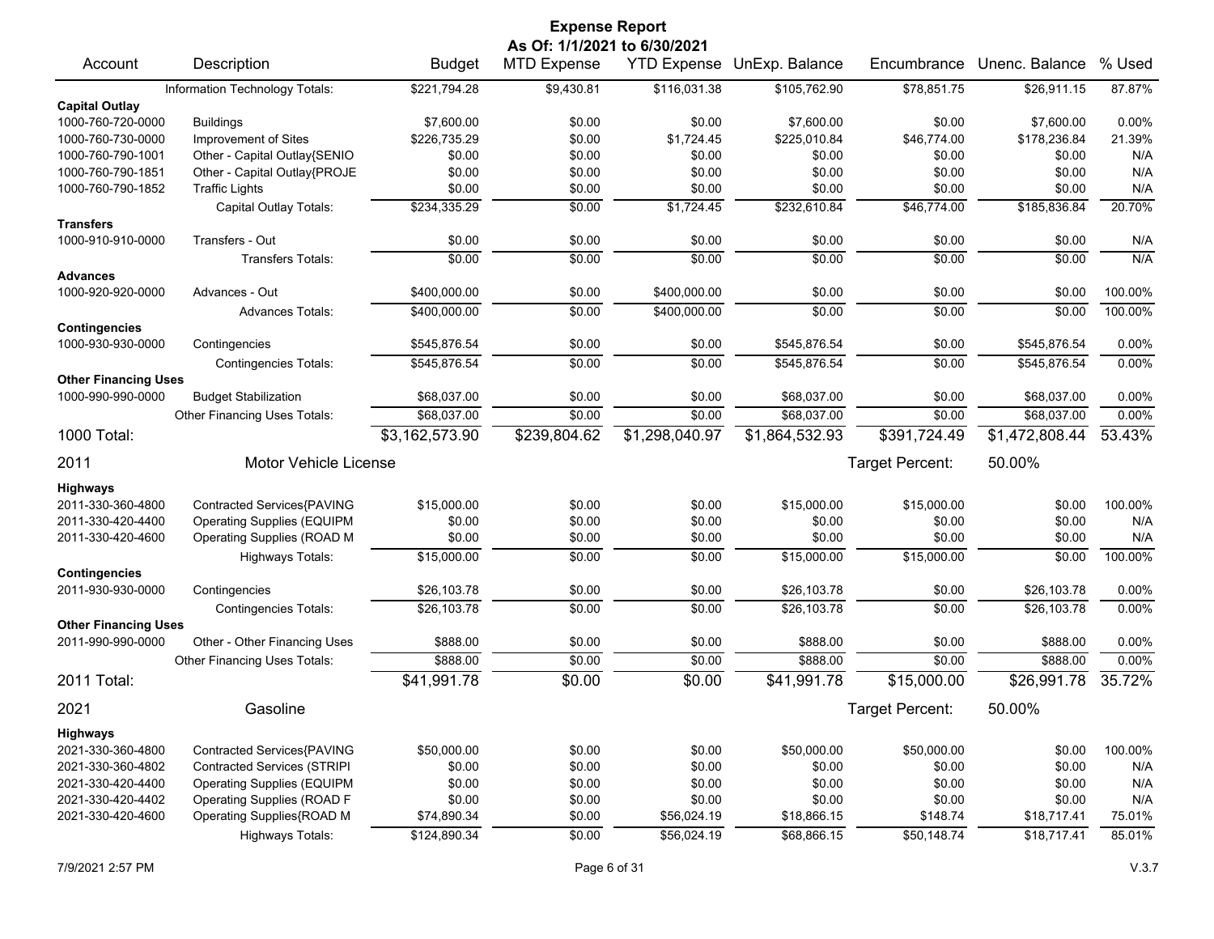# Expense Report

**As Of: 1/1/2021 to 6/30/2021**

| Account | Description | Budget | MTD Expense | YTD Expense | UnExp. Balance | Encumbrance | Unenc. Balance | % Used |
|---|---|---|---|---|---|---|---|---|
| | Information Technology Totals: | $221,794.28 | $9,430.81 | $116,031.38 | $105,762.90 | $78,851.75 | $26,911.15 | 87.87% |
| **Capital Outlay** | | | | | | | | |
| 1000-760-720-0000 | Buildings | $7,600.00 | $0.00 | $0.00 | $7,600.00 | $0.00 | $7,600.00 | 0.00% |
| 1000-760-730-0000 | Improvement of Sites | $226,735.29 | $0.00 | $1,724.45 | $225,010.84 | $46,774.00 | $178,236.84 | 21.39% |
| 1000-760-790-1001 | Other - Capital Outlay{SENIO | $0.00 | $0.00 | $0.00 | $0.00 | $0.00 | $0.00 | N/A |
| 1000-760-790-1851 | Other - Capital Outlay{PROJE | $0.00 | $0.00 | $0.00 | $0.00 | $0.00 | $0.00 | N/A |
| 1000-760-790-1852 | Traffic Lights | $0.00 | $0.00 | $0.00 | $0.00 | $0.00 | $0.00 | N/A |
| | Capital Outlay Totals: | $234,335.29 | $0.00 | $1,724.45 | $232,610.84 | $46,774.00 | $185,836.84 | 20.70% |
| **Transfers** | | | | | | | | |
| 1000-910-910-0000 | Transfers - Out | $0.00 | $0.00 | $0.00 | $0.00 | $0.00 | $0.00 | N/A |
| | Transfers Totals: | $0.00 | $0.00 | $0.00 | $0.00 | $0.00 | $0.00 | N/A |
| **Advances** | | | | | | | | |
| 1000-920-920-0000 | Advances - Out | $400,000.00 | $0.00 | $400,000.00 | $0.00 | $0.00 | $0.00 | 100.00% |
| | Advances Totals: | $400,000.00 | $0.00 | $400,000.00 | $0.00 | $0.00 | $0.00 | 100.00% |
| **Contingencies** | | | | | | | | |
| 1000-930-930-0000 | Contingencies | $545,876.54 | $0.00 | $0.00 | $545,876.54 | $0.00 | $545,876.54 | 0.00% |
| | Contingencies Totals: | $545,876.54 | $0.00 | $0.00 | $545,876.54 | $0.00 | $545,876.54 | 0.00% |
| **Other Financing Uses** | | | | | | | | |
| 1000-990-990-0000 | Budget Stabilization | $68,037.00 | $0.00 | $0.00 | $68,037.00 | $0.00 | $68,037.00 | 0.00% |
| | Other Financing Uses Totals: | $68,037.00 | $0.00 | $0.00 | $68,037.00 | $0.00 | $68,037.00 | 0.00% |
| **1000 Total:** | | **$3,162,573.90** | **$239,804.62** | **$1,298,040.97** | **$1,864,532.93** | **$391,724.49** | **$1,472,808.44** | **53.43%** |
| **2011** | **Motor Vehicle License** | | | | | Target Percent: | 50.00% | |
| **Highways** | | | | | | | | |
| 2011-330-360-4800 | Contracted Services{PAVING | $15,000.00 | $0.00 | $0.00 | $15,000.00 | $15,000.00 | $0.00 | 100.00% |
| 2011-330-420-4400 | Operating Supplies (EQUIPM | $0.00 | $0.00 | $0.00 | $0.00 | $0.00 | $0.00 | N/A |
| 2011-330-420-4600 | Operating Supplies (ROAD M | $0.00 | $0.00 | $0.00 | $0.00 | $0.00 | $0.00 | N/A |
| | Highways Totals: | $15,000.00 | $0.00 | $0.00 | $15,000.00 | $15,000.00 | $0.00 | 100.00% |
| **Contingencies** | | | | | | | | |
| 2011-930-930-0000 | Contingencies | $26,103.78 | $0.00 | $0.00 | $26,103.78 | $0.00 | $26,103.78 | 0.00% |
| | Contingencies Totals: | $26,103.78 | $0.00 | $0.00 | $26,103.78 | $0.00 | $26,103.78 | 0.00% |
| **Other Financing Uses** | | | | | | | | |
| 2011-990-990-0000 | Other - Other Financing Uses | $888.00 | $0.00 | $0.00 | $888.00 | $0.00 | $888.00 | 0.00% |
| | Other Financing Uses Totals: | $888.00 | $0.00 | $0.00 | $888.00 | $0.00 | $888.00 | 0.00% |
| **2011 Total:** | | **$41,991.78** | **$0.00** | **$0.00** | **$41,991.78** | **$15,000.00** | **$26,991.78** | **35.72%** |
| **2021** | **Gasoline** | | | | | Target Percent: | 50.00% | |
| **Highways** | | | | | | | | |
| 2021-330-360-4800 | Contracted Services{PAVING | $50,000.00 | $0.00 | $0.00 | $50,000.00 | $50,000.00 | $0.00 | 100.00% |
| 2021-330-360-4802 | Contracted Services (STRIPI | $0.00 | $0.00 | $0.00 | $0.00 | $0.00 | $0.00 | N/A |
| 2021-330-420-4400 | Operating Supplies (EQUIPM | $0.00 | $0.00 | $0.00 | $0.00 | $0.00 | $0.00 | N/A |
| 2021-330-420-4402 | Operating Supplies (ROAD F | $0.00 | $0.00 | $0.00 | $0.00 | $0.00 | $0.00 | N/A |
| 2021-330-420-4600 | Operating Supplies{ROAD M | $74,890.34 | $0.00 | $56,024.19 | $18,866.15 | $148.74 | $18,717.41 | 75.01% |
| | Highways Totals: | $124,890.34 | $0.00 | $56,024.19 | $68,866.15 | $50,148.74 | $18,717.41 | 85.01% |

7/9/2021 2:57 PM — V.3.7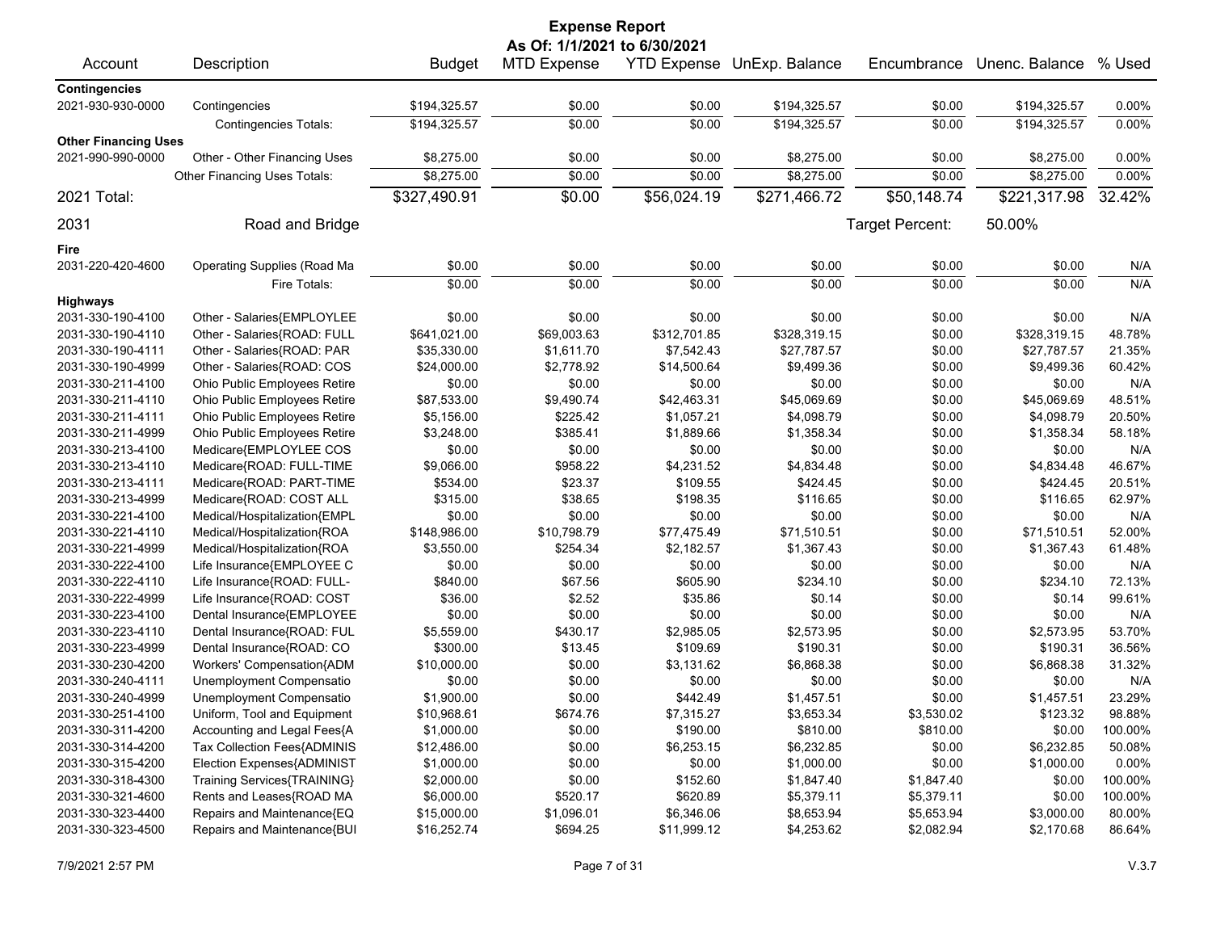# Expense Report

**As Of: 1/1/2021 to 6/30/2021**

| Account | Description | Budget | MTD Expense | YTD Expense | UnExp. Balance | Encumbrance | Unenc. Balance | % Used |
|---|---|---|---|---|---|---|---|---|
| **Contingencies** | | | | | | | | |
| 2021-930-930-0000 | Contingencies | $194,325.57 | $0.00 | $0.00 | $194,325.57 | $0.00 | $194,325.57 | 0.00% |
| | Contingencies Totals: | $194,325.57 | $0.00 | $0.00 | $194,325.57 | $0.00 | $194,325.57 | 0.00% |
| **Other Financing Uses** | | | | | | | | |
| 2021-990-990-0000 | Other - Other Financing Uses | $8,275.00 | $0.00 | $0.00 | $8,275.00 | $0.00 | $8,275.00 | 0.00% |
| | Other Financing Uses Totals: | $8,275.00 | $0.00 | $0.00 | $8,275.00 | $0.00 | $8,275.00 | 0.00% |
| 2021 Total: | | $327,490.91 | $0.00 | $56,024.19 | $271,466.72 | $50,148.74 | $221,317.98 | 32.42% |
| 2031 | Road and Bridge | | | | | Target Percent: | 50.00% | |
| **Fire** | | | | | | | | |
| 2031-220-420-4600 | Operating Supplies (Road Ma | $0.00 | $0.00 | $0.00 | $0.00 | $0.00 | $0.00 | N/A |
| | Fire Totals: | $0.00 | $0.00 | $0.00 | $0.00 | $0.00 | $0.00 | N/A |
| **Highways** | | | | | | | | |
| 2031-330-190-4100 | Other - Salaries{EMPLOYLEE | $0.00 | $0.00 | $0.00 | $0.00 | $0.00 | $0.00 | N/A |
| 2031-330-190-4110 | Other - Salaries{ROAD: FULL | $641,021.00 | $69,003.63 | $312,701.85 | $328,319.15 | $0.00 | $328,319.15 | 48.78% |
| 2031-330-190-4111 | Other - Salaries{ROAD: PAR | $35,330.00 | $1,611.70 | $7,542.43 | $27,787.57 | $0.00 | $27,787.57 | 21.35% |
| 2031-330-190-4999 | Other - Salaries{ROAD: COS | $24,000.00 | $2,778.92 | $14,500.64 | $9,499.36 | $0.00 | $9,499.36 | 60.42% |
| 2031-330-211-4100 | Ohio Public Employees Retire | $0.00 | $0.00 | $0.00 | $0.00 | $0.00 | $0.00 | N/A |
| 2031-330-211-4110 | Ohio Public Employees Retire | $87,533.00 | $9,490.74 | $42,463.31 | $45,069.69 | $0.00 | $45,069.69 | 48.51% |
| 2031-330-211-4111 | Ohio Public Employees Retire | $5,156.00 | $225.42 | $1,057.21 | $4,098.79 | $0.00 | $4,098.79 | 20.50% |
| 2031-330-211-4999 | Ohio Public Employees Retire | $3,248.00 | $385.41 | $1,889.66 | $1,358.34 | $0.00 | $1,358.34 | 58.18% |
| 2031-330-213-4100 | Medicare{EMPLOYLEE COS | $0.00 | $0.00 | $0.00 | $0.00 | $0.00 | $0.00 | N/A |
| 2031-330-213-4110 | Medicare{ROAD: FULL-TIME | $9,066.00 | $958.22 | $4,231.52 | $4,834.48 | $0.00 | $4,834.48 | 46.67% |
| 2031-330-213-4111 | Medicare{ROAD: PART-TIME | $534.00 | $23.37 | $109.55 | $424.45 | $0.00 | $424.45 | 20.51% |
| 2031-330-213-4999 | Medicare{ROAD: COST ALL | $315.00 | $38.65 | $198.35 | $116.65 | $0.00 | $116.65 | 62.97% |
| 2031-330-221-4100 | Medical/Hospitalization{EMPL | $0.00 | $0.00 | $0.00 | $0.00 | $0.00 | $0.00 | N/A |
| 2031-330-221-4110 | Medical/Hospitalization{ROA | $148,986.00 | $10,798.79 | $77,475.49 | $71,510.51 | $0.00 | $71,510.51 | 52.00% |
| 2031-330-221-4999 | Medical/Hospitalization{ROA | $3,550.00 | $254.34 | $2,182.57 | $1,367.43 | $0.00 | $1,367.43 | 61.48% |
| 2031-330-222-4100 | Life Insurance{EMPLOYEE C | $0.00 | $0.00 | $0.00 | $0.00 | $0.00 | $0.00 | N/A |
| 2031-330-222-4110 | Life Insurance{ROAD: FULL- | $840.00 | $67.56 | $605.90 | $234.10 | $0.00 | $234.10 | 72.13% |
| 2031-330-222-4999 | Life Insurance{ROAD: COST | $36.00 | $2.52 | $35.86 | $0.14 | $0.00 | $0.14 | 99.61% |
| 2031-330-223-4100 | Dental Insurance{EMPLOYEE | $0.00 | $0.00 | $0.00 | $0.00 | $0.00 | $0.00 | N/A |
| 2031-330-223-4110 | Dental Insurance{ROAD: FUL | $5,559.00 | $430.17 | $2,985.05 | $2,573.95 | $0.00 | $2,573.95 | 53.70% |
| 2031-330-223-4999 | Dental Insurance{ROAD: CO | $300.00 | $13.45 | $109.69 | $190.31 | $0.00 | $190.31 | 36.56% |
| 2031-330-230-4200 | Workers' Compensation{ADM | $10,000.00 | $0.00 | $3,131.62 | $6,868.38 | $0.00 | $6,868.38 | 31.32% |
| 2031-330-240-4111 | Unemployment Compensatio | $0.00 | $0.00 | $0.00 | $0.00 | $0.00 | $0.00 | N/A |
| 2031-330-240-4999 | Unemployment Compensatio | $1,900.00 | $0.00 | $442.49 | $1,457.51 | $0.00 | $1,457.51 | 23.29% |
| 2031-330-251-4100 | Uniform, Tool and Equipment | $10,968.61 | $674.76 | $7,315.27 | $3,653.34 | $3,530.02 | $123.32 | 98.88% |
| 2031-330-311-4200 | Accounting and Legal Fees{A | $1,000.00 | $0.00 | $190.00 | $810.00 | $810.00 | $0.00 | 100.00% |
| 2031-330-314-4200 | Tax Collection Fees{ADMINIS | $12,486.00 | $0.00 | $6,253.15 | $6,232.85 | $0.00 | $6,232.85 | 50.08% |
| 2031-330-315-4200 | Election Expenses{ADMINIST | $1,000.00 | $0.00 | $0.00 | $1,000.00 | $0.00 | $1,000.00 | 0.00% |
| 2031-330-318-4300 | Training Services{TRAINING} | $2,000.00 | $0.00 | $152.60 | $1,847.40 | $1,847.40 | $0.00 | 100.00% |
| 2031-330-321-4600 | Rents and Leases{ROAD MA | $6,000.00 | $520.17 | $620.89 | $5,379.11 | $5,379.11 | $0.00 | 100.00% |
| 2031-330-323-4400 | Repairs and Maintenance{EQ | $15,000.00 | $1,096.01 | $6,346.06 | $8,653.94 | $5,653.94 | $3,000.00 | 80.00% |
| 2031-330-323-4500 | Repairs and Maintenance{BUI | $16,252.74 | $694.25 | $11,999.12 | $4,253.62 | $2,082.94 | $2,170.68 | 86.64% |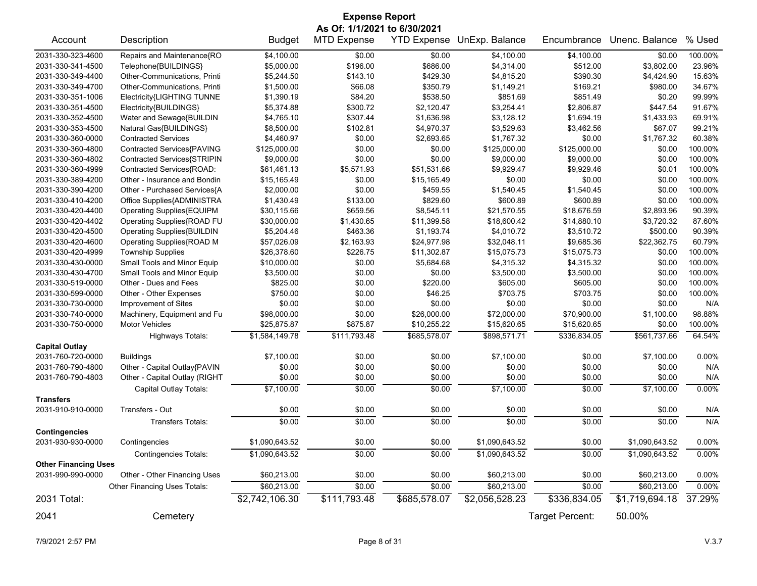# Expense Report

**As Of: 1/1/2021 to 6/30/2021**

| Account | Description | Budget | MTD Expense | YTD Expense | UnExp. Balance | Encumbrance | Unenc. Balance | % Used |
|---|---|---|---|---|---|---|---|---|
| 2031-330-323-4600 | Repairs and Maintenance{RO | $4,100.00 | $0.00 | $0.00 | $4,100.00 | $4,100.00 | $0.00 | 100.00% |
| 2031-330-341-4500 | Telephone{BUILDINGS} | $5,000.00 | $196.00 | $686.00 | $4,314.00 | $512.00 | $3,802.00 | 23.96% |
| 2031-330-349-4400 | Other-Communications, Printi | $5,244.50 | $143.10 | $429.30 | $4,815.20 | $390.30 | $4,424.90 | 15.63% |
| 2031-330-349-4700 | Other-Communications, Printi | $1,500.00 | $66.08 | $350.79 | $1,149.21 | $169.21 | $980.00 | 34.67% |
| 2031-330-351-1006 | Electricity{LIGHTING TUNNE | $1,390.19 | $84.20 | $538.50 | $851.69 | $851.49 | $0.20 | 99.99% |
| 2031-330-351-4500 | Electricity{BUILDINGS} | $5,374.88 | $300.72 | $2,120.47 | $3,254.41 | $2,806.87 | $447.54 | 91.67% |
| 2031-330-352-4500 | Water and Sewage{BUILDIN | $4,765.10 | $307.44 | $1,636.98 | $3,128.12 | $1,694.19 | $1,433.93 | 69.91% |
| 2031-330-353-4500 | Natural Gas{BUILDINGS} | $8,500.00 | $102.81 | $4,970.37 | $3,529.63 | $3,462.56 | $67.07 | 99.21% |
| 2031-330-360-0000 | Contracted Services | $4,460.97 | $0.00 | $2,693.65 | $1,767.32 | $0.00 | $1,767.32 | 60.38% |
| 2031-330-360-4800 | Contracted Services{PAVING | $125,000.00 | $0.00 | $0.00 | $125,000.00 | $125,000.00 | $0.00 | 100.00% |
| 2031-330-360-4802 | Contracted Services{STRIPIN | $9,000.00 | $0.00 | $0.00 | $9,000.00 | $9,000.00 | $0.00 | 100.00% |
| 2031-330-360-4999 | Contracted Services{ROAD: | $61,461.13 | $5,571.93 | $51,531.66 | $9,929.47 | $9,929.46 | $0.01 | 100.00% |
| 2031-330-389-4200 | Other - Insurance and Bondin | $15,165.49 | $0.00 | $15,165.49 | $0.00 | $0.00 | $0.00 | 100.00% |
| 2031-330-390-4200 | Other - Purchased Services{A | $2,000.00 | $0.00 | $459.55 | $1,540.45 | $1,540.45 | $0.00 | 100.00% |
| 2031-330-410-4200 | Office Supplies{ADMINISTRA | $1,430.49 | $133.00 | $829.60 | $600.89 | $600.89 | $0.00 | 100.00% |
| 2031-330-420-4400 | Operating Supplies{EQUIPM | $30,115.66 | $659.56 | $8,545.11 | $21,570.55 | $18,676.59 | $2,893.96 | 90.39% |
| 2031-330-420-4402 | Operating Supplies{ROAD FU | $30,000.00 | $1,430.65 | $11,399.58 | $18,600.42 | $14,880.10 | $3,720.32 | 87.60% |
| 2031-330-420-4500 | Operating Supplies{BUILDIN | $5,204.46 | $463.36 | $1,193.74 | $4,010.72 | $3,510.72 | $500.00 | 90.39% |
| 2031-330-420-4600 | Operating Supplies{ROAD M | $57,026.09 | $2,163.93 | $24,977.98 | $32,048.11 | $9,685.36 | $22,362.75 | 60.79% |
| 2031-330-420-4999 | Township Supplies | $26,378.60 | $226.75 | $11,302.87 | $15,075.73 | $15,075.73 | $0.00 | 100.00% |
| 2031-330-430-0000 | Small Tools and Minor Equip | $10,000.00 | $0.00 | $5,684.68 | $4,315.32 | $4,315.32 | $0.00 | 100.00% |
| 2031-330-430-4700 | Small Tools and Minor Equip | $3,500.00 | $0.00 | $0.00 | $3,500.00 | $3,500.00 | $0.00 | 100.00% |
| 2031-330-519-0000 | Other - Dues and Fees | $825.00 | $0.00 | $220.00 | $605.00 | $605.00 | $0.00 | 100.00% |
| 2031-330-599-0000 | Other - Other Expenses | $750.00 | $0.00 | $46.25 | $703.75 | $703.75 | $0.00 | 100.00% |
| 2031-330-730-0000 | Improvement of Sites | $0.00 | $0.00 | $0.00 | $0.00 | $0.00 | $0.00 | N/A |
| 2031-330-740-0000 | Machinery, Equipment and Fu | $98,000.00 | $0.00 | $26,000.00 | $72,000.00 | $70,900.00 | $1,100.00 | 98.88% |
| 2031-330-750-0000 | Motor Vehicles | $25,875.87 | $875.87 | $10,255.22 | $15,620.65 | $15,620.65 | $0.00 | 100.00% |
| | Highways Totals: | $1,584,149.78 | $111,793.48 | $685,578.07 | $898,571.71 | $336,834.05 | $561,737.66 | 64.54% |
| **Capital Outlay** | | | | | | | | |
| 2031-760-720-0000 | Buildings | $7,100.00 | $0.00 | $0.00 | $7,100.00 | $0.00 | $7,100.00 | 0.00% |
| 2031-760-790-4800 | Other - Capital Outlay{PAVIN | $0.00 | $0.00 | $0.00 | $0.00 | $0.00 | $0.00 | N/A |
| 2031-760-790-4803 | Other - Capital Outlay (RIGHT | $0.00 | $0.00 | $0.00 | $0.00 | $0.00 | $0.00 | N/A |
| | Capital Outlay Totals: | $7,100.00 | $0.00 | $0.00 | $7,100.00 | $0.00 | $7,100.00 | 0.00% |
| **Transfers** | | | | | | | | |
| 2031-910-910-0000 | Transfers - Out | $0.00 | $0.00 | $0.00 | $0.00 | $0.00 | $0.00 | N/A |
| | Transfers Totals: | $0.00 | $0.00 | $0.00 | $0.00 | $0.00 | $0.00 | N/A |
| **Contingencies** | | | | | | | | |
| 2031-930-930-0000 | Contingencies | $1,090,643.52 | $0.00 | $0.00 | $1,090,643.52 | $0.00 | $1,090,643.52 | 0.00% |
| | Contingencies Totals: | $1,090,643.52 | $0.00 | $0.00 | $1,090,643.52 | $0.00 | $1,090,643.52 | 0.00% |
| **Other Financing Uses** | | | | | | | | |
| 2031-990-990-0000 | Other - Other Financing Uses | $60,213.00 | $0.00 | $0.00 | $60,213.00 | $0.00 | $60,213.00 | 0.00% |
| | Other Financing Uses Totals: | $60,213.00 | $0.00 | $0.00 | $60,213.00 | $0.00 | $60,213.00 | 0.00% |
| **2031 Total:** | | $2,742,106.30 | $111,793.48 | $685,578.07 | $2,056,528.23 | $336,834.05 | $1,719,694.18 | 37.29% |

2041 Cemetery — Target Percent: 50.00%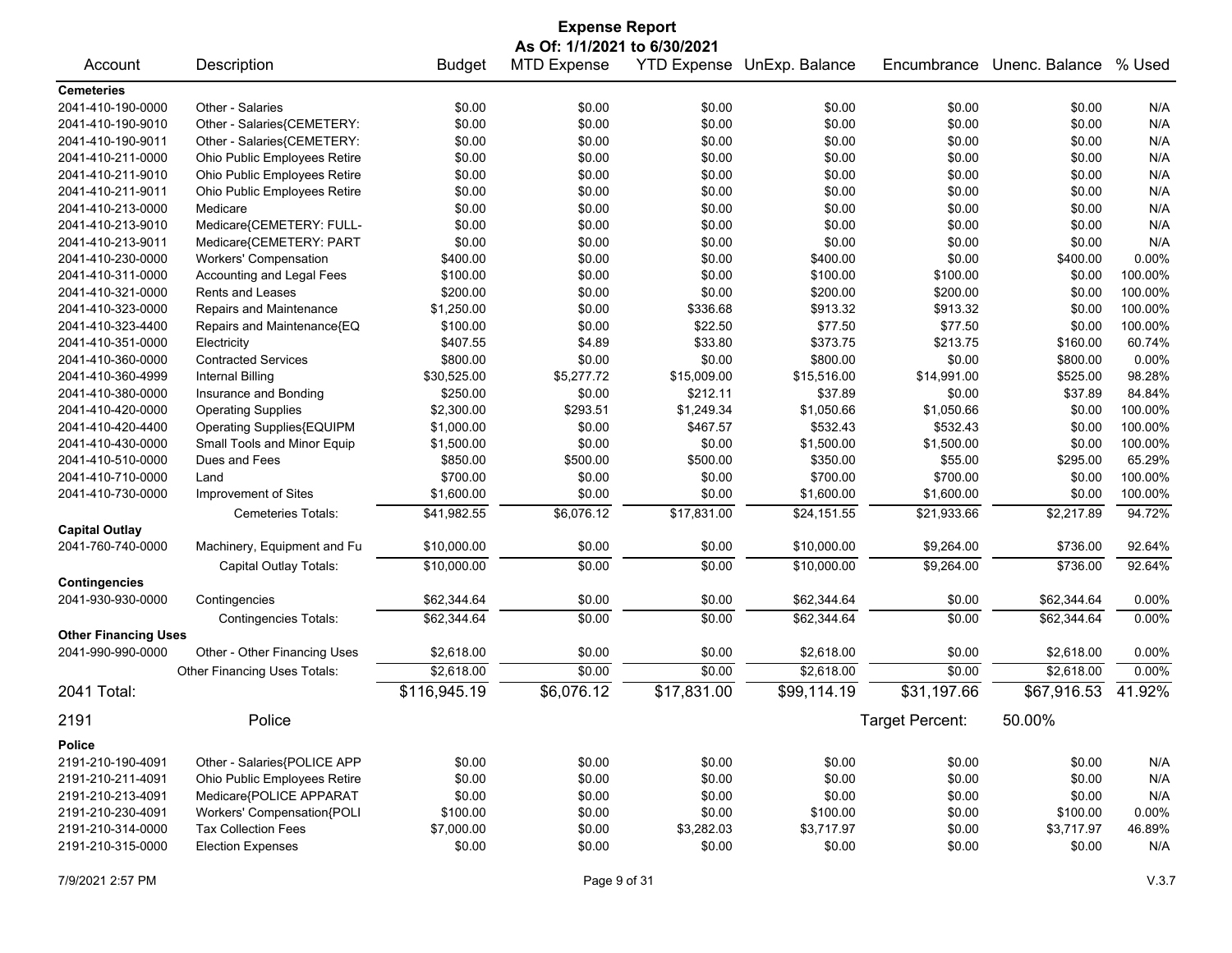# Expense Report

**As Of: 1/1/2021 to 6/30/2021**

| Account | Description | Budget | MTD Expense | YTD Expense | UnExp. Balance | Encumbrance | Unenc. Balance | % Used |
|---|---|---|---|---|---|---|---|---|
| **Cemeteries** | | | | | | | | |
| 2041-410-190-0000 | Other - Salaries | $0.00 | $0.00 | $0.00 | $0.00 | $0.00 | $0.00 | N/A |
| 2041-410-190-9010 | Other - Salaries{CEMETERY: | $0.00 | $0.00 | $0.00 | $0.00 | $0.00 | $0.00 | N/A |
| 2041-410-190-9011 | Other - Salaries{CEMETERY: | $0.00 | $0.00 | $0.00 | $0.00 | $0.00 | $0.00 | N/A |
| 2041-410-211-0000 | Ohio Public Employees Retire | $0.00 | $0.00 | $0.00 | $0.00 | $0.00 | $0.00 | N/A |
| 2041-410-211-9010 | Ohio Public Employees Retire | $0.00 | $0.00 | $0.00 | $0.00 | $0.00 | $0.00 | N/A |
| 2041-410-211-9011 | Ohio Public Employees Retire | $0.00 | $0.00 | $0.00 | $0.00 | $0.00 | $0.00 | N/A |
| 2041-410-213-0000 | Medicare | $0.00 | $0.00 | $0.00 | $0.00 | $0.00 | $0.00 | N/A |
| 2041-410-213-9010 | Medicare{CEMETERY: FULL- | $0.00 | $0.00 | $0.00 | $0.00 | $0.00 | $0.00 | N/A |
| 2041-410-213-9011 | Medicare{CEMETERY: PART | $0.00 | $0.00 | $0.00 | $0.00 | $0.00 | $0.00 | N/A |
| 2041-410-230-0000 | Workers' Compensation | $400.00 | $0.00 | $0.00 | $400.00 | $0.00 | $400.00 | 0.00% |
| 2041-410-311-0000 | Accounting and Legal Fees | $100.00 | $0.00 | $0.00 | $100.00 | $100.00 | $0.00 | 100.00% |
| 2041-410-321-0000 | Rents and Leases | $200.00 | $0.00 | $0.00 | $200.00 | $200.00 | $0.00 | 100.00% |
| 2041-410-323-0000 | Repairs and Maintenance | $1,250.00 | $0.00 | $336.68 | $913.32 | $913.32 | $0.00 | 100.00% |
| 2041-410-323-4400 | Repairs and Maintenance{EQ | $100.00 | $0.00 | $22.50 | $77.50 | $77.50 | $0.00 | 100.00% |
| 2041-410-351-0000 | Electricity | $407.55 | $4.89 | $33.80 | $373.75 | $213.75 | $160.00 | 60.74% |
| 2041-410-360-0000 | Contracted Services | $800.00 | $0.00 | $0.00 | $800.00 | $0.00 | $800.00 | 0.00% |
| 2041-410-360-4999 | Internal Billing | $30,525.00 | $5,277.72 | $15,009.00 | $15,516.00 | $14,991.00 | $525.00 | 98.28% |
| 2041-410-380-0000 | Insurance and Bonding | $250.00 | $0.00 | $212.11 | $37.89 | $0.00 | $37.89 | 84.84% |
| 2041-410-420-0000 | Operating Supplies | $2,300.00 | $293.51 | $1,249.34 | $1,050.66 | $1,050.66 | $0.00 | 100.00% |
| 2041-410-420-4400 | Operating Supplies{EQUIPM | $1,000.00 | $0.00 | $467.57 | $532.43 | $532.43 | $0.00 | 100.00% |
| 2041-410-430-0000 | Small Tools and Minor Equip | $1,500.00 | $0.00 | $0.00 | $1,500.00 | $1,500.00 | $0.00 | 100.00% |
| 2041-410-510-0000 | Dues and Fees | $850.00 | $500.00 | $500.00 | $350.00 | $55.00 | $295.00 | 65.29% |
| 2041-410-710-0000 | Land | $700.00 | $0.00 | $0.00 | $700.00 | $700.00 | $0.00 | 100.00% |
| 2041-410-730-0000 | Improvement of Sites | $1,600.00 | $0.00 | $0.00 | $1,600.00 | $1,600.00 | $0.00 | 100.00% |
| | Cemeteries Totals: | $41,982.55 | $6,076.12 | $17,831.00 | $24,151.55 | $21,933.66 | $2,217.89 | 94.72% |
| **Capital Outlay** | | | | | | | | |
| 2041-760-740-0000 | Machinery, Equipment and Fu | $10,000.00 | $0.00 | $0.00 | $10,000.00 | $9,264.00 | $736.00 | 92.64% |
| | Capital Outlay Totals: | $10,000.00 | $0.00 | $0.00 | $10,000.00 | $9,264.00 | $736.00 | 92.64% |
| **Contingencies** | | | | | | | | |
| 2041-930-930-0000 | Contingencies | $62,344.64 | $0.00 | $0.00 | $62,344.64 | $0.00 | $62,344.64 | 0.00% |
| | Contingencies Totals: | $62,344.64 | $0.00 | $0.00 | $62,344.64 | $0.00 | $62,344.64 | 0.00% |
| **Other Financing Uses** | | | | | | | | |
| 2041-990-990-0000 | Other - Other Financing Uses | $2,618.00 | $0.00 | $0.00 | $2,618.00 | $0.00 | $2,618.00 | 0.00% |
| | Other Financing Uses Totals: | $2,618.00 | $0.00 | $0.00 | $2,618.00 | $0.00 | $2,618.00 | 0.00% |
| **2041 Total:** | | $116,945.19 | $6,076.12 | $17,831.00 | $99,114.19 | $31,197.66 | $67,916.53 | 41.92% |

## 2191 Police

Target Percent: 50.00%

| Account | Description | Budget | MTD Expense | YTD Expense | UnExp. Balance | Encumbrance | Unenc. Balance | % Used |
|---|---|---|---|---|---|---|---|---|
| **Police** | | | | | | | | |
| 2191-210-190-4091 | Other - Salaries{POLICE APP | $0.00 | $0.00 | $0.00 | $0.00 | $0.00 | $0.00 | N/A |
| 2191-210-211-4091 | Ohio Public Employees Retire | $0.00 | $0.00 | $0.00 | $0.00 | $0.00 | $0.00 | N/A |
| 2191-210-213-4091 | Medicare{POLICE APPARAT | $0.00 | $0.00 | $0.00 | $0.00 | $0.00 | $0.00 | N/A |
| 2191-210-230-4091 | Workers' Compensation{POLI | $100.00 | $0.00 | $0.00 | $100.00 | $0.00 | $100.00 | 0.00% |
| 2191-210-314-0000 | Tax Collection Fees | $7,000.00 | $0.00 | $3,282.03 | $3,717.97 | $0.00 | $3,717.97 | 46.89% |
| 2191-210-315-0000 | Election Expenses | $0.00 | $0.00 | $0.00 | $0.00 | $0.00 | $0.00 | N/A |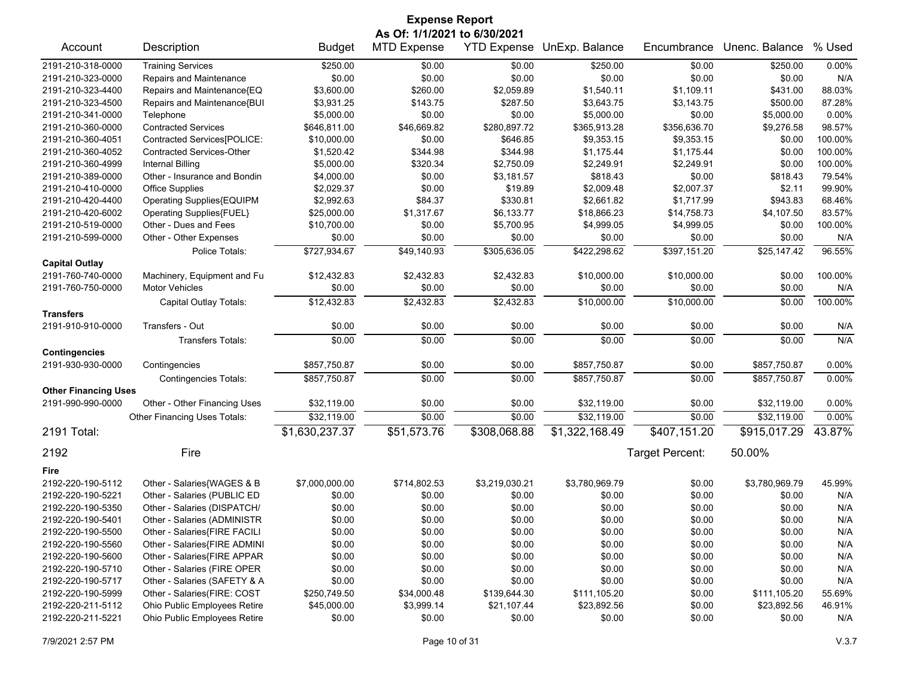# Expense Report

**As Of: 1/1/2021 to 6/30/2021**

| Account | Description | Budget | MTD Expense | YTD Expense | UnExp. Balance | Encumbrance | Unenc. Balance | % Used |
|---|---|---|---|---|---|---|---|---|
| 2191-210-318-0000 | Training Services | $250.00 | $0.00 | $0.00 | $250.00 | $0.00 | $250.00 | 0.00% |
| 2191-210-323-0000 | Repairs and Maintenance | $0.00 | $0.00 | $0.00 | $0.00 | $0.00 | $0.00 | N/A |
| 2191-210-323-4400 | Repairs and Maintenance{EQ | $3,600.00 | $260.00 | $2,059.89 | $1,540.11 | $1,109.11 | $431.00 | 88.03% |
| 2191-210-323-4500 | Repairs and Maintenance{BUI | $3,931.25 | $143.75 | $287.50 | $3,643.75 | $3,143.75 | $500.00 | 87.28% |
| 2191-210-341-0000 | Telephone | $5,000.00 | $0.00 | $0.00 | $5,000.00 | $0.00 | $5,000.00 | 0.00% |
| 2191-210-360-0000 | Contracted Services | $646,811.00 | $46,669.82 | $280,897.72 | $365,913.28 | $356,636.70 | $9,276.58 | 98.57% |
| 2191-210-360-4051 | Contracted Services[POLICE: | $10,000.00 | $0.00 | $646.85 | $9,353.15 | $9,353.15 | $0.00 | 100.00% |
| 2191-210-360-4052 | Contracted Services-Other | $1,520.42 | $344.98 | $344.98 | $1,175.44 | $1,175.44 | $0.00 | 100.00% |
| 2191-210-360-4999 | Internal Billing | $5,000.00 | $320.34 | $2,750.09 | $2,249.91 | $2,249.91 | $0.00 | 100.00% |
| 2191-210-389-0000 | Other - Insurance and Bondin | $4,000.00 | $0.00 | $3,181.57 | $818.43 | $0.00 | $818.43 | 79.54% |
| 2191-210-410-0000 | Office Supplies | $2,029.37 | $0.00 | $19.89 | $2,009.48 | $2,007.37 | $2.11 | 99.90% |
| 2191-210-420-4400 | Operating Supplies{EQUIPM | $2,992.63 | $84.37 | $330.81 | $2,661.82 | $1,717.99 | $943.83 | 68.46% |
| 2191-210-420-6002 | Operating Supplies{FUEL} | $25,000.00 | $1,317.67 | $6,133.77 | $18,866.23 | $14,758.73 | $4,107.50 | 83.57% |
| 2191-210-519-0000 | Other - Dues and Fees | $10,700.00 | $0.00 | $5,700.95 | $4,999.05 | $4,999.05 | $0.00 | 100.00% |
| 2191-210-599-0000 | Other - Other Expenses | $0.00 | $0.00 | $0.00 | $0.00 | $0.00 | $0.00 | N/A |
| | Police Totals: | $727,934.67 | $49,140.93 | $305,636.05 | $422,298.62 | $397,151.20 | $25,147.42 | 96.55% |
| **Capital Outlay** | | | | | | | | |
| 2191-760-740-0000 | Machinery, Equipment and Fu | $12,432.83 | $2,432.83 | $2,432.83 | $10,000.00 | $10,000.00 | $0.00 | 100.00% |
| 2191-760-750-0000 | Motor Vehicles | $0.00 | $0.00 | $0.00 | $0.00 | $0.00 | $0.00 | N/A |
| | Capital Outlay Totals: | $12,432.83 | $2,432.83 | $2,432.83 | $10,000.00 | $10,000.00 | $0.00 | 100.00% |
| **Transfers** | | | | | | | | |
| 2191-910-910-0000 | Transfers - Out | $0.00 | $0.00 | $0.00 | $0.00 | $0.00 | $0.00 | N/A |
| | Transfers Totals: | $0.00 | $0.00 | $0.00 | $0.00 | $0.00 | $0.00 | N/A |
| **Contingencies** | | | | | | | | |
| 2191-930-930-0000 | Contingencies | $857,750.87 | $0.00 | $0.00 | $857,750.87 | $0.00 | $857,750.87 | 0.00% |
| | Contingencies Totals: | $857,750.87 | $0.00 | $0.00 | $857,750.87 | $0.00 | $857,750.87 | 0.00% |
| **Other Financing Uses** | | | | | | | | |
| 2191-990-990-0000 | Other - Other Financing Uses | $32,119.00 | $0.00 | $0.00 | $32,119.00 | $0.00 | $32,119.00 | 0.00% |
| | Other Financing Uses Totals: | $32,119.00 | $0.00 | $0.00 | $32,119.00 | $0.00 | $32,119.00 | 0.00% |
| **2191 Total:** | | $1,630,237.37 | $51,573.76 | $308,068.88 | $1,322,168.49 | $407,151.20 | $915,017.29 | 43.87% |
| **2192** | **Fire** | | | | | Target Percent: | 50.00% | |
| **Fire** | | | | | | | | |
| 2192-220-190-5112 | Other - Salaries{WAGES & B | $7,000,000.00 | $714,802.53 | $3,219,030.21 | $3,780,969.79 | $0.00 | $3,780,969.79 | 45.99% |
| 2192-220-190-5221 | Other - Salaries (PUBLIC ED | $0.00 | $0.00 | $0.00 | $0.00 | $0.00 | $0.00 | N/A |
| 2192-220-190-5350 | Other - Salaries (DISPATCH/ | $0.00 | $0.00 | $0.00 | $0.00 | $0.00 | $0.00 | N/A |
| 2192-220-190-5401 | Other - Salaries (ADMINISTR | $0.00 | $0.00 | $0.00 | $0.00 | $0.00 | $0.00 | N/A |
| 2192-220-190-5500 | Other - Salaries{FIRE FACILI | $0.00 | $0.00 | $0.00 | $0.00 | $0.00 | $0.00 | N/A |
| 2192-220-190-5560 | Other - Salaries{FIRE ADMINI | $0.00 | $0.00 | $0.00 | $0.00 | $0.00 | $0.00 | N/A |
| 2192-220-190-5600 | Other - Salaries{FIRE APPAR | $0.00 | $0.00 | $0.00 | $0.00 | $0.00 | $0.00 | N/A |
| 2192-220-190-5710 | Other - Salaries (FIRE OPER | $0.00 | $0.00 | $0.00 | $0.00 | $0.00 | $0.00 | N/A |
| 2192-220-190-5717 | Other - Salaries (SAFETY & A | $0.00 | $0.00 | $0.00 | $0.00 | $0.00 | $0.00 | N/A |
| 2192-220-190-5999 | Other - Salaries(FIRE: COST | $250,749.50 | $34,000.48 | $139,644.30 | $111,105.20 | $0.00 | $111,105.20 | 55.69% |
| 2192-220-211-5112 | Ohio Public Employees Retire | $45,000.00 | $3,999.14 | $21,107.44 | $23,892.56 | $0.00 | $23,892.56 | 46.91% |
| 2192-220-211-5221 | Ohio Public Employees Retire | $0.00 | $0.00 | $0.00 | $0.00 | $0.00 | $0.00 | N/A |

7/9/2021 2:57 PM V.3.7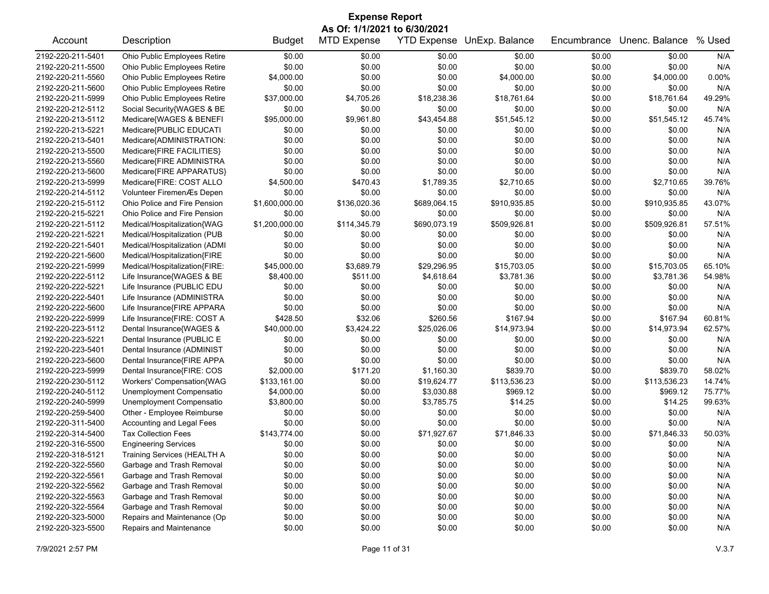# Expense Report

**As Of: 1/1/2021 to 6/30/2021**

| Account | Description | Budget | MTD Expense | YTD Expense | UnExp. Balance | Encumbrance | Unenc. Balance | % Used |
|---|---|---|---|---|---|---|---|---|
| 2192-220-211-5401 | Ohio Public Employees Retire | $0.00 | $0.00 | $0.00 | $0.00 | $0.00 | $0.00 | N/A |
| 2192-220-211-5500 | Ohio Public Employees Retire | $0.00 | $0.00 | $0.00 | $0.00 | $0.00 | $0.00 | N/A |
| 2192-220-211-5560 | Ohio Public Employees Retire | $4,000.00 | $0.00 | $0.00 | $4,000.00 | $0.00 | $4,000.00 | 0.00% |
| 2192-220-211-5600 | Ohio Public Employees Retire | $0.00 | $0.00 | $0.00 | $0.00 | $0.00 | $0.00 | N/A |
| 2192-220-211-5999 | Ohio Public Employees Retire | $37,000.00 | $4,705.26 | $18,238.36 | $18,761.64 | $0.00 | $18,761.64 | 49.29% |
| 2192-220-212-5112 | Social Security{WAGES & BE | $0.00 | $0.00 | $0.00 | $0.00 | $0.00 | $0.00 | N/A |
| 2192-220-213-5112 | Medicare{WAGES & BENEFI | $95,000.00 | $9,961.80 | $43,454.88 | $51,545.12 | $0.00 | $51,545.12 | 45.74% |
| 2192-220-213-5221 | Medicare{PUBLIC EDUCATI | $0.00 | $0.00 | $0.00 | $0.00 | $0.00 | $0.00 | N/A |
| 2192-220-213-5401 | Medicare{ADMINISTRATION: | $0.00 | $0.00 | $0.00 | $0.00 | $0.00 | $0.00 | N/A |
| 2192-220-213-5500 | Medicare{FIRE FACILITIES} | $0.00 | $0.00 | $0.00 | $0.00 | $0.00 | $0.00 | N/A |
| 2192-220-213-5560 | Medicare{FIRE ADMINISTRA | $0.00 | $0.00 | $0.00 | $0.00 | $0.00 | $0.00 | N/A |
| 2192-220-213-5600 | Medicare{FIRE APPARATUS} | $0.00 | $0.00 | $0.00 | $0.00 | $0.00 | $0.00 | N/A |
| 2192-220-213-5999 | Medicare{FIRE: COST ALLO | $4,500.00 | $470.43 | $1,789.35 | $2,710.65 | $0.00 | $2,710.65 | 39.76% |
| 2192-220-214-5112 | Volunteer FiremenÆs Depen | $0.00 | $0.00 | $0.00 | $0.00 | $0.00 | $0.00 | N/A |
| 2192-220-215-5112 | Ohio Police and Fire Pension | $1,600,000.00 | $136,020.36 | $689,064.15 | $910,935.85 | $0.00 | $910,935.85 | 43.07% |
| 2192-220-215-5221 | Ohio Police and Fire Pension | $0.00 | $0.00 | $0.00 | $0.00 | $0.00 | $0.00 | N/A |
| 2192-220-221-5112 | Medical/Hospitalization{WAG | $1,200,000.00 | $114,345.79 | $690,073.19 | $509,926.81 | $0.00 | $509,926.81 | 57.51% |
| 2192-220-221-5221 | Medical/Hospitalization (PUB | $0.00 | $0.00 | $0.00 | $0.00 | $0.00 | $0.00 | N/A |
| 2192-220-221-5401 | Medical/Hospitalization (ADMI | $0.00 | $0.00 | $0.00 | $0.00 | $0.00 | $0.00 | N/A |
| 2192-220-221-5600 | Medical/Hospitalization{FIRE | $0.00 | $0.00 | $0.00 | $0.00 | $0.00 | $0.00 | N/A |
| 2192-220-221-5999 | Medical/Hospitalization{FIRE: | $45,000.00 | $3,689.79 | $29,296.95 | $15,703.05 | $0.00 | $15,703.05 | 65.10% |
| 2192-220-222-5112 | Life Insurance{WAGES & BE | $8,400.00 | $511.00 | $4,618.64 | $3,781.36 | $0.00 | $3,781.36 | 54.98% |
| 2192-220-222-5221 | Life Insurance (PUBLIC EDU | $0.00 | $0.00 | $0.00 | $0.00 | $0.00 | $0.00 | N/A |
| 2192-220-222-5401 | Life Insurance (ADMINISTRA | $0.00 | $0.00 | $0.00 | $0.00 | $0.00 | $0.00 | N/A |
| 2192-220-222-5600 | Life Insurance{FIRE APPARA | $0.00 | $0.00 | $0.00 | $0.00 | $0.00 | $0.00 | N/A |
| 2192-220-222-5999 | Life Insurance{FIRE: COST A | $428.50 | $32.06 | $260.56 | $167.94 | $0.00 | $167.94 | 60.81% |
| 2192-220-223-5112 | Dental Insurance{WAGES & | $40,000.00 | $3,424.22 | $25,026.06 | $14,973.94 | $0.00 | $14,973.94 | 62.57% |
| 2192-220-223-5221 | Dental Insurance (PUBLIC E | $0.00 | $0.00 | $0.00 | $0.00 | $0.00 | $0.00 | N/A |
| 2192-220-223-5401 | Dental Insurance (ADMINIST | $0.00 | $0.00 | $0.00 | $0.00 | $0.00 | $0.00 | N/A |
| 2192-220-223-5600 | Dental Insurance{FIRE APPA | $0.00 | $0.00 | $0.00 | $0.00 | $0.00 | $0.00 | N/A |
| 2192-220-223-5999 | Dental Insurance{FIRE: COS | $2,000.00 | $171.20 | $1,160.30 | $839.70 | $0.00 | $839.70 | 58.02% |
| 2192-220-230-5112 | Workers' Compensation{WAG | $133,161.00 | $0.00 | $19,624.77 | $113,536.23 | $0.00 | $113,536.23 | 14.74% |
| 2192-220-240-5112 | Unemployment Compensatio | $4,000.00 | $0.00 | $3,030.88 | $969.12 | $0.00 | $969.12 | 75.77% |
| 2192-220-240-5999 | Unemployment Compensatio | $3,800.00 | $0.00 | $3,785.75 | $14.25 | $0.00 | $14.25 | 99.63% |
| 2192-220-259-5400 | Other - Employee Reimburse | $0.00 | $0.00 | $0.00 | $0.00 | $0.00 | $0.00 | N/A |
| 2192-220-311-5400 | Accounting and Legal Fees | $0.00 | $0.00 | $0.00 | $0.00 | $0.00 | $0.00 | N/A |
| 2192-220-314-5400 | Tax Collection Fees | $143,774.00 | $0.00 | $71,927.67 | $71,846.33 | $0.00 | $71,846.33 | 50.03% |
| 2192-220-316-5500 | Engineering Services | $0.00 | $0.00 | $0.00 | $0.00 | $0.00 | $0.00 | N/A |
| 2192-220-318-5121 | Training Services (HEALTH A | $0.00 | $0.00 | $0.00 | $0.00 | $0.00 | $0.00 | N/A |
| 2192-220-322-5560 | Garbage and Trash Removal | $0.00 | $0.00 | $0.00 | $0.00 | $0.00 | $0.00 | N/A |
| 2192-220-322-5561 | Garbage and Trash Removal | $0.00 | $0.00 | $0.00 | $0.00 | $0.00 | $0.00 | N/A |
| 2192-220-322-5562 | Garbage and Trash Removal | $0.00 | $0.00 | $0.00 | $0.00 | $0.00 | $0.00 | N/A |
| 2192-220-322-5563 | Garbage and Trash Removal | $0.00 | $0.00 | $0.00 | $0.00 | $0.00 | $0.00 | N/A |
| 2192-220-322-5564 | Garbage and Trash Removal | $0.00 | $0.00 | $0.00 | $0.00 | $0.00 | $0.00 | N/A |
| 2192-220-323-5000 | Repairs and Maintenance (Op | $0.00 | $0.00 | $0.00 | $0.00 | $0.00 | $0.00 | N/A |
| 2192-220-323-5500 | Repairs and Maintenance | $0.00 | $0.00 | $0.00 | $0.00 | $0.00 | $0.00 | N/A |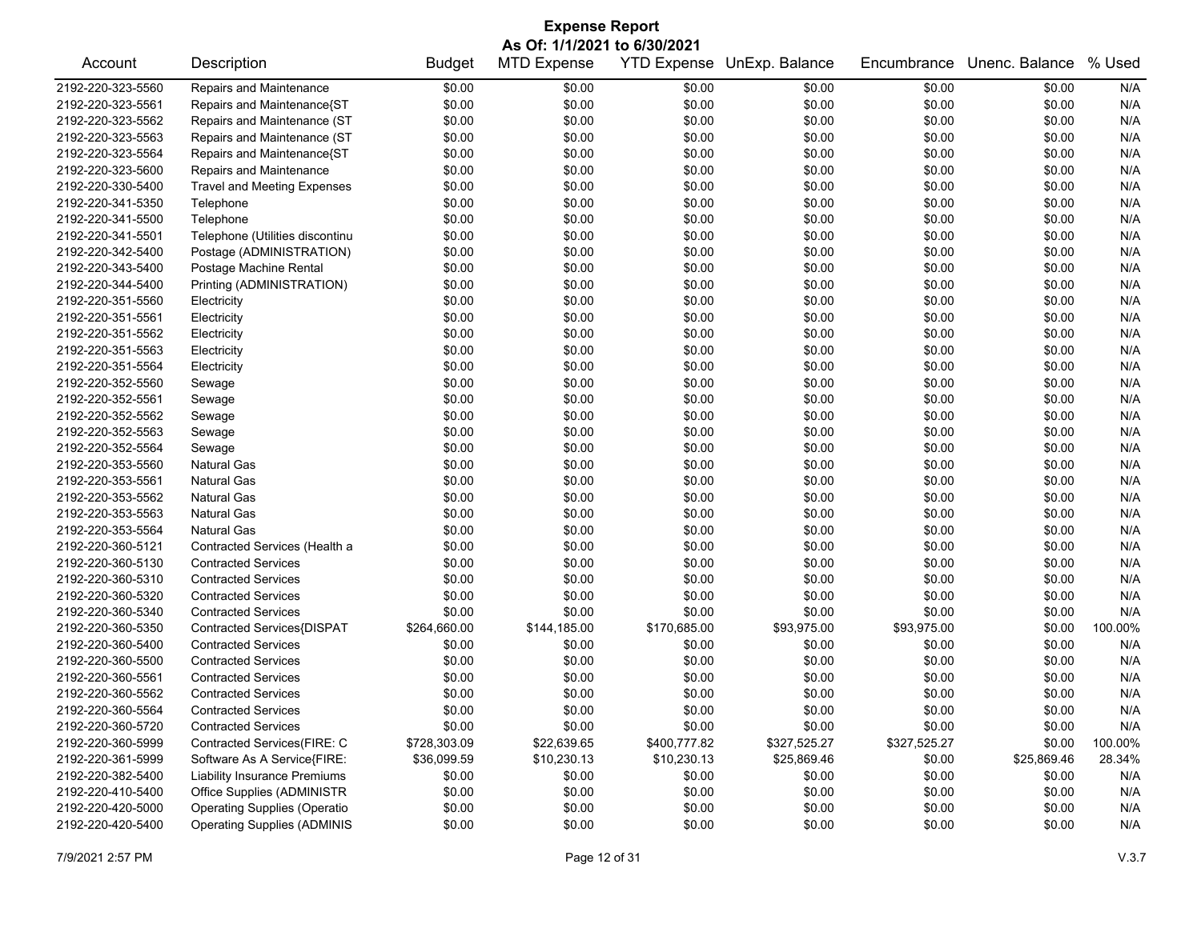# Expense Report

**As Of: 1/1/2021 to 6/30/2021**

| Account | Description | Budget | MTD Expense | YTD Expense | UnExp. Balance | Encumbrance | Unenc. Balance | % Used |
|---|---|---|---|---|---|---|---|---|
| 2192-220-323-5560 | Repairs and Maintenance | $0.00 | $0.00 | $0.00 | $0.00 | $0.00 | $0.00 | N/A |
| 2192-220-323-5561 | Repairs and Maintenance{ST | $0.00 | $0.00 | $0.00 | $0.00 | $0.00 | $0.00 | N/A |
| 2192-220-323-5562 | Repairs and Maintenance (ST | $0.00 | $0.00 | $0.00 | $0.00 | $0.00 | $0.00 | N/A |
| 2192-220-323-5563 | Repairs and Maintenance (ST | $0.00 | $0.00 | $0.00 | $0.00 | $0.00 | $0.00 | N/A |
| 2192-220-323-5564 | Repairs and Maintenance{ST | $0.00 | $0.00 | $0.00 | $0.00 | $0.00 | $0.00 | N/A |
| 2192-220-323-5600 | Repairs and Maintenance | $0.00 | $0.00 | $0.00 | $0.00 | $0.00 | $0.00 | N/A |
| 2192-220-330-5400 | Travel and Meeting Expenses | $0.00 | $0.00 | $0.00 | $0.00 | $0.00 | $0.00 | N/A |
| 2192-220-341-5350 | Telephone | $0.00 | $0.00 | $0.00 | $0.00 | $0.00 | $0.00 | N/A |
| 2192-220-341-5500 | Telephone | $0.00 | $0.00 | $0.00 | $0.00 | $0.00 | $0.00 | N/A |
| 2192-220-341-5501 | Telephone (Utilities discontinu | $0.00 | $0.00 | $0.00 | $0.00 | $0.00 | $0.00 | N/A |
| 2192-220-342-5400 | Postage (ADMINISTRATION) | $0.00 | $0.00 | $0.00 | $0.00 | $0.00 | $0.00 | N/A |
| 2192-220-343-5400 | Postage Machine Rental | $0.00 | $0.00 | $0.00 | $0.00 | $0.00 | $0.00 | N/A |
| 2192-220-344-5400 | Printing (ADMINISTRATION) | $0.00 | $0.00 | $0.00 | $0.00 | $0.00 | $0.00 | N/A |
| 2192-220-351-5560 | Electricity | $0.00 | $0.00 | $0.00 | $0.00 | $0.00 | $0.00 | N/A |
| 2192-220-351-5561 | Electricity | $0.00 | $0.00 | $0.00 | $0.00 | $0.00 | $0.00 | N/A |
| 2192-220-351-5562 | Electricity | $0.00 | $0.00 | $0.00 | $0.00 | $0.00 | $0.00 | N/A |
| 2192-220-351-5563 | Electricity | $0.00 | $0.00 | $0.00 | $0.00 | $0.00 | $0.00 | N/A |
| 2192-220-351-5564 | Electricity | $0.00 | $0.00 | $0.00 | $0.00 | $0.00 | $0.00 | N/A |
| 2192-220-352-5560 | Sewage | $0.00 | $0.00 | $0.00 | $0.00 | $0.00 | $0.00 | N/A |
| 2192-220-352-5561 | Sewage | $0.00 | $0.00 | $0.00 | $0.00 | $0.00 | $0.00 | N/A |
| 2192-220-352-5562 | Sewage | $0.00 | $0.00 | $0.00 | $0.00 | $0.00 | $0.00 | N/A |
| 2192-220-352-5563 | Sewage | $0.00 | $0.00 | $0.00 | $0.00 | $0.00 | $0.00 | N/A |
| 2192-220-352-5564 | Sewage | $0.00 | $0.00 | $0.00 | $0.00 | $0.00 | $0.00 | N/A |
| 2192-220-353-5560 | Natural Gas | $0.00 | $0.00 | $0.00 | $0.00 | $0.00 | $0.00 | N/A |
| 2192-220-353-5561 | Natural Gas | $0.00 | $0.00 | $0.00 | $0.00 | $0.00 | $0.00 | N/A |
| 2192-220-353-5562 | Natural Gas | $0.00 | $0.00 | $0.00 | $0.00 | $0.00 | $0.00 | N/A |
| 2192-220-353-5563 | Natural Gas | $0.00 | $0.00 | $0.00 | $0.00 | $0.00 | $0.00 | N/A |
| 2192-220-353-5564 | Natural Gas | $0.00 | $0.00 | $0.00 | $0.00 | $0.00 | $0.00 | N/A |
| 2192-220-360-5121 | Contracted Services (Health a | $0.00 | $0.00 | $0.00 | $0.00 | $0.00 | $0.00 | N/A |
| 2192-220-360-5130 | Contracted Services | $0.00 | $0.00 | $0.00 | $0.00 | $0.00 | $0.00 | N/A |
| 2192-220-360-5310 | Contracted Services | $0.00 | $0.00 | $0.00 | $0.00 | $0.00 | $0.00 | N/A |
| 2192-220-360-5320 | Contracted Services | $0.00 | $0.00 | $0.00 | $0.00 | $0.00 | $0.00 | N/A |
| 2192-220-360-5340 | Contracted Services | $0.00 | $0.00 | $0.00 | $0.00 | $0.00 | $0.00 | N/A |
| 2192-220-360-5350 | Contracted Services{DISPAT | $264,660.00 | $144,185.00 | $170,685.00 | $93,975.00 | $93,975.00 | $0.00 | 100.00% |
| 2192-220-360-5400 | Contracted Services | $0.00 | $0.00 | $0.00 | $0.00 | $0.00 | $0.00 | N/A |
| 2192-220-360-5500 | Contracted Services | $0.00 | $0.00 | $0.00 | $0.00 | $0.00 | $0.00 | N/A |
| 2192-220-360-5561 | Contracted Services | $0.00 | $0.00 | $0.00 | $0.00 | $0.00 | $0.00 | N/A |
| 2192-220-360-5562 | Contracted Services | $0.00 | $0.00 | $0.00 | $0.00 | $0.00 | $0.00 | N/A |
| 2192-220-360-5564 | Contracted Services | $0.00 | $0.00 | $0.00 | $0.00 | $0.00 | $0.00 | N/A |
| 2192-220-360-5720 | Contracted Services | $0.00 | $0.00 | $0.00 | $0.00 | $0.00 | $0.00 | N/A |
| 2192-220-360-5999 | Contracted Services(FIRE: C | $728,303.09 | $22,639.65 | $400,777.82 | $327,525.27 | $327,525.27 | $0.00 | 100.00% |
| 2192-220-361-5999 | Software As A Service{FIRE: | $36,099.59 | $10,230.13 | $10,230.13 | $25,869.46 | $0.00 | $25,869.46 | 28.34% |
| 2192-220-382-5400 | Liability Insurance Premiums | $0.00 | $0.00 | $0.00 | $0.00 | $0.00 | $0.00 | N/A |
| 2192-220-410-5400 | Office Supplies (ADMINISTR | $0.00 | $0.00 | $0.00 | $0.00 | $0.00 | $0.00 | N/A |
| 2192-220-420-5000 | Operating Supplies (Operatio | $0.00 | $0.00 | $0.00 | $0.00 | $0.00 | $0.00 | N/A |
| 2192-220-420-5400 | Operating Supplies (ADMINIS | $0.00 | $0.00 | $0.00 | $0.00 | $0.00 | $0.00 | N/A |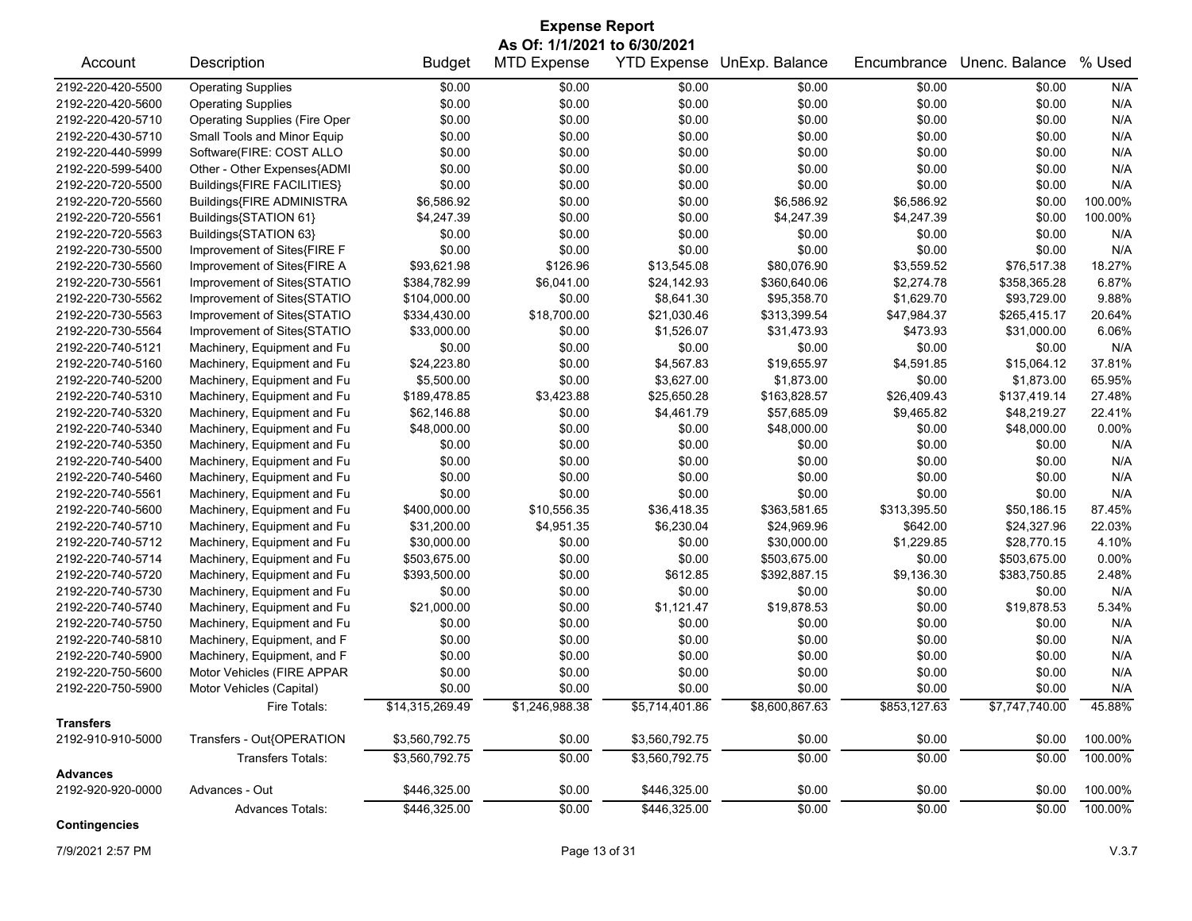# Expense Report

**As Of: 1/1/2021 to 6/30/2021**

| Account | Description | Budget | MTD Expense | YTD Expense | UnExp. Balance | Encumbrance | Unenc. Balance | % Used |
|---|---|---|---|---|---|---|---|---|
| 2192-220-420-5500 | Operating Supplies | $0.00 | $0.00 | $0.00 | $0.00 | $0.00 | $0.00 | N/A |
| 2192-220-420-5600 | Operating Supplies | $0.00 | $0.00 | $0.00 | $0.00 | $0.00 | $0.00 | N/A |
| 2192-220-420-5710 | Operating Supplies (Fire Oper | $0.00 | $0.00 | $0.00 | $0.00 | $0.00 | $0.00 | N/A |
| 2192-220-430-5710 | Small Tools and Minor Equip | $0.00 | $0.00 | $0.00 | $0.00 | $0.00 | $0.00 | N/A |
| 2192-220-440-5999 | Software(FIRE: COST ALLO | $0.00 | $0.00 | $0.00 | $0.00 | $0.00 | $0.00 | N/A |
| 2192-220-599-5400 | Other - Other Expenses{ADMI | $0.00 | $0.00 | $0.00 | $0.00 | $0.00 | $0.00 | N/A |
| 2192-220-720-5500 | Buildings{FIRE FACILITIES} | $0.00 | $0.00 | $0.00 | $0.00 | $0.00 | $0.00 | N/A |
| 2192-220-720-5560 | Buildings{FIRE ADMINISTRA | $6,586.92 | $0.00 | $0.00 | $6,586.92 | $6,586.92 | $0.00 | 100.00% |
| 2192-220-720-5561 | Buildings{STATION 61} | $4,247.39 | $0.00 | $0.00 | $4,247.39 | $4,247.39 | $0.00 | 100.00% |
| 2192-220-720-5563 | Buildings{STATION 63} | $0.00 | $0.00 | $0.00 | $0.00 | $0.00 | $0.00 | N/A |
| 2192-220-730-5500 | Improvement of Sites{FIRE F | $0.00 | $0.00 | $0.00 | $0.00 | $0.00 | $0.00 | N/A |
| 2192-220-730-5560 | Improvement of Sites{FIRE A | $93,621.98 | $126.96 | $13,545.08 | $80,076.90 | $3,559.52 | $76,517.38 | 18.27% |
| 2192-220-730-5561 | Improvement of Sites{STATIO | $384,782.99 | $6,041.00 | $24,142.93 | $360,640.06 | $2,274.78 | $358,365.28 | 6.87% |
| 2192-220-730-5562 | Improvement of Sites{STATIO | $104,000.00 | $0.00 | $8,641.30 | $95,358.70 | $1,629.70 | $93,729.00 | 9.88% |
| 2192-220-730-5563 | Improvement of Sites{STATIO | $334,430.00 | $18,700.00 | $21,030.46 | $313,399.54 | $47,984.37 | $265,415.17 | 20.64% |
| 2192-220-730-5564 | Improvement of Sites{STATIO | $33,000.00 | $0.00 | $1,526.07 | $31,473.93 | $473.93 | $31,000.00 | 6.06% |
| 2192-220-740-5121 | Machinery, Equipment and Fu | $0.00 | $0.00 | $0.00 | $0.00 | $0.00 | $0.00 | N/A |
| 2192-220-740-5160 | Machinery, Equipment and Fu | $24,223.80 | $0.00 | $4,567.83 | $19,655.97 | $4,591.85 | $15,064.12 | 37.81% |
| 2192-220-740-5200 | Machinery, Equipment and Fu | $5,500.00 | $0.00 | $3,627.00 | $1,873.00 | $0.00 | $1,873.00 | 65.95% |
| 2192-220-740-5310 | Machinery, Equipment and Fu | $189,478.85 | $3,423.88 | $25,650.28 | $163,828.57 | $26,409.43 | $137,419.14 | 27.48% |
| 2192-220-740-5320 | Machinery, Equipment and Fu | $62,146.88 | $0.00 | $4,461.79 | $57,685.09 | $9,465.82 | $48,219.27 | 22.41% |
| 2192-220-740-5340 | Machinery, Equipment and Fu | $48,000.00 | $0.00 | $0.00 | $48,000.00 | $0.00 | $48,000.00 | 0.00% |
| 2192-220-740-5350 | Machinery, Equipment and Fu | $0.00 | $0.00 | $0.00 | $0.00 | $0.00 | $0.00 | N/A |
| 2192-220-740-5400 | Machinery, Equipment and Fu | $0.00 | $0.00 | $0.00 | $0.00 | $0.00 | $0.00 | N/A |
| 2192-220-740-5460 | Machinery, Equipment and Fu | $0.00 | $0.00 | $0.00 | $0.00 | $0.00 | $0.00 | N/A |
| 2192-220-740-5561 | Machinery, Equipment and Fu | $0.00 | $0.00 | $0.00 | $0.00 | $0.00 | $0.00 | N/A |
| 2192-220-740-5600 | Machinery, Equipment and Fu | $400,000.00 | $10,556.35 | $36,418.35 | $363,581.65 | $313,395.50 | $50,186.15 | 87.45% |
| 2192-220-740-5710 | Machinery, Equipment and Fu | $31,200.00 | $4,951.35 | $6,230.04 | $24,969.96 | $642.00 | $24,327.96 | 22.03% |
| 2192-220-740-5712 | Machinery, Equipment and Fu | $30,000.00 | $0.00 | $0.00 | $30,000.00 | $1,229.85 | $28,770.15 | 4.10% |
| 2192-220-740-5714 | Machinery, Equipment and Fu | $503,675.00 | $0.00 | $0.00 | $503,675.00 | $0.00 | $503,675.00 | 0.00% |
| 2192-220-740-5720 | Machinery, Equipment and Fu | $393,500.00 | $0.00 | $612.85 | $392,887.15 | $9,136.30 | $383,750.85 | 2.48% |
| 2192-220-740-5730 | Machinery, Equipment and Fu | $0.00 | $0.00 | $0.00 | $0.00 | $0.00 | $0.00 | N/A |
| 2192-220-740-5740 | Machinery, Equipment and Fu | $21,000.00 | $0.00 | $1,121.47 | $19,878.53 | $0.00 | $19,878.53 | 5.34% |
| 2192-220-740-5750 | Machinery, Equipment and Fu | $0.00 | $0.00 | $0.00 | $0.00 | $0.00 | $0.00 | N/A |
| 2192-220-740-5810 | Machinery, Equipment, and F | $0.00 | $0.00 | $0.00 | $0.00 | $0.00 | $0.00 | N/A |
| 2192-220-740-5900 | Machinery, Equipment, and F | $0.00 | $0.00 | $0.00 | $0.00 | $0.00 | $0.00 | N/A |
| 2192-220-750-5600 | Motor Vehicles (FIRE APPAR | $0.00 | $0.00 | $0.00 | $0.00 | $0.00 | $0.00 | N/A |
| 2192-220-750-5900 | Motor Vehicles (Capital) | $0.00 | $0.00 | $0.00 | $0.00 | $0.00 | $0.00 | N/A |
| | Fire Totals: | $14,315,269.49 | $1,246,988.38 | $5,714,401.86 | $8,600,867.63 | $853,127.63 | $7,747,740.00 | 45.88% |
| **Transfers** | | | | | | | | |
| 2192-910-910-5000 | Transfers - Out{OPERATION | $3,560,792.75 | $0.00 | $3,560,792.75 | $0.00 | $0.00 | $0.00 | 100.00% |
| | Transfers Totals: | $3,560,792.75 | $0.00 | $3,560,792.75 | $0.00 | $0.00 | $0.00 | 100.00% |
| **Advances** | | | | | | | | |
| 2192-920-920-0000 | Advances - Out | $446,325.00 | $0.00 | $446,325.00 | $0.00 | $0.00 | $0.00 | 100.00% |
| | Advances Totals: | $446,325.00 | $0.00 | $446,325.00 | $0.00 | $0.00 | $0.00 | 100.00% |
| **Contingencies** | | | | | | | | |

7/9/2021 2:57 PM V.3.7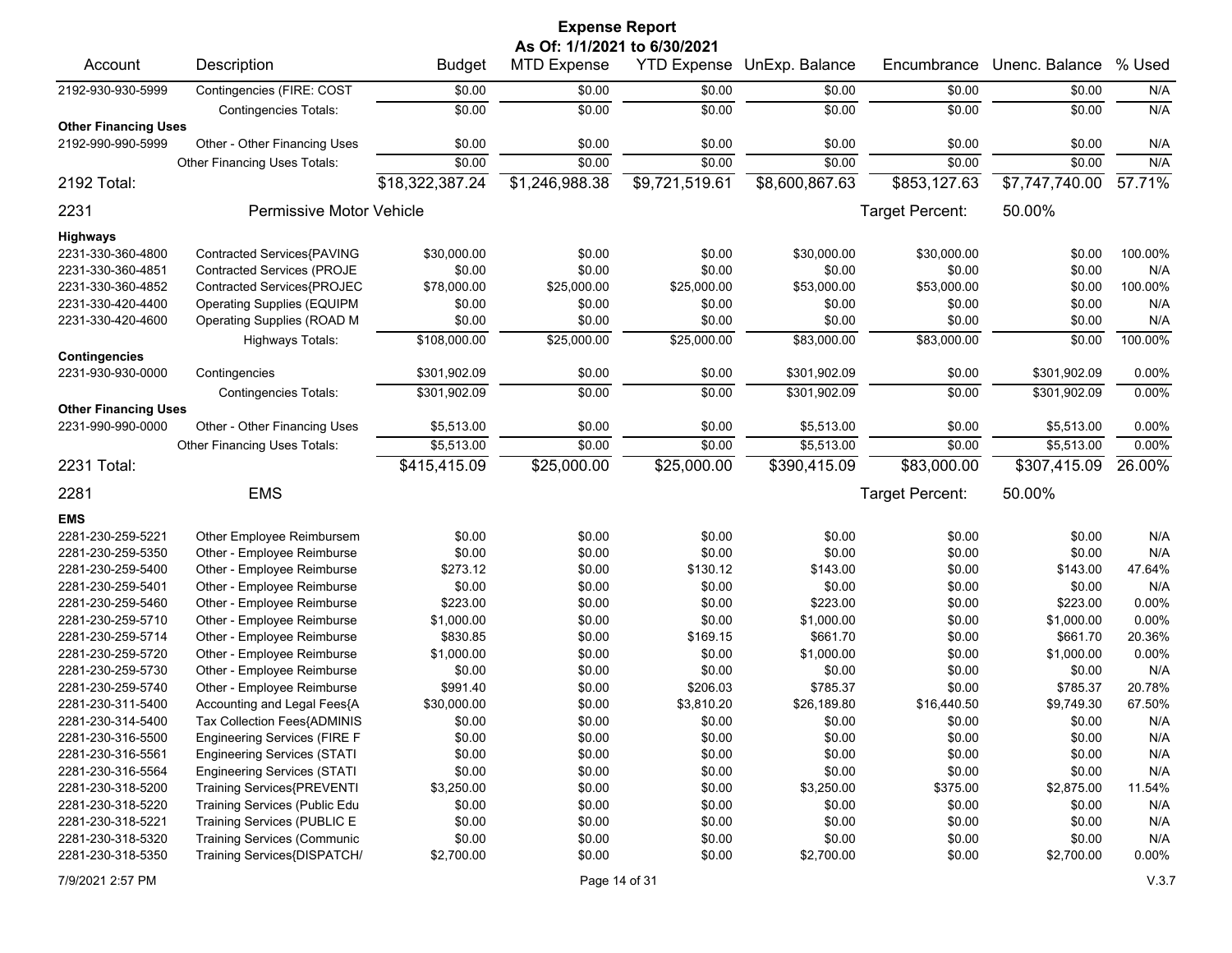# Expense Report

**As Of: 1/1/2021 to 6/30/2021**

| Account | Description | Budget | MTD Expense | YTD Expense | UnExp. Balance | Encumbrance | Unenc. Balance | % Used |
|---|---|---|---|---|---|---|---|---|
| 2192-930-930-5999 | Contingencies (FIRE: COST | $0.00 | $0.00 | $0.00 | $0.00 | $0.00 | $0.00 | N/A |
| | Contingencies Totals: | $0.00 | $0.00 | $0.00 | $0.00 | $0.00 | $0.00 | N/A |
| **Other Financing Uses** | | | | | | | | |
| 2192-990-990-5999 | Other - Other Financing Uses | $0.00 | $0.00 | $0.00 | $0.00 | $0.00 | $0.00 | N/A |
| | Other Financing Uses Totals: | $0.00 | $0.00 | $0.00 | $0.00 | $0.00 | $0.00 | N/A |
| **2192 Total:** | | $18,322,387.24 | $1,246,988.38 | $9,721,519.61 | $8,600,867.63 | $853,127.63 | $7,747,740.00 | 57.71% |
| **2231** | **Permissive Motor Vehicle** | | | | | Target Percent: | 50.00% | |
| **Highways** | | | | | | | | |
| 2231-330-360-4800 | Contracted Services{PAVING | $30,000.00 | $0.00 | $0.00 | $30,000.00 | $30,000.00 | $0.00 | 100.00% |
| 2231-330-360-4851 | Contracted Services (PROJE | $0.00 | $0.00 | $0.00 | $0.00 | $0.00 | $0.00 | N/A |
| 2231-330-360-4852 | Contracted Services{PROJEC | $78,000.00 | $25,000.00 | $25,000.00 | $53,000.00 | $53,000.00 | $0.00 | 100.00% |
| 2231-330-420-4400 | Operating Supplies (EQUIPM | $0.00 | $0.00 | $0.00 | $0.00 | $0.00 | $0.00 | N/A |
| 2231-330-420-4600 | Operating Supplies (ROAD M | $0.00 | $0.00 | $0.00 | $0.00 | $0.00 | $0.00 | N/A |
| | Highways Totals: | $108,000.00 | $25,000.00 | $25,000.00 | $83,000.00 | $83,000.00 | $0.00 | 100.00% |
| **Contingencies** | | | | | | | | |
| 2231-930-930-0000 | Contingencies | $301,902.09 | $0.00 | $0.00 | $301,902.09 | $0.00 | $301,902.09 | 0.00% |
| | Contingencies Totals: | $301,902.09 | $0.00 | $0.00 | $301,902.09 | $0.00 | $301,902.09 | 0.00% |
| **Other Financing Uses** | | | | | | | | |
| 2231-990-990-0000 | Other - Other Financing Uses | $5,513.00 | $0.00 | $0.00 | $5,513.00 | $0.00 | $5,513.00 | 0.00% |
| | Other Financing Uses Totals: | $5,513.00 | $0.00 | $0.00 | $5,513.00 | $0.00 | $5,513.00 | 0.00% |
| **2231 Total:** | | $415,415.09 | $25,000.00 | $25,000.00 | $390,415.09 | $83,000.00 | $307,415.09 | 26.00% |
| **2281** | **EMS** | | | | | Target Percent: | 50.00% | |
| **EMS** | | | | | | | | |
| 2281-230-259-5221 | Other Employee Reimbursem | $0.00 | $0.00 | $0.00 | $0.00 | $0.00 | $0.00 | N/A |
| 2281-230-259-5350 | Other - Employee Reimburse | $0.00 | $0.00 | $0.00 | $0.00 | $0.00 | $0.00 | N/A |
| 2281-230-259-5400 | Other - Employee Reimburse | $273.12 | $0.00 | $130.12 | $143.00 | $0.00 | $143.00 | 47.64% |
| 2281-230-259-5401 | Other - Employee Reimburse | $0.00 | $0.00 | $0.00 | $0.00 | $0.00 | $0.00 | N/A |
| 2281-230-259-5460 | Other - Employee Reimburse | $223.00 | $0.00 | $0.00 | $223.00 | $0.00 | $223.00 | 0.00% |
| 2281-230-259-5710 | Other - Employee Reimburse | $1,000.00 | $0.00 | $0.00 | $1,000.00 | $0.00 | $1,000.00 | 0.00% |
| 2281-230-259-5714 | Other - Employee Reimburse | $830.85 | $0.00 | $169.15 | $661.70 | $0.00 | $661.70 | 20.36% |
| 2281-230-259-5720 | Other - Employee Reimburse | $1,000.00 | $0.00 | $0.00 | $1,000.00 | $0.00 | $1,000.00 | 0.00% |
| 2281-230-259-5730 | Other - Employee Reimburse | $0.00 | $0.00 | $0.00 | $0.00 | $0.00 | $0.00 | N/A |
| 2281-230-259-5740 | Other - Employee Reimburse | $991.40 | $0.00 | $206.03 | $785.37 | $0.00 | $785.37 | 20.78% |
| 2281-230-311-5400 | Accounting and Legal Fees{A | $30,000.00 | $0.00 | $3,810.20 | $26,189.80 | $16,440.50 | $9,749.30 | 67.50% |
| 2281-230-314-5400 | Tax Collection Fees{ADMINIS | $0.00 | $0.00 | $0.00 | $0.00 | $0.00 | $0.00 | N/A |
| 2281-230-316-5500 | Engineering Services (FIRE F | $0.00 | $0.00 | $0.00 | $0.00 | $0.00 | $0.00 | N/A |
| 2281-230-316-5561 | Engineering Services (STATI | $0.00 | $0.00 | $0.00 | $0.00 | $0.00 | $0.00 | N/A |
| 2281-230-316-5564 | Engineering Services (STATI | $0.00 | $0.00 | $0.00 | $0.00 | $0.00 | $0.00 | N/A |
| 2281-230-318-5200 | Training Services{PREVENTI | $3,250.00 | $0.00 | $0.00 | $3,250.00 | $375.00 | $2,875.00 | 11.54% |
| 2281-230-318-5220 | Training Services (Public Edu | $0.00 | $0.00 | $0.00 | $0.00 | $0.00 | $0.00 | N/A |
| 2281-230-318-5221 | Training Services (PUBLIC E | $0.00 | $0.00 | $0.00 | $0.00 | $0.00 | $0.00 | N/A |
| 2281-230-318-5320 | Training Services (Communic | $0.00 | $0.00 | $0.00 | $0.00 | $0.00 | $0.00 | N/A |
| 2281-230-318-5350 | Training Services{DISPATCH/ | $2,700.00 | $0.00 | $0.00 | $2,700.00 | $0.00 | $2,700.00 | 0.00% |

7/9/2021 2:57 PM V.3.7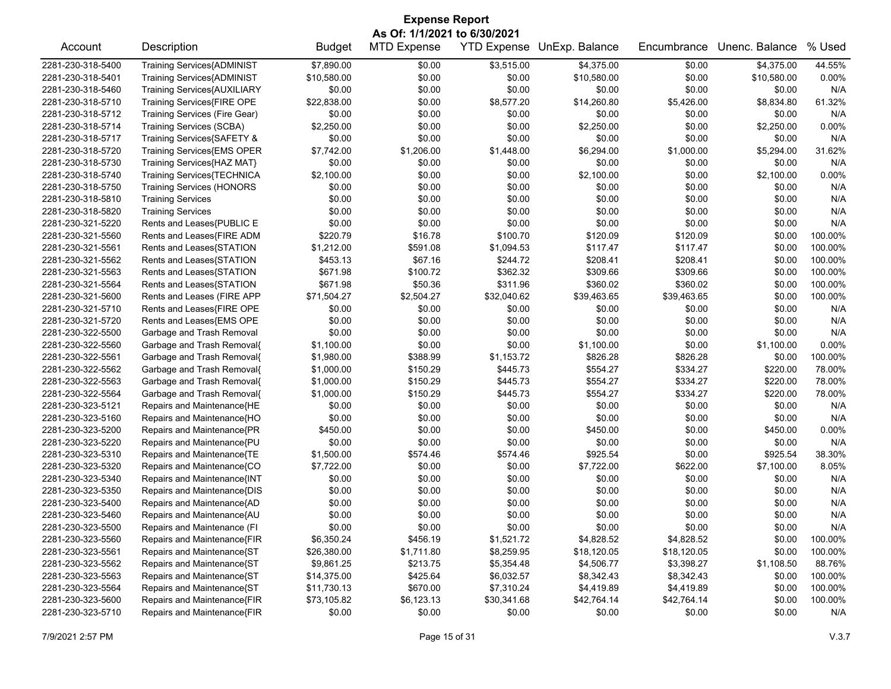# Expense Report

**As Of: 1/1/2021 to 6/30/2021**

| Account | Description | Budget | MTD Expense | YTD Expense | UnExp. Balance | Encumbrance | Unenc. Balance | % Used |
|---|---|---|---|---|---|---|---|---|
| 2281-230-318-5400 | Training Services{ADMINIST | $7,890.00 | $0.00 | $3,515.00 | $4,375.00 | $0.00 | $4,375.00 | 44.55% |
| 2281-230-318-5401 | Training Services{ADMINIST | $10,580.00 | $0.00 | $0.00 | $10,580.00 | $0.00 | $10,580.00 | 0.00% |
| 2281-230-318-5460 | Training Services{AUXILIARY | $0.00 | $0.00 | $0.00 | $0.00 | $0.00 | $0.00 | N/A |
| 2281-230-318-5710 | Training Services{FIRE OPE | $22,838.00 | $0.00 | $8,577.20 | $14,260.80 | $5,426.00 | $8,834.80 | 61.32% |
| 2281-230-318-5712 | Training Services (Fire Gear) | $0.00 | $0.00 | $0.00 | $0.00 | $0.00 | $0.00 | N/A |
| 2281-230-318-5714 | Training Services (SCBA) | $2,250.00 | $0.00 | $0.00 | $2,250.00 | $0.00 | $2,250.00 | 0.00% |
| 2281-230-318-5717 | Training Services{SAFETY & | $0.00 | $0.00 | $0.00 | $0.00 | $0.00 | $0.00 | N/A |
| 2281-230-318-5720 | Training Services{EMS OPER | $7,742.00 | $1,206.00 | $1,448.00 | $6,294.00 | $1,000.00 | $5,294.00 | 31.62% |
| 2281-230-318-5730 | Training Services{HAZ MAT} | $0.00 | $0.00 | $0.00 | $0.00 | $0.00 | $0.00 | N/A |
| 2281-230-318-5740 | Training Services{TECHNICA | $2,100.00 | $0.00 | $0.00 | $2,100.00 | $0.00 | $2,100.00 | 0.00% |
| 2281-230-318-5750 | Training Services (HONORS | $0.00 | $0.00 | $0.00 | $0.00 | $0.00 | $0.00 | N/A |
| 2281-230-318-5810 | Training Services | $0.00 | $0.00 | $0.00 | $0.00 | $0.00 | $0.00 | N/A |
| 2281-230-318-5820 | Training Services | $0.00 | $0.00 | $0.00 | $0.00 | $0.00 | $0.00 | N/A |
| 2281-230-321-5220 | Rents and Leases{PUBLIC E | $0.00 | $0.00 | $0.00 | $0.00 | $0.00 | $0.00 | N/A |
| 2281-230-321-5560 | Rents and Leases{FIRE ADM | $220.79 | $16.78 | $100.70 | $120.09 | $120.09 | $0.00 | 100.00% |
| 2281-230-321-5561 | Rents and Leases{STATION | $1,212.00 | $591.08 | $1,094.53 | $117.47 | $117.47 | $0.00 | 100.00% |
| 2281-230-321-5562 | Rents and Leases{STATION | $453.13 | $67.16 | $244.72 | $208.41 | $208.41 | $0.00 | 100.00% |
| 2281-230-321-5563 | Rents and Leases{STATION | $671.98 | $100.72 | $362.32 | $309.66 | $309.66 | $0.00 | 100.00% |
| 2281-230-321-5564 | Rents and Leases{STATION | $671.98 | $50.36 | $311.96 | $360.02 | $360.02 | $0.00 | 100.00% |
| 2281-230-321-5600 | Rents and Leases (FIRE APP | $71,504.27 | $2,504.27 | $32,040.62 | $39,463.65 | $39,463.65 | $0.00 | 100.00% |
| 2281-230-321-5710 | Rents and Leases{FIRE OPE | $0.00 | $0.00 | $0.00 | $0.00 | $0.00 | $0.00 | N/A |
| 2281-230-321-5720 | Rents and Leases{EMS OPE | $0.00 | $0.00 | $0.00 | $0.00 | $0.00 | $0.00 | N/A |
| 2281-230-322-5500 | Garbage and Trash Removal | $0.00 | $0.00 | $0.00 | $0.00 | $0.00 | $0.00 | N/A |
| 2281-230-322-5560 | Garbage and Trash Removal{ | $1,100.00 | $0.00 | $0.00 | $1,100.00 | $0.00 | $1,100.00 | 0.00% |
| 2281-230-322-5561 | Garbage and Trash Removal{ | $1,980.00 | $388.99 | $1,153.72 | $826.28 | $826.28 | $0.00 | 100.00% |
| 2281-230-322-5562 | Garbage and Trash Removal{ | $1,000.00 | $150.29 | $445.73 | $554.27 | $334.27 | $220.00 | 78.00% |
| 2281-230-322-5563 | Garbage and Trash Removal{ | $1,000.00 | $150.29 | $445.73 | $554.27 | $334.27 | $220.00 | 78.00% |
| 2281-230-322-5564 | Garbage and Trash Removal{ | $1,000.00 | $150.29 | $445.73 | $554.27 | $334.27 | $220.00 | 78.00% |
| 2281-230-323-5121 | Repairs and Maintenance{HE | $0.00 | $0.00 | $0.00 | $0.00 | $0.00 | $0.00 | N/A |
| 2281-230-323-5160 | Repairs and Maintenance{HO | $0.00 | $0.00 | $0.00 | $0.00 | $0.00 | $0.00 | N/A |
| 2281-230-323-5200 | Repairs and Maintenance{PR | $450.00 | $0.00 | $0.00 | $450.00 | $0.00 | $450.00 | 0.00% |
| 2281-230-323-5220 | Repairs and Maintenance{PU | $0.00 | $0.00 | $0.00 | $0.00 | $0.00 | $0.00 | N/A |
| 2281-230-323-5310 | Repairs and Maintenance{TE | $1,500.00 | $574.46 | $574.46 | $925.54 | $0.00 | $925.54 | 38.30% |
| 2281-230-323-5320 | Repairs and Maintenance{CO | $7,722.00 | $0.00 | $0.00 | $7,722.00 | $622.00 | $7,100.00 | 8.05% |
| 2281-230-323-5340 | Repairs and Maintenance{INT | $0.00 | $0.00 | $0.00 | $0.00 | $0.00 | $0.00 | N/A |
| 2281-230-323-5350 | Repairs and Maintenance{DIS | $0.00 | $0.00 | $0.00 | $0.00 | $0.00 | $0.00 | N/A |
| 2281-230-323-5400 | Repairs and Maintenance{AD | $0.00 | $0.00 | $0.00 | $0.00 | $0.00 | $0.00 | N/A |
| 2281-230-323-5460 | Repairs and Maintenance{AU | $0.00 | $0.00 | $0.00 | $0.00 | $0.00 | $0.00 | N/A |
| 2281-230-323-5500 | Repairs and Maintenance (FI | $0.00 | $0.00 | $0.00 | $0.00 | $0.00 | $0.00 | N/A |
| 2281-230-323-5560 | Repairs and Maintenance{FIR | $6,350.24 | $456.19 | $1,521.72 | $4,828.52 | $4,828.52 | $0.00 | 100.00% |
| 2281-230-323-5561 | Repairs and Maintenance{ST | $26,380.00 | $1,711.80 | $8,259.95 | $18,120.05 | $18,120.05 | $0.00 | 100.00% |
| 2281-230-323-5562 | Repairs and Maintenance{ST | $9,861.25 | $213.75 | $5,354.48 | $4,506.77 | $3,398.27 | $1,108.50 | 88.76% |
| 2281-230-323-5563 | Repairs and Maintenance{ST | $14,375.00 | $425.64 | $6,032.57 | $8,342.43 | $8,342.43 | $0.00 | 100.00% |
| 2281-230-323-5564 | Repairs and Maintenance{ST | $11,730.13 | $670.00 | $7,310.24 | $4,419.89 | $4,419.89 | $0.00 | 100.00% |
| 2281-230-323-5600 | Repairs and Maintenance{FIR | $73,105.82 | $6,123.13 | $30,341.68 | $42,764.14 | $42,764.14 | $0.00 | 100.00% |
| 2281-230-323-5710 | Repairs and Maintenance{FIR | $0.00 | $0.00 | $0.00 | $0.00 | $0.00 | $0.00 | N/A |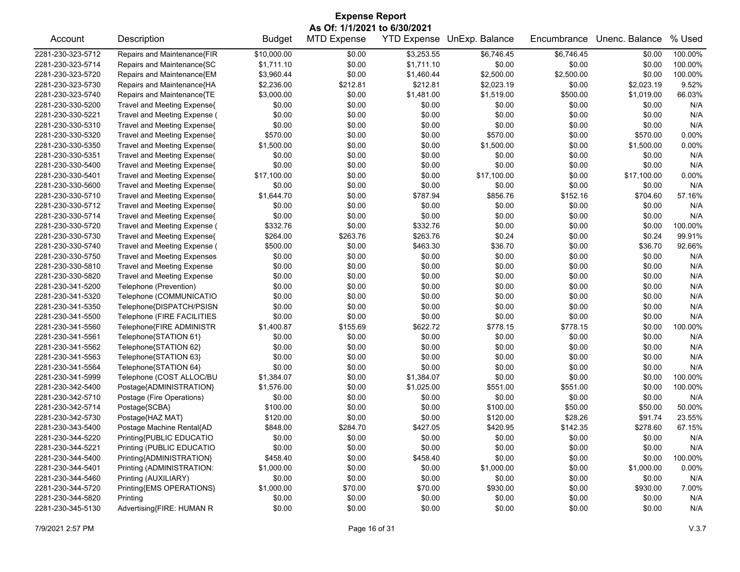# Expense Report

**As Of: 1/1/2021 to 6/30/2021**

| Account | Description | Budget | MTD Expense | YTD Expense | UnExp. Balance | Encumbrance | Unenc. Balance | % Used |
|---|---|---|---|---|---|---|---|---|
| 2281-230-323-5712 | Repairs and Maintenance{FIR | $10,000.00 | $0.00 | $3,253.55 | $6,746.45 | $6,746.45 | $0.00 | 100.00% |
| 2281-230-323-5714 | Repairs and Maintenance{SC | $1,711.10 | $0.00 | $1,711.10 | $0.00 | $0.00 | $0.00 | 100.00% |
| 2281-230-323-5720 | Repairs and Maintenance{EM | $3,960.44 | $0.00 | $1,460.44 | $2,500.00 | $2,500.00 | $0.00 | 100.00% |
| 2281-230-323-5730 | Repairs and Maintenance{HA | $2,236.00 | $212.81 | $212.81 | $2,023.19 | $0.00 | $2,023.19 | 9.52% |
| 2281-230-323-5740 | Repairs and Maintenance{TE | $3,000.00 | $0.00 | $1,481.00 | $1,519.00 | $500.00 | $1,019.00 | 66.03% |
| 2281-230-330-5200 | Travel and Meeting Expense{ | $0.00 | $0.00 | $0.00 | $0.00 | $0.00 | $0.00 | N/A |
| 2281-230-330-5221 | Travel and Meeting Expense ( | $0.00 | $0.00 | $0.00 | $0.00 | $0.00 | $0.00 | N/A |
| 2281-230-330-5310 | Travel and Meeting Expense{ | $0.00 | $0.00 | $0.00 | $0.00 | $0.00 | $0.00 | N/A |
| 2281-230-330-5320 | Travel and Meeting Expense{ | $570.00 | $0.00 | $0.00 | $570.00 | $0.00 | $570.00 | 0.00% |
| 2281-230-330-5350 | Travel and Meeting Expense{ | $1,500.00 | $0.00 | $0.00 | $1,500.00 | $0.00 | $1,500.00 | 0.00% |
| 2281-230-330-5351 | Travel and Meeting Expense( | $0.00 | $0.00 | $0.00 | $0.00 | $0.00 | $0.00 | N/A |
| 2281-230-330-5400 | Travel and Meeting Expense{ | $0.00 | $0.00 | $0.00 | $0.00 | $0.00 | $0.00 | N/A |
| 2281-230-330-5401 | Travel and Meeting Expense{ | $17,100.00 | $0.00 | $0.00 | $17,100.00 | $0.00 | $17,100.00 | 0.00% |
| 2281-230-330-5600 | Travel and Meeting Expense{ | $0.00 | $0.00 | $0.00 | $0.00 | $0.00 | $0.00 | N/A |
| 2281-230-330-5710 | Travel and Meeting Expense{ | $1,644.70 | $0.00 | $787.94 | $856.76 | $152.16 | $704.60 | 57.16% |
| 2281-230-330-5712 | Travel and Meeting Expense{ | $0.00 | $0.00 | $0.00 | $0.00 | $0.00 | $0.00 | N/A |
| 2281-230-330-5714 | Travel and Meeting Expense{ | $0.00 | $0.00 | $0.00 | $0.00 | $0.00 | $0.00 | N/A |
| 2281-230-330-5720 | Travel and Meeting Expense ( | $332.76 | $0.00 | $332.76 | $0.00 | $0.00 | $0.00 | 100.00% |
| 2281-230-330-5730 | Travel and Meeting Expense{ | $264.00 | $263.76 | $263.76 | $0.24 | $0.00 | $0.24 | 99.91% |
| 2281-230-330-5740 | Travel and Meeting Expense ( | $500.00 | $0.00 | $463.30 | $36.70 | $0.00 | $36.70 | 92.66% |
| 2281-230-330-5750 | Travel and Meeting Expenses | $0.00 | $0.00 | $0.00 | $0.00 | $0.00 | $0.00 | N/A |
| 2281-230-330-5810 | Travel and Meeting Expense | $0.00 | $0.00 | $0.00 | $0.00 | $0.00 | $0.00 | N/A |
| 2281-230-330-5820 | Travel and Meeting Expense | $0.00 | $0.00 | $0.00 | $0.00 | $0.00 | $0.00 | N/A |
| 2281-230-341-5200 | Telephone (Prevention) | $0.00 | $0.00 | $0.00 | $0.00 | $0.00 | $0.00 | N/A |
| 2281-230-341-5320 | Telephone (COMMUNICATIO | $0.00 | $0.00 | $0.00 | $0.00 | $0.00 | $0.00 | N/A |
| 2281-230-341-5350 | Telephone{DISPATCH/PSISN | $0.00 | $0.00 | $0.00 | $0.00 | $0.00 | $0.00 | N/A |
| 2281-230-341-5500 | Telephone (FIRE FACILITIES | $0.00 | $0.00 | $0.00 | $0.00 | $0.00 | $0.00 | N/A |
| 2281-230-341-5560 | Telephone{FIRE ADMINISTR | $1,400.87 | $155.69 | $622.72 | $778.15 | $778.15 | $0.00 | 100.00% |
| 2281-230-341-5561 | Telephone{STATION 61} | $0.00 | $0.00 | $0.00 | $0.00 | $0.00 | $0.00 | N/A |
| 2281-230-341-5562 | Telephone{STATION 62} | $0.00 | $0.00 | $0.00 | $0.00 | $0.00 | $0.00 | N/A |
| 2281-230-341-5563 | Telephone{STATION 63} | $0.00 | $0.00 | $0.00 | $0.00 | $0.00 | $0.00 | N/A |
| 2281-230-341-5564 | Telephone{STATION 64} | $0.00 | $0.00 | $0.00 | $0.00 | $0.00 | $0.00 | N/A |
| 2281-230-341-5999 | Telephone (COST ALLOC/BU | $1,384.07 | $0.00 | $1,384.07 | $0.00 | $0.00 | $0.00 | 100.00% |
| 2281-230-342-5400 | Postage{ADMINISTRATION} | $1,576.00 | $0.00 | $1,025.00 | $551.00 | $551.00 | $0.00 | 100.00% |
| 2281-230-342-5710 | Postage (Fire Operations) | $0.00 | $0.00 | $0.00 | $0.00 | $0.00 | $0.00 | N/A |
| 2281-230-342-5714 | Postage{SCBA} | $100.00 | $0.00 | $0.00 | $100.00 | $50.00 | $50.00 | 50.00% |
| 2281-230-342-5730 | Postage{HAZ MAT} | $120.00 | $0.00 | $0.00 | $120.00 | $28.26 | $91.74 | 23.55% |
| 2281-230-343-5400 | Postage Machine Rental{AD | $848.00 | $284.70 | $427.05 | $420.95 | $142.35 | $278.60 | 67.15% |
| 2281-230-344-5220 | Printing{PUBLIC EDUCATIO | $0.00 | $0.00 | $0.00 | $0.00 | $0.00 | $0.00 | N/A |
| 2281-230-344-5221 | Printing (PUBLIC EDUCATIO | $0.00 | $0.00 | $0.00 | $0.00 | $0.00 | $0.00 | N/A |
| 2281-230-344-5400 | Printing{ADMINISTRATION} | $458.40 | $0.00 | $458.40 | $0.00 | $0.00 | $0.00 | 100.00% |
| 2281-230-344-5401 | Printing (ADMINISTRATION: | $1,000.00 | $0.00 | $0.00 | $1,000.00 | $0.00 | $1,000.00 | 0.00% |
| 2281-230-344-5460 | Printing (AUXILIARY) | $0.00 | $0.00 | $0.00 | $0.00 | $0.00 | $0.00 | N/A |
| 2281-230-344-5720 | Printing{EMS OPERATIONS} | $1,000.00 | $70.00 | $70.00 | $930.00 | $0.00 | $930.00 | 7.00% |
| 2281-230-344-5820 | Printing | $0.00 | $0.00 | $0.00 | $0.00 | $0.00 | $0.00 | N/A |
| 2281-230-345-5130 | Advertising{FIRE: HUMAN R | $0.00 | $0.00 | $0.00 | $0.00 | $0.00 | $0.00 | N/A |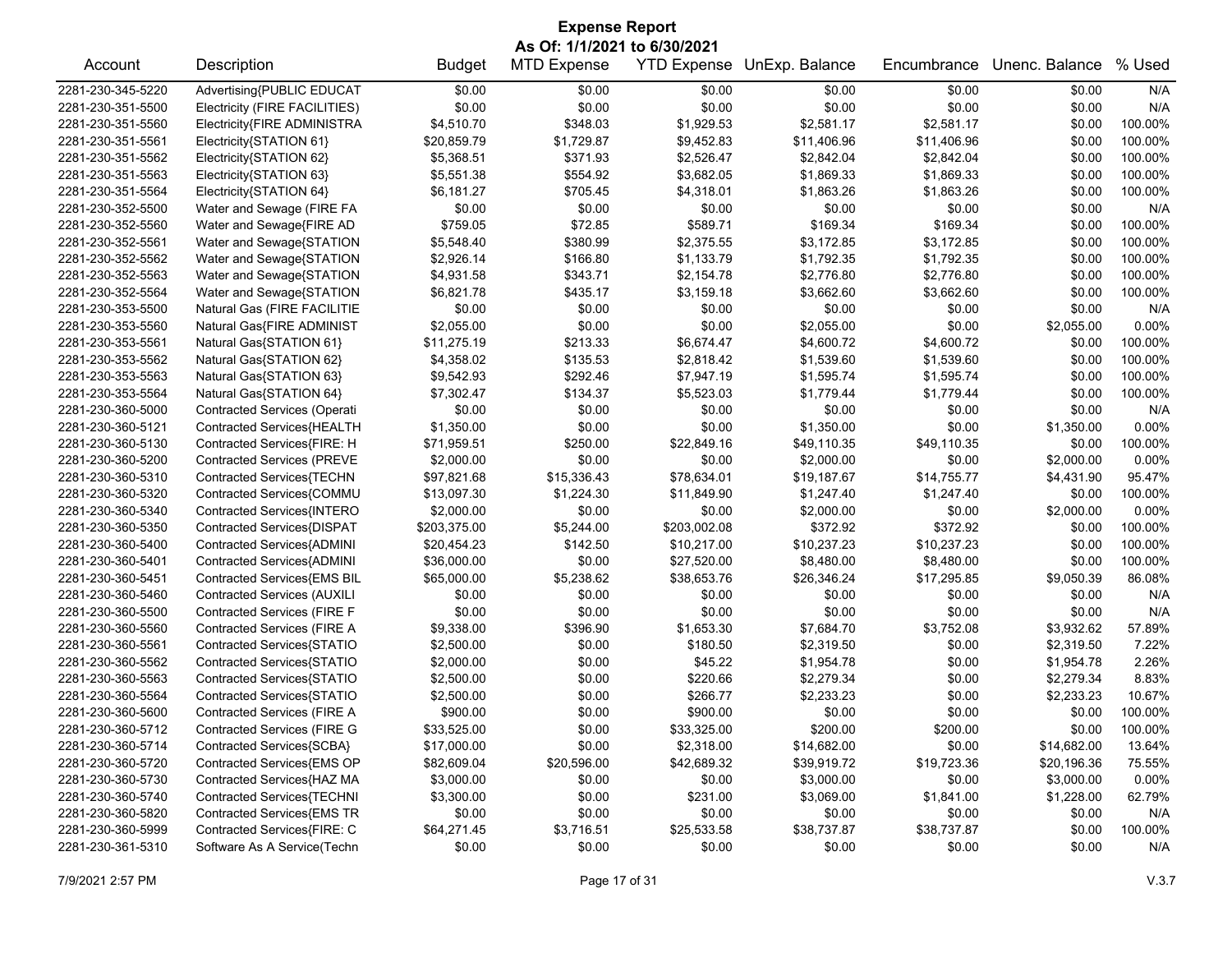# Expense Report

**As Of: 1/1/2021 to 6/30/2021**

| Account | Description | Budget | MTD Expense | YTD Expense | UnExp. Balance | Encumbrance | Unenc. Balance | % Used |
|---|---|---|---|---|---|---|---|---|
| 2281-230-345-5220 | Advertising{PUBLIC EDUCAT | $0.00 | $0.00 | $0.00 | $0.00 | $0.00 | $0.00 | N/A |
| 2281-230-351-5500 | Electricity (FIRE FACILITIES) | $0.00 | $0.00 | $0.00 | $0.00 | $0.00 | $0.00 | N/A |
| 2281-230-351-5560 | Electricity{FIRE ADMINISTRA | $4,510.70 | $348.03 | $1,929.53 | $2,581.17 | $2,581.17 | $0.00 | 100.00% |
| 2281-230-351-5561 | Electricity{STATION 61} | $20,859.79 | $1,729.87 | $9,452.83 | $11,406.96 | $11,406.96 | $0.00 | 100.00% |
| 2281-230-351-5562 | Electricity{STATION 62} | $5,368.51 | $371.93 | $2,526.47 | $2,842.04 | $2,842.04 | $0.00 | 100.00% |
| 2281-230-351-5563 | Electricity{STATION 63} | $5,551.38 | $554.92 | $3,682.05 | $1,869.33 | $1,869.33 | $0.00 | 100.00% |
| 2281-230-351-5564 | Electricity{STATION 64} | $6,181.27 | $705.45 | $4,318.01 | $1,863.26 | $1,863.26 | $0.00 | 100.00% |
| 2281-230-352-5500 | Water and Sewage (FIRE FA | $0.00 | $0.00 | $0.00 | $0.00 | $0.00 | $0.00 | N/A |
| 2281-230-352-5560 | Water and Sewage{FIRE AD | $759.05 | $72.85 | $589.71 | $169.34 | $169.34 | $0.00 | 100.00% |
| 2281-230-352-5561 | Water and Sewage{STATION | $5,548.40 | $380.99 | $2,375.55 | $3,172.85 | $3,172.85 | $0.00 | 100.00% |
| 2281-230-352-5562 | Water and Sewage{STATION | $2,926.14 | $166.80 | $1,133.79 | $1,792.35 | $1,792.35 | $0.00 | 100.00% |
| 2281-230-352-5563 | Water and Sewage{STATION | $4,931.58 | $343.71 | $2,154.78 | $2,776.80 | $2,776.80 | $0.00 | 100.00% |
| 2281-230-352-5564 | Water and Sewage{STATION | $6,821.78 | $435.17 | $3,159.18 | $3,662.60 | $3,662.60 | $0.00 | 100.00% |
| 2281-230-353-5500 | Natural Gas (FIRE FACILITIE | $0.00 | $0.00 | $0.00 | $0.00 | $0.00 | $0.00 | N/A |
| 2281-230-353-5560 | Natural Gas{FIRE ADMINIST | $2,055.00 | $0.00 | $0.00 | $2,055.00 | $0.00 | $2,055.00 | 0.00% |
| 2281-230-353-5561 | Natural Gas{STATION 61} | $11,275.19 | $213.33 | $6,674.47 | $4,600.72 | $4,600.72 | $0.00 | 100.00% |
| 2281-230-353-5562 | Natural Gas{STATION 62} | $4,358.02 | $135.53 | $2,818.42 | $1,539.60 | $1,539.60 | $0.00 | 100.00% |
| 2281-230-353-5563 | Natural Gas{STATION 63} | $9,542.93 | $292.46 | $7,947.19 | $1,595.74 | $1,595.74 | $0.00 | 100.00% |
| 2281-230-353-5564 | Natural Gas{STATION 64} | $7,302.47 | $134.37 | $5,523.03 | $1,779.44 | $1,779.44 | $0.00 | 100.00% |
| 2281-230-360-5000 | Contracted Services (Operati | $0.00 | $0.00 | $0.00 | $0.00 | $0.00 | $0.00 | N/A |
| 2281-230-360-5121 | Contracted Services{HEALTH | $1,350.00 | $0.00 | $0.00 | $1,350.00 | $0.00 | $1,350.00 | 0.00% |
| 2281-230-360-5130 | Contracted Services{FIRE: H | $71,959.51 | $250.00 | $22,849.16 | $49,110.35 | $49,110.35 | $0.00 | 100.00% |
| 2281-230-360-5200 | Contracted Services (PREVE | $2,000.00 | $0.00 | $0.00 | $2,000.00 | $0.00 | $2,000.00 | 0.00% |
| 2281-230-360-5310 | Contracted Services{TECHN | $97,821.68 | $15,336.43 | $78,634.01 | $19,187.67 | $14,755.77 | $4,431.90 | 95.47% |
| 2281-230-360-5320 | Contracted Services{COMMU | $13,097.30 | $1,224.30 | $11,849.90 | $1,247.40 | $1,247.40 | $0.00 | 100.00% |
| 2281-230-360-5340 | Contracted Services{INTERO | $2,000.00 | $0.00 | $0.00 | $2,000.00 | $0.00 | $2,000.00 | 0.00% |
| 2281-230-360-5350 | Contracted Services{DISPAT | $203,375.00 | $5,244.00 | $203,002.08 | $372.92 | $372.92 | $0.00 | 100.00% |
| 2281-230-360-5400 | Contracted Services{ADMINI | $20,454.23 | $142.50 | $10,217.00 | $10,237.23 | $10,237.23 | $0.00 | 100.00% |
| 2281-230-360-5401 | Contracted Services{ADMINI | $36,000.00 | $0.00 | $27,520.00 | $8,480.00 | $8,480.00 | $0.00 | 100.00% |
| 2281-230-360-5451 | Contracted Services{EMS BIL | $65,000.00 | $5,238.62 | $38,653.76 | $26,346.24 | $17,295.85 | $9,050.39 | 86.08% |
| 2281-230-360-5460 | Contracted Services (AUXILI | $0.00 | $0.00 | $0.00 | $0.00 | $0.00 | $0.00 | N/A |
| 2281-230-360-5500 | Contracted Services (FIRE F | $0.00 | $0.00 | $0.00 | $0.00 | $0.00 | $0.00 | N/A |
| 2281-230-360-5560 | Contracted Services (FIRE A | $9,338.00 | $396.90 | $1,653.30 | $7,684.70 | $3,752.08 | $3,932.62 | 57.89% |
| 2281-230-360-5561 | Contracted Services{STATIO | $2,500.00 | $0.00 | $180.50 | $2,319.50 | $0.00 | $2,319.50 | 7.22% |
| 2281-230-360-5562 | Contracted Services{STATIO | $2,000.00 | $0.00 | $45.22 | $1,954.78 | $0.00 | $1,954.78 | 2.26% |
| 2281-230-360-5563 | Contracted Services{STATIO | $2,500.00 | $0.00 | $220.66 | $2,279.34 | $0.00 | $2,279.34 | 8.83% |
| 2281-230-360-5564 | Contracted Services{STATIO | $2,500.00 | $0.00 | $266.77 | $2,233.23 | $0.00 | $2,233.23 | 10.67% |
| 2281-230-360-5600 | Contracted Services (FIRE A | $900.00 | $0.00 | $900.00 | $0.00 | $0.00 | $0.00 | 100.00% |
| 2281-230-360-5712 | Contracted Services (FIRE G | $33,525.00 | $0.00 | $33,325.00 | $200.00 | $200.00 | $0.00 | 100.00% |
| 2281-230-360-5714 | Contracted Services{SCBA} | $17,000.00 | $0.00 | $2,318.00 | $14,682.00 | $0.00 | $14,682.00 | 13.64% |
| 2281-230-360-5720 | Contracted Services{EMS OP | $82,609.04 | $20,596.00 | $42,689.32 | $39,919.72 | $19,723.36 | $20,196.36 | 75.55% |
| 2281-230-360-5730 | Contracted Services{HAZ MA | $3,000.00 | $0.00 | $0.00 | $3,000.00 | $0.00 | $3,000.00 | 0.00% |
| 2281-230-360-5740 | Contracted Services{TECHNI | $3,300.00 | $0.00 | $231.00 | $3,069.00 | $1,841.00 | $1,228.00 | 62.79% |
| 2281-230-360-5820 | Contracted Services{EMS TR | $0.00 | $0.00 | $0.00 | $0.00 | $0.00 | $0.00 | N/A |
| 2281-230-360-5999 | Contracted Services{FIRE: C | $64,271.45 | $3,716.51 | $25,533.58 | $38,737.87 | $38,737.87 | $0.00 | 100.00% |
| 2281-230-361-5310 | Software As A Service(Techn | $0.00 | $0.00 | $0.00 | $0.00 | $0.00 | $0.00 | N/A |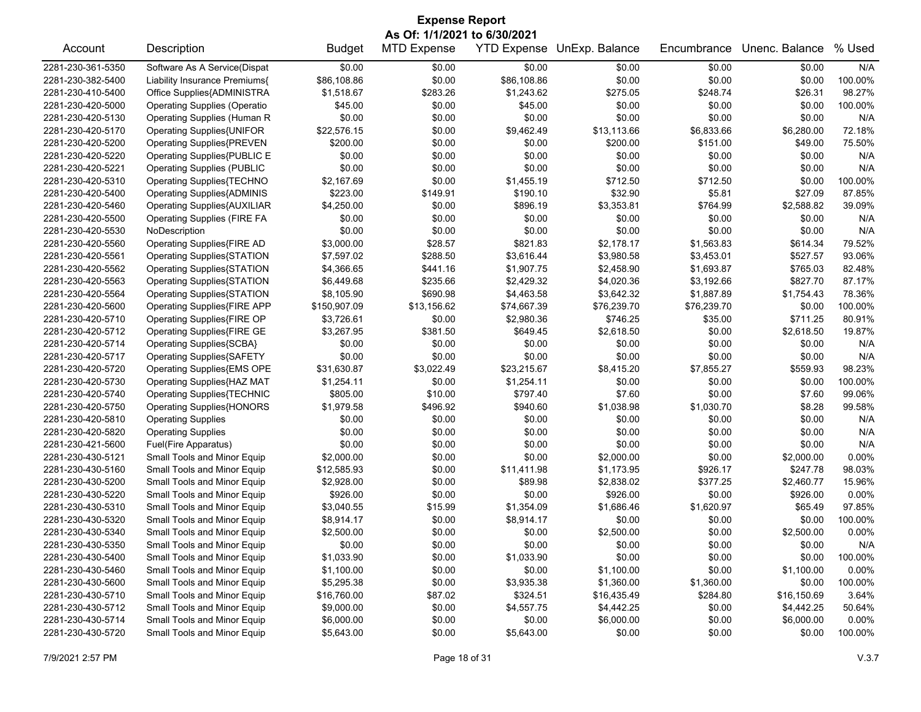# Expense Report

**As Of: 1/1/2021 to 6/30/2021**

| Account | Description | Budget | MTD Expense | YTD Expense | UnExp. Balance | Encumbrance | Unenc. Balance | % Used |
|---|---|---|---|---|---|---|---|---|
| 2281-230-361-5350 | Software As A Service(Dispat | $0.00 | $0.00 | $0.00 | $0.00 | $0.00 | $0.00 | N/A |
| 2281-230-382-5400 | Liability Insurance Premiums{ | $86,108.86 | $0.00 | $86,108.86 | $0.00 | $0.00 | $0.00 | 100.00% |
| 2281-230-410-5400 | Office Supplies{ADMINISTRA | $1,518.67 | $283.26 | $1,243.62 | $275.05 | $248.74 | $26.31 | 98.27% |
| 2281-230-420-5000 | Operating Supplies (Operatio | $45.00 | $0.00 | $45.00 | $0.00 | $0.00 | $0.00 | 100.00% |
| 2281-230-420-5130 | Operating Supplies (Human R | $0.00 | $0.00 | $0.00 | $0.00 | $0.00 | $0.00 | N/A |
| 2281-230-420-5170 | Operating Supplies{UNIFOR | $22,576.15 | $0.00 | $9,462.49 | $13,113.66 | $6,833.66 | $6,280.00 | 72.18% |
| 2281-230-420-5200 | Operating Supplies{PREVEN | $200.00 | $0.00 | $0.00 | $200.00 | $151.00 | $49.00 | 75.50% |
| 2281-230-420-5220 | Operating Supplies{PUBLIC E | $0.00 | $0.00 | $0.00 | $0.00 | $0.00 | $0.00 | N/A |
| 2281-230-420-5221 | Operating Supplies (PUBLIC | $0.00 | $0.00 | $0.00 | $0.00 | $0.00 | $0.00 | N/A |
| 2281-230-420-5310 | Operating Supplies{TECHNO | $2,167.69 | $0.00 | $1,455.19 | $712.50 | $712.50 | $0.00 | 100.00% |
| 2281-230-420-5400 | Operating Supplies{ADMINIS | $223.00 | $149.91 | $190.10 | $32.90 | $5.81 | $27.09 | 87.85% |
| 2281-230-420-5460 | Operating Supplies{AUXILIAR | $4,250.00 | $0.00 | $896.19 | $3,353.81 | $764.99 | $2,588.82 | 39.09% |
| 2281-230-420-5500 | Operating Supplies (FIRE FA | $0.00 | $0.00 | $0.00 | $0.00 | $0.00 | $0.00 | N/A |
| 2281-230-420-5530 | NoDescription | $0.00 | $0.00 | $0.00 | $0.00 | $0.00 | $0.00 | N/A |
| 2281-230-420-5560 | Operating Supplies{FIRE AD | $3,000.00 | $28.57 | $821.83 | $2,178.17 | $1,563.83 | $614.34 | 79.52% |
| 2281-230-420-5561 | Operating Supplies{STATION | $7,597.02 | $288.50 | $3,616.44 | $3,980.58 | $3,453.01 | $527.57 | 93.06% |
| 2281-230-420-5562 | Operating Supplies{STATION | $4,366.65 | $441.16 | $1,907.75 | $2,458.90 | $1,693.87 | $765.03 | 82.48% |
| 2281-230-420-5563 | Operating Supplies{STATION | $6,449.68 | $235.66 | $2,429.32 | $4,020.36 | $3,192.66 | $827.70 | 87.17% |
| 2281-230-420-5564 | Operating Supplies{STATION | $8,105.90 | $690.98 | $4,463.58 | $3,642.32 | $1,887.89 | $1,754.43 | 78.36% |
| 2281-230-420-5600 | Operating Supplies{FIRE APP | $150,907.09 | $13,156.62 | $74,667.39 | $76,239.70 | $76,239.70 | $0.00 | 100.00% |
| 2281-230-420-5710 | Operating Supplies{FIRE OP | $3,726.61 | $0.00 | $2,980.36 | $746.25 | $35.00 | $711.25 | 80.91% |
| 2281-230-420-5712 | Operating Supplies{FIRE GE | $3,267.95 | $381.50 | $649.45 | $2,618.50 | $0.00 | $2,618.50 | 19.87% |
| 2281-230-420-5714 | Operating Supplies{SCBA} | $0.00 | $0.00 | $0.00 | $0.00 | $0.00 | $0.00 | N/A |
| 2281-230-420-5717 | Operating Supplies{SAFETY | $0.00 | $0.00 | $0.00 | $0.00 | $0.00 | $0.00 | N/A |
| 2281-230-420-5720 | Operating Supplies{EMS OPE | $31,630.87 | $3,022.49 | $23,215.67 | $8,415.20 | $7,855.27 | $559.93 | 98.23% |
| 2281-230-420-5730 | Operating Supplies{HAZ MAT | $1,254.11 | $0.00 | $1,254.11 | $0.00 | $0.00 | $0.00 | 100.00% |
| 2281-230-420-5740 | Operating Supplies{TECHNIC | $805.00 | $10.00 | $797.40 | $7.60 | $0.00 | $7.60 | 99.06% |
| 2281-230-420-5750 | Operating Supplies{HONORS | $1,979.58 | $496.92 | $940.60 | $1,038.98 | $1,030.70 | $8.28 | 99.58% |
| 2281-230-420-5810 | Operating Supplies | $0.00 | $0.00 | $0.00 | $0.00 | $0.00 | $0.00 | N/A |
| 2281-230-420-5820 | Operating Supplies | $0.00 | $0.00 | $0.00 | $0.00 | $0.00 | $0.00 | N/A |
| 2281-230-421-5600 | Fuel(Fire Apparatus) | $0.00 | $0.00 | $0.00 | $0.00 | $0.00 | $0.00 | N/A |
| 2281-230-430-5121 | Small Tools and Minor Equip | $2,000.00 | $0.00 | $0.00 | $2,000.00 | $0.00 | $2,000.00 | 0.00% |
| 2281-230-430-5160 | Small Tools and Minor Equip | $12,585.93 | $0.00 | $11,411.98 | $1,173.95 | $926.17 | $247.78 | 98.03% |
| 2281-230-430-5200 | Small Tools and Minor Equip | $2,928.00 | $0.00 | $89.98 | $2,838.02 | $377.25 | $2,460.77 | 15.96% |
| 2281-230-430-5220 | Small Tools and Minor Equip | $926.00 | $0.00 | $0.00 | $926.00 | $0.00 | $926.00 | 0.00% |
| 2281-230-430-5310 | Small Tools and Minor Equip | $3,040.55 | $15.99 | $1,354.09 | $1,686.46 | $1,620.97 | $65.49 | 97.85% |
| 2281-230-430-5320 | Small Tools and Minor Equip | $8,914.17 | $0.00 | $8,914.17 | $0.00 | $0.00 | $0.00 | 100.00% |
| 2281-230-430-5340 | Small Tools and Minor Equip | $2,500.00 | $0.00 | $0.00 | $2,500.00 | $0.00 | $2,500.00 | 0.00% |
| 2281-230-430-5350 | Small Tools and Minor Equip | $0.00 | $0.00 | $0.00 | $0.00 | $0.00 | $0.00 | N/A |
| 2281-230-430-5400 | Small Tools and Minor Equip | $1,033.90 | $0.00 | $1,033.90 | $0.00 | $0.00 | $0.00 | 100.00% |
| 2281-230-430-5460 | Small Tools and Minor Equip | $1,100.00 | $0.00 | $0.00 | $1,100.00 | $0.00 | $1,100.00 | 0.00% |
| 2281-230-430-5600 | Small Tools and Minor Equip | $5,295.38 | $0.00 | $3,935.38 | $1,360.00 | $1,360.00 | $0.00 | 100.00% |
| 2281-230-430-5710 | Small Tools and Minor Equip | $16,760.00 | $87.02 | $324.51 | $16,435.49 | $284.80 | $16,150.69 | 3.64% |
| 2281-230-430-5712 | Small Tools and Minor Equip | $9,000.00 | $0.00 | $4,557.75 | $4,442.25 | $0.00 | $4,442.25 | 50.64% |
| 2281-230-430-5714 | Small Tools and Minor Equip | $6,000.00 | $0.00 | $0.00 | $6,000.00 | $0.00 | $6,000.00 | 0.00% |
| 2281-230-430-5720 | Small Tools and Minor Equip | $5,643.00 | $0.00 | $5,643.00 | $0.00 | $0.00 | $0.00 | 100.00% |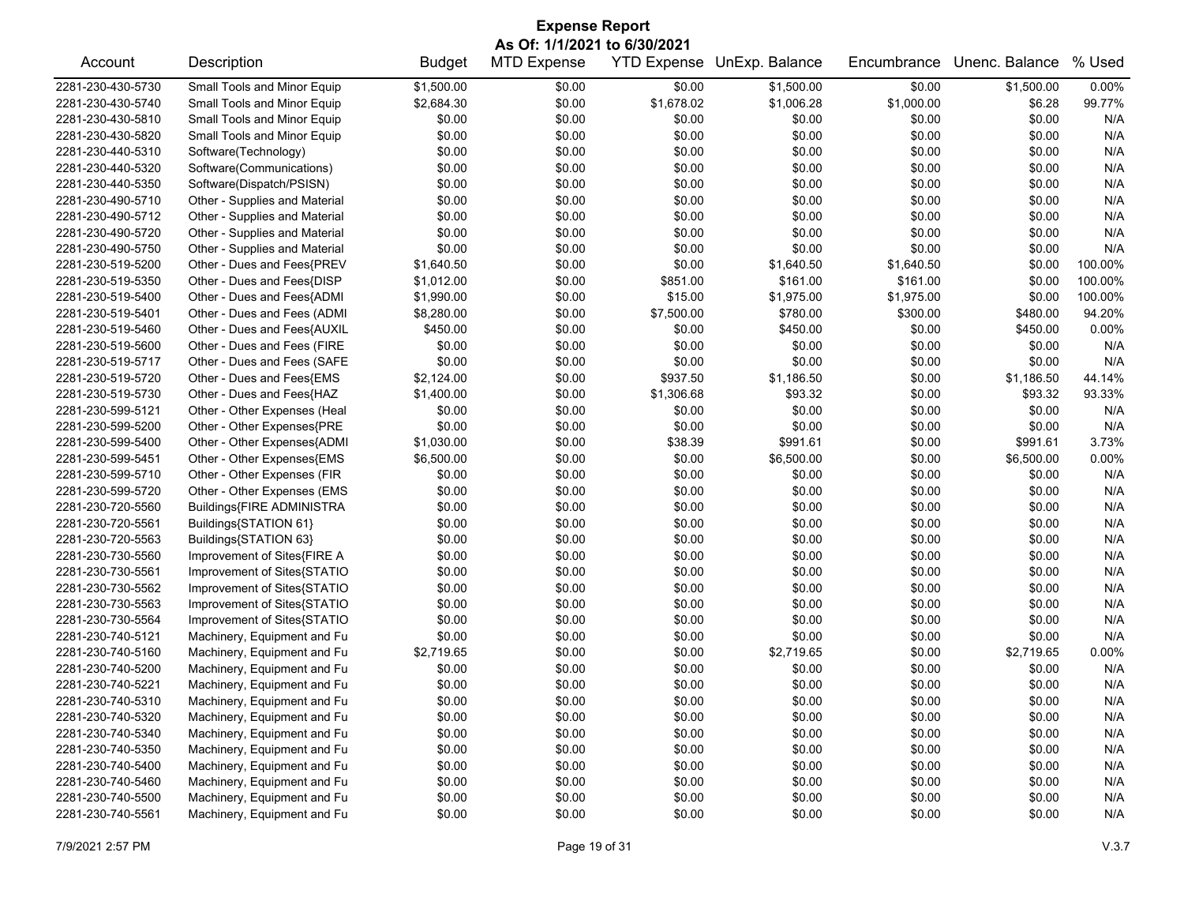# Expense Report

**As Of: 1/1/2021 to 6/30/2021**

| Account | Description | Budget | MTD Expense | YTD Expense | UnExp. Balance | Encumbrance | Unenc. Balance | % Used |
|---|---|---|---|---|---|---|---|---|
| 2281-230-430-5730 | Small Tools and Minor Equip | $1,500.00 | $0.00 | $0.00 | $1,500.00 | $0.00 | $1,500.00 | 0.00% |
| 2281-230-430-5740 | Small Tools and Minor Equip | $2,684.30 | $0.00 | $1,678.02 | $1,006.28 | $1,000.00 | $6.28 | 99.77% |
| 2281-230-430-5810 | Small Tools and Minor Equip | $0.00 | $0.00 | $0.00 | $0.00 | $0.00 | $0.00 | N/A |
| 2281-230-430-5820 | Small Tools and Minor Equip | $0.00 | $0.00 | $0.00 | $0.00 | $0.00 | $0.00 | N/A |
| 2281-230-440-5310 | Software(Technology) | $0.00 | $0.00 | $0.00 | $0.00 | $0.00 | $0.00 | N/A |
| 2281-230-440-5320 | Software(Communications) | $0.00 | $0.00 | $0.00 | $0.00 | $0.00 | $0.00 | N/A |
| 2281-230-440-5350 | Software(Dispatch/PSISN) | $0.00 | $0.00 | $0.00 | $0.00 | $0.00 | $0.00 | N/A |
| 2281-230-490-5710 | Other - Supplies and Material | $0.00 | $0.00 | $0.00 | $0.00 | $0.00 | $0.00 | N/A |
| 2281-230-490-5712 | Other - Supplies and Material | $0.00 | $0.00 | $0.00 | $0.00 | $0.00 | $0.00 | N/A |
| 2281-230-490-5720 | Other - Supplies and Material | $0.00 | $0.00 | $0.00 | $0.00 | $0.00 | $0.00 | N/A |
| 2281-230-490-5750 | Other - Supplies and Material | $0.00 | $0.00 | $0.00 | $0.00 | $0.00 | $0.00 | N/A |
| 2281-230-519-5200 | Other - Dues and Fees{PREV | $1,640.50 | $0.00 | $0.00 | $1,640.50 | $1,640.50 | $0.00 | 100.00% |
| 2281-230-519-5350 | Other - Dues and Fees{DISP | $1,012.00 | $0.00 | $851.00 | $161.00 | $161.00 | $0.00 | 100.00% |
| 2281-230-519-5400 | Other - Dues and Fees{ADMI | $1,990.00 | $0.00 | $15.00 | $1,975.00 | $1,975.00 | $0.00 | 100.00% |
| 2281-230-519-5401 | Other - Dues and Fees (ADMI | $8,280.00 | $0.00 | $7,500.00 | $780.00 | $300.00 | $480.00 | 94.20% |
| 2281-230-519-5460 | Other - Dues and Fees{AUXIL | $450.00 | $0.00 | $0.00 | $450.00 | $0.00 | $450.00 | 0.00% |
| 2281-230-519-5600 | Other - Dues and Fees (FIRE | $0.00 | $0.00 | $0.00 | $0.00 | $0.00 | $0.00 | N/A |
| 2281-230-519-5717 | Other - Dues and Fees (SAFE | $0.00 | $0.00 | $0.00 | $0.00 | $0.00 | $0.00 | N/A |
| 2281-230-519-5720 | Other - Dues and Fees{EMS | $2,124.00 | $0.00 | $937.50 | $1,186.50 | $0.00 | $1,186.50 | 44.14% |
| 2281-230-519-5730 | Other - Dues and Fees{HAZ | $1,400.00 | $0.00 | $1,306.68 | $93.32 | $0.00 | $93.32 | 93.33% |
| 2281-230-599-5121 | Other - Other Expenses (Heal | $0.00 | $0.00 | $0.00 | $0.00 | $0.00 | $0.00 | N/A |
| 2281-230-599-5200 | Other - Other Expenses{PRE | $0.00 | $0.00 | $0.00 | $0.00 | $0.00 | $0.00 | N/A |
| 2281-230-599-5400 | Other - Other Expenses{ADMI | $1,030.00 | $0.00 | $38.39 | $991.61 | $0.00 | $991.61 | 3.73% |
| 2281-230-599-5451 | Other - Other Expenses{EMS | $6,500.00 | $0.00 | $0.00 | $6,500.00 | $0.00 | $6,500.00 | 0.00% |
| 2281-230-599-5710 | Other - Other Expenses (FIR | $0.00 | $0.00 | $0.00 | $0.00 | $0.00 | $0.00 | N/A |
| 2281-230-599-5720 | Other - Other Expenses (EMS | $0.00 | $0.00 | $0.00 | $0.00 | $0.00 | $0.00 | N/A |
| 2281-230-720-5560 | Buildings{FIRE ADMINISTRA | $0.00 | $0.00 | $0.00 | $0.00 | $0.00 | $0.00 | N/A |
| 2281-230-720-5561 | Buildings{STATION 61} | $0.00 | $0.00 | $0.00 | $0.00 | $0.00 | $0.00 | N/A |
| 2281-230-720-5563 | Buildings{STATION 63} | $0.00 | $0.00 | $0.00 | $0.00 | $0.00 | $0.00 | N/A |
| 2281-230-730-5560 | Improvement of Sites{FIRE A | $0.00 | $0.00 | $0.00 | $0.00 | $0.00 | $0.00 | N/A |
| 2281-230-730-5561 | Improvement of Sites{STATIO | $0.00 | $0.00 | $0.00 | $0.00 | $0.00 | $0.00 | N/A |
| 2281-230-730-5562 | Improvement of Sites{STATIO | $0.00 | $0.00 | $0.00 | $0.00 | $0.00 | $0.00 | N/A |
| 2281-230-730-5563 | Improvement of Sites{STATIO | $0.00 | $0.00 | $0.00 | $0.00 | $0.00 | $0.00 | N/A |
| 2281-230-730-5564 | Improvement of Sites{STATIO | $0.00 | $0.00 | $0.00 | $0.00 | $0.00 | $0.00 | N/A |
| 2281-230-740-5121 | Machinery, Equipment and Fu | $0.00 | $0.00 | $0.00 | $0.00 | $0.00 | $0.00 | N/A |
| 2281-230-740-5160 | Machinery, Equipment and Fu | $2,719.65 | $0.00 | $0.00 | $2,719.65 | $0.00 | $2,719.65 | 0.00% |
| 2281-230-740-5200 | Machinery, Equipment and Fu | $0.00 | $0.00 | $0.00 | $0.00 | $0.00 | $0.00 | N/A |
| 2281-230-740-5221 | Machinery, Equipment and Fu | $0.00 | $0.00 | $0.00 | $0.00 | $0.00 | $0.00 | N/A |
| 2281-230-740-5310 | Machinery, Equipment and Fu | $0.00 | $0.00 | $0.00 | $0.00 | $0.00 | $0.00 | N/A |
| 2281-230-740-5320 | Machinery, Equipment and Fu | $0.00 | $0.00 | $0.00 | $0.00 | $0.00 | $0.00 | N/A |
| 2281-230-740-5340 | Machinery, Equipment and Fu | $0.00 | $0.00 | $0.00 | $0.00 | $0.00 | $0.00 | N/A |
| 2281-230-740-5350 | Machinery, Equipment and Fu | $0.00 | $0.00 | $0.00 | $0.00 | $0.00 | $0.00 | N/A |
| 2281-230-740-5400 | Machinery, Equipment and Fu | $0.00 | $0.00 | $0.00 | $0.00 | $0.00 | $0.00 | N/A |
| 2281-230-740-5460 | Machinery, Equipment and Fu | $0.00 | $0.00 | $0.00 | $0.00 | $0.00 | $0.00 | N/A |
| 2281-230-740-5500 | Machinery, Equipment and Fu | $0.00 | $0.00 | $0.00 | $0.00 | $0.00 | $0.00 | N/A |
| 2281-230-740-5561 | Machinery, Equipment and Fu | $0.00 | $0.00 | $0.00 | $0.00 | $0.00 | $0.00 | N/A |

7/9/2021 2:57 PM V.3.7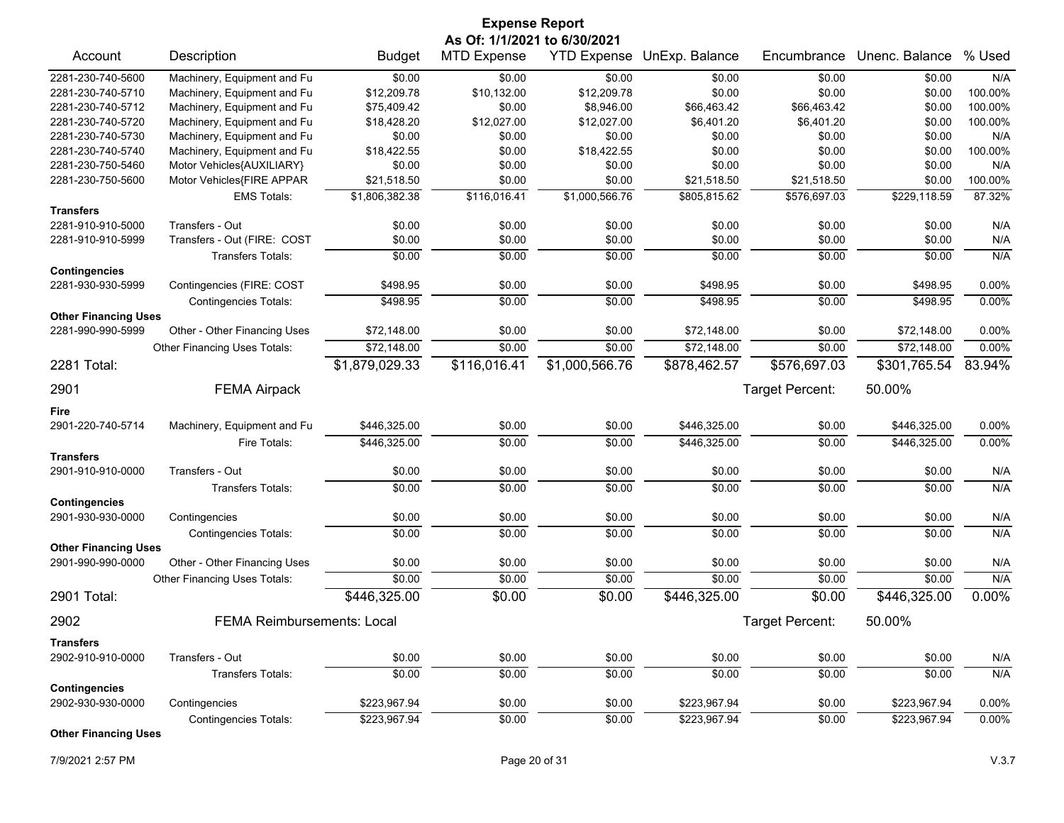# Expense Report

**As Of: 1/1/2021 to 6/30/2021**

| Account | Description | Budget | MTD Expense | YTD Expense | UnExp. Balance | Encumbrance | Unenc. Balance | % Used |
|---|---|---|---|---|---|---|---|---|
| 2281-230-740-5600 | Machinery, Equipment and Fu | $0.00 | $0.00 | $0.00 | $0.00 | $0.00 | $0.00 | N/A |
| 2281-230-740-5710 | Machinery, Equipment and Fu | $12,209.78 | $10,132.00 | $12,209.78 | $0.00 | $0.00 | $0.00 | 100.00% |
| 2281-230-740-5712 | Machinery, Equipment and Fu | $75,409.42 | $0.00 | $8,946.00 | $66,463.42 | $66,463.42 | $0.00 | 100.00% |
| 2281-230-740-5720 | Machinery, Equipment and Fu | $18,428.20 | $12,027.00 | $12,027.00 | $6,401.20 | $6,401.20 | $0.00 | 100.00% |
| 2281-230-740-5730 | Machinery, Equipment and Fu | $0.00 | $0.00 | $0.00 | $0.00 | $0.00 | $0.00 | N/A |
| 2281-230-740-5740 | Machinery, Equipment and Fu | $18,422.55 | $0.00 | $18,422.55 | $0.00 | $0.00 | $0.00 | 100.00% |
| 2281-230-750-5460 | Motor Vehicles{AUXILIARY} | $0.00 | $0.00 | $0.00 | $0.00 | $0.00 | $0.00 | N/A |
| 2281-230-750-5600 | Motor Vehicles{FIRE APPAR | $21,518.50 | $0.00 | $0.00 | $21,518.50 | $21,518.50 | $0.00 | 100.00% |
| | EMS Totals: | $1,806,382.38 | $116,016.41 | $1,000,566.76 | $805,815.62 | $576,697.03 | $229,118.59 | 87.32% |
| **Transfers** | | | | | | | | |
| 2281-910-910-5000 | Transfers - Out | $0.00 | $0.00 | $0.00 | $0.00 | $0.00 | $0.00 | N/A |
| 2281-910-910-5999 | Transfers - Out (FIRE: COST | $0.00 | $0.00 | $0.00 | $0.00 | $0.00 | $0.00 | N/A |
| | Transfers Totals: | $0.00 | $0.00 | $0.00 | $0.00 | $0.00 | $0.00 | N/A |
| **Contingencies** | | | | | | | | |
| 2281-930-930-5999 | Contingencies (FIRE: COST | $498.95 | $0.00 | $0.00 | $498.95 | $0.00 | $498.95 | 0.00% |
| | Contingencies Totals: | $498.95 | $0.00 | $0.00 | $498.95 | $0.00 | $498.95 | 0.00% |
| **Other Financing Uses** | | | | | | | | |
| 2281-990-990-5999 | Other - Other Financing Uses | $72,148.00 | $0.00 | $0.00 | $72,148.00 | $0.00 | $72,148.00 | 0.00% |
| | Other Financing Uses Totals: | $72,148.00 | $0.00 | $0.00 | $72,148.00 | $0.00 | $72,148.00 | 0.00% |
| **2281 Total:** | | **$1,879,029.33** | **$116,016.41** | **$1,000,566.76** | **$878,462.57** | **$576,697.03** | **$301,765.54** | **83.94%** |

## 2901 FEMA Airpack

Target Percent: 50.00%

| Account | Description | Budget | MTD Expense | YTD Expense | UnExp. Balance | Encumbrance | Unenc. Balance | % Used |
|---|---|---|---|---|---|---|---|---|
| **Fire** | | | | | | | | |
| 2901-220-740-5714 | Machinery, Equipment and Fu | $446,325.00 | $0.00 | $0.00 | $446,325.00 | $0.00 | $446,325.00 | 0.00% |
| | Fire Totals: | $446,325.00 | $0.00 | $0.00 | $446,325.00 | $0.00 | $446,325.00 | 0.00% |
| **Transfers** | | | | | | | | |
| 2901-910-910-0000 | Transfers - Out | $0.00 | $0.00 | $0.00 | $0.00 | $0.00 | $0.00 | N/A |
| | Transfers Totals: | $0.00 | $0.00 | $0.00 | $0.00 | $0.00 | $0.00 | N/A |
| **Contingencies** | | | | | | | | |
| 2901-930-930-0000 | Contingencies | $0.00 | $0.00 | $0.00 | $0.00 | $0.00 | $0.00 | N/A |
| | Contingencies Totals: | $0.00 | $0.00 | $0.00 | $0.00 | $0.00 | $0.00 | N/A |
| **Other Financing Uses** | | | | | | | | |
| 2901-990-990-0000 | Other - Other Financing Uses | $0.00 | $0.00 | $0.00 | $0.00 | $0.00 | $0.00 | N/A |
| | Other Financing Uses Totals: | $0.00 | $0.00 | $0.00 | $0.00 | $0.00 | $0.00 | N/A |
| **2901 Total:** | | **$446,325.00** | **$0.00** | **$0.00** | **$446,325.00** | **$0.00** | **$446,325.00** | **0.00%** |

## 2902 FEMA Reimbursements: Local

Target Percent: 50.00%

| Account | Description | Budget | MTD Expense | YTD Expense | UnExp. Balance | Encumbrance | Unenc. Balance | % Used |
|---|---|---|---|---|---|---|---|---|
| **Transfers** | | | | | | | | |
| 2902-910-910-0000 | Transfers - Out | $0.00 | $0.00 | $0.00 | $0.00 | $0.00 | $0.00 | N/A |
| | Transfers Totals: | $0.00 | $0.00 | $0.00 | $0.00 | $0.00 | $0.00 | N/A |
| **Contingencies** | | | | | | | | |
| 2902-930-930-0000 | Contingencies | $223,967.94 | $0.00 | $0.00 | $223,967.94 | $0.00 | $223,967.94 | 0.00% |
| | Contingencies Totals: | $223,967.94 | $0.00 | $0.00 | $223,967.94 | $0.00 | $223,967.94 | 0.00% |
| **Other Financing Uses** | | | | | | | | |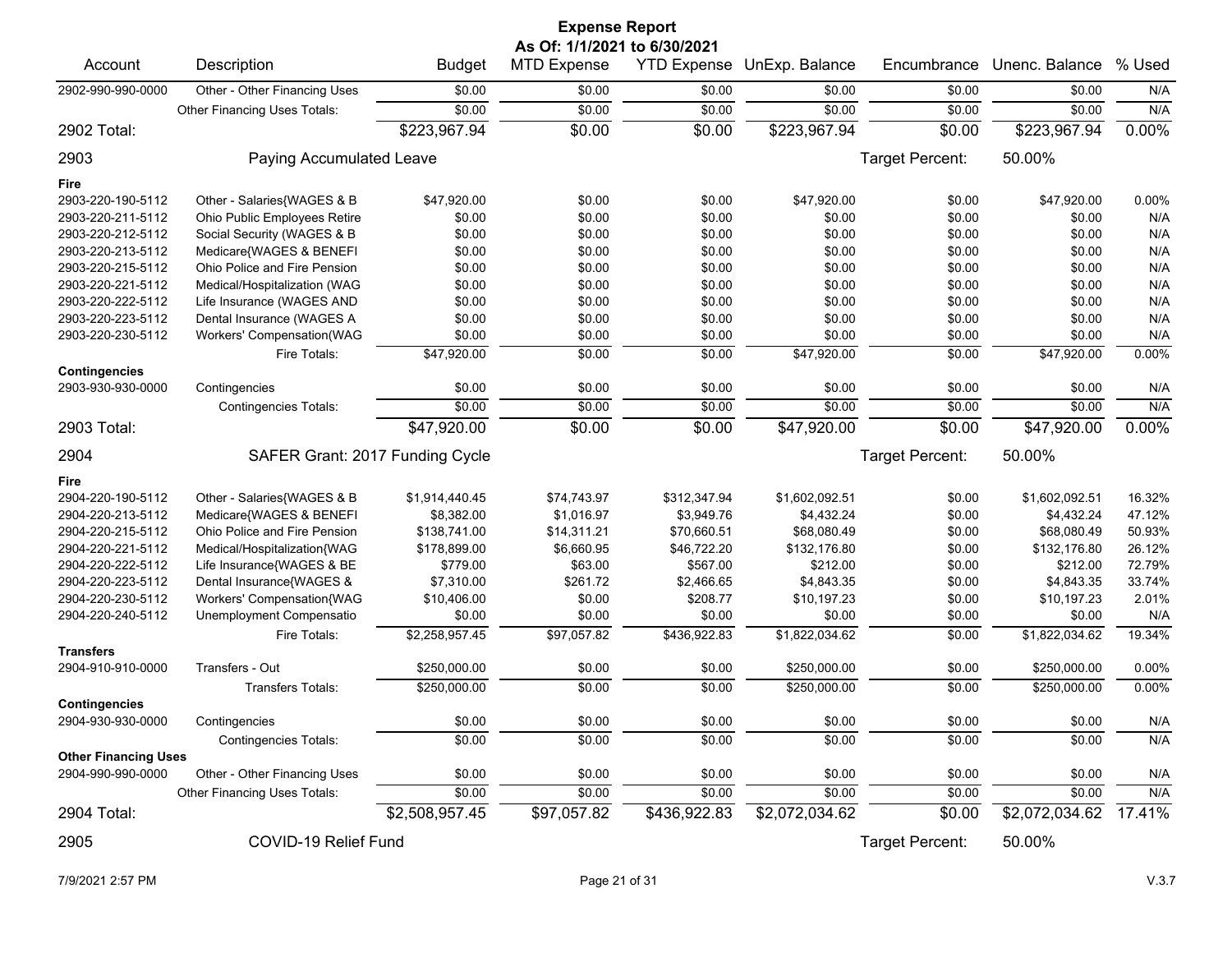# Expense Report

**As Of: 1/1/2021 to 6/30/2021**

| Account | Description | Budget | MTD Expense | YTD Expense | UnExp. Balance | Encumbrance | Unenc. Balance | % Used |
|---|---|---|---|---|---|---|---|---|
| 2902-990-990-0000 | Other - Other Financing Uses | $0.00 | $0.00 | $0.00 | $0.00 | $0.00 | $0.00 | N/A |
| | Other Financing Uses Totals: | $0.00 | $0.00 | $0.00 | $0.00 | $0.00 | $0.00 | N/A |
| **2902 Total:** | | $223,967.94 | $0.00 | $0.00 | $223,967.94 | $0.00 | $223,967.94 | 0.00% |
| **2903** | **Paying Accumulated Leave** | | | | | Target Percent: | 50.00% | |
| **Fire** | | | | | | | | |
| 2903-220-190-5112 | Other - Salaries{WAGES & B | $47,920.00 | $0.00 | $0.00 | $47,920.00 | $0.00 | $47,920.00 | 0.00% |
| 2903-220-211-5112 | Ohio Public Employees Retire | $0.00 | $0.00 | $0.00 | $0.00 | $0.00 | $0.00 | N/A |
| 2903-220-212-5112 | Social Security (WAGES & B | $0.00 | $0.00 | $0.00 | $0.00 | $0.00 | $0.00 | N/A |
| 2903-220-213-5112 | Medicare{WAGES & BENEFI | $0.00 | $0.00 | $0.00 | $0.00 | $0.00 | $0.00 | N/A |
| 2903-220-215-5112 | Ohio Police and Fire Pension | $0.00 | $0.00 | $0.00 | $0.00 | $0.00 | $0.00 | N/A |
| 2903-220-221-5112 | Medical/Hospitalization (WAG | $0.00 | $0.00 | $0.00 | $0.00 | $0.00 | $0.00 | N/A |
| 2903-220-222-5112 | Life Insurance (WAGES AND | $0.00 | $0.00 | $0.00 | $0.00 | $0.00 | $0.00 | N/A |
| 2903-220-223-5112 | Dental Insurance (WAGES A | $0.00 | $0.00 | $0.00 | $0.00 | $0.00 | $0.00 | N/A |
| 2903-220-230-5112 | Workers' Compensation(WAG | $0.00 | $0.00 | $0.00 | $0.00 | $0.00 | $0.00 | N/A |
| | Fire Totals: | $47,920.00 | $0.00 | $0.00 | $47,920.00 | $0.00 | $47,920.00 | 0.00% |
| **Contingencies** | | | | | | | | |
| 2903-930-930-0000 | Contingencies | $0.00 | $0.00 | $0.00 | $0.00 | $0.00 | $0.00 | N/A |
| | Contingencies Totals: | $0.00 | $0.00 | $0.00 | $0.00 | $0.00 | $0.00 | N/A |
| **2903 Total:** | | $47,920.00 | $0.00 | $0.00 | $47,920.00 | $0.00 | $47,920.00 | 0.00% |
| **2904** | **SAFER Grant: 2017 Funding Cycle** | | | | | Target Percent: | 50.00% | |
| **Fire** | | | | | | | | |
| 2904-220-190-5112 | Other - Salaries{WAGES & B | $1,914,440.45 | $74,743.97 | $312,347.94 | $1,602,092.51 | $0.00 | $1,602,092.51 | 16.32% |
| 2904-220-213-5112 | Medicare{WAGES & BENEFI | $8,382.00 | $1,016.97 | $3,949.76 | $4,432.24 | $0.00 | $4,432.24 | 47.12% |
| 2904-220-215-5112 | Ohio Police and Fire Pension | $138,741.00 | $14,311.21 | $70,660.51 | $68,080.49 | $0.00 | $68,080.49 | 50.93% |
| 2904-220-221-5112 | Medical/Hospitalization{WAG | $178,899.00 | $6,660.95 | $46,722.20 | $132,176.80 | $0.00 | $132,176.80 | 26.12% |
| 2904-220-222-5112 | Life Insurance{WAGES & BE | $779.00 | $63.00 | $567.00 | $212.00 | $0.00 | $212.00 | 72.79% |
| 2904-220-223-5112 | Dental Insurance{WAGES & | $7,310.00 | $261.72 | $2,466.65 | $4,843.35 | $0.00 | $4,843.35 | 33.74% |
| 2904-220-230-5112 | Workers' Compensation{WAG | $10,406.00 | $0.00 | $208.77 | $10,197.23 | $0.00 | $10,197.23 | 2.01% |
| 2904-220-240-5112 | Unemployment Compensatio | $0.00 | $0.00 | $0.00 | $0.00 | $0.00 | $0.00 | N/A |
| | Fire Totals: | $2,258,957.45 | $97,057.82 | $436,922.83 | $1,822,034.62 | $0.00 | $1,822,034.62 | 19.34% |
| **Transfers** | | | | | | | | |
| 2904-910-910-0000 | Transfers - Out | $250,000.00 | $0.00 | $0.00 | $250,000.00 | $0.00 | $250,000.00 | 0.00% |
| | Transfers Totals: | $250,000.00 | $0.00 | $0.00 | $250,000.00 | $0.00 | $250,000.00 | 0.00% |
| **Contingencies** | | | | | | | | |
| 2904-930-930-0000 | Contingencies | $0.00 | $0.00 | $0.00 | $0.00 | $0.00 | $0.00 | N/A |
| | Contingencies Totals: | $0.00 | $0.00 | $0.00 | $0.00 | $0.00 | $0.00 | N/A |
| **Other Financing Uses** | | | | | | | | |
| 2904-990-990-0000 | Other - Other Financing Uses | $0.00 | $0.00 | $0.00 | $0.00 | $0.00 | $0.00 | N/A |
| | Other Financing Uses Totals: | $0.00 | $0.00 | $0.00 | $0.00 | $0.00 | $0.00 | N/A |
| **2904 Total:** | | $2,508,957.45 | $97,057.82 | $436,922.83 | $2,072,034.62 | $0.00 | $2,072,034.62 | 17.41% |
| **2905** | **COVID-19 Relief Fund** | | | | | Target Percent: | 50.00% | |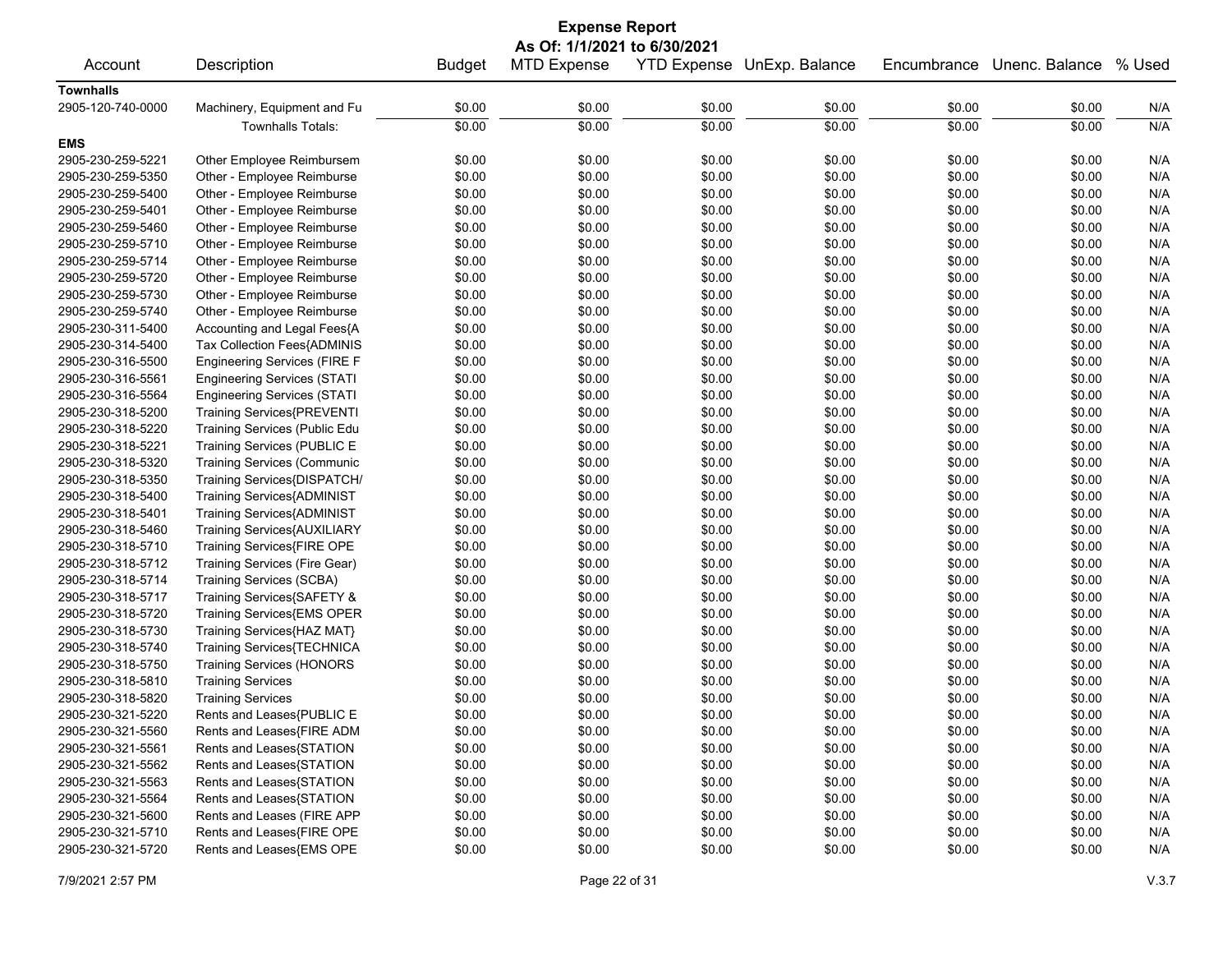# Expense Report

**As Of: 1/1/2021 to 6/30/2021**

| Account | Description | Budget | MTD Expense | YTD Expense | UnExp. Balance | Encumbrance | Unenc. Balance | % Used |
|---|---|---|---|---|---|---|---|---|
| **Townhalls** | | | | | | | | |
| 2905-120-740-0000 | Machinery, Equipment and Fu | $0.00 | $0.00 | $0.00 | $0.00 | $0.00 | $0.00 | N/A |
| | Townhalls Totals: | $0.00 | $0.00 | $0.00 | $0.00 | $0.00 | $0.00 | N/A |
| **EMS** | | | | | | | | |
| 2905-230-259-5221 | Other Employee Reimbursem | $0.00 | $0.00 | $0.00 | $0.00 | $0.00 | $0.00 | N/A |
| 2905-230-259-5350 | Other - Employee Reimburse | $0.00 | $0.00 | $0.00 | $0.00 | $0.00 | $0.00 | N/A |
| 2905-230-259-5400 | Other - Employee Reimburse | $0.00 | $0.00 | $0.00 | $0.00 | $0.00 | $0.00 | N/A |
| 2905-230-259-5401 | Other - Employee Reimburse | $0.00 | $0.00 | $0.00 | $0.00 | $0.00 | $0.00 | N/A |
| 2905-230-259-5460 | Other - Employee Reimburse | $0.00 | $0.00 | $0.00 | $0.00 | $0.00 | $0.00 | N/A |
| 2905-230-259-5710 | Other - Employee Reimburse | $0.00 | $0.00 | $0.00 | $0.00 | $0.00 | $0.00 | N/A |
| 2905-230-259-5714 | Other - Employee Reimburse | $0.00 | $0.00 | $0.00 | $0.00 | $0.00 | $0.00 | N/A |
| 2905-230-259-5720 | Other - Employee Reimburse | $0.00 | $0.00 | $0.00 | $0.00 | $0.00 | $0.00 | N/A |
| 2905-230-259-5730 | Other - Employee Reimburse | $0.00 | $0.00 | $0.00 | $0.00 | $0.00 | $0.00 | N/A |
| 2905-230-259-5740 | Other - Employee Reimburse | $0.00 | $0.00 | $0.00 | $0.00 | $0.00 | $0.00 | N/A |
| 2905-230-311-5400 | Accounting and Legal Fees{A | $0.00 | $0.00 | $0.00 | $0.00 | $0.00 | $0.00 | N/A |
| 2905-230-314-5400 | Tax Collection Fees{ADMINIS | $0.00 | $0.00 | $0.00 | $0.00 | $0.00 | $0.00 | N/A |
| 2905-230-316-5500 | Engineering Services (FIRE F | $0.00 | $0.00 | $0.00 | $0.00 | $0.00 | $0.00 | N/A |
| 2905-230-316-5561 | Engineering Services (STATI | $0.00 | $0.00 | $0.00 | $0.00 | $0.00 | $0.00 | N/A |
| 2905-230-316-5564 | Engineering Services (STATI | $0.00 | $0.00 | $0.00 | $0.00 | $0.00 | $0.00 | N/A |
| 2905-230-318-5200 | Training Services{PREVENTI | $0.00 | $0.00 | $0.00 | $0.00 | $0.00 | $0.00 | N/A |
| 2905-230-318-5220 | Training Services (Public Edu | $0.00 | $0.00 | $0.00 | $0.00 | $0.00 | $0.00 | N/A |
| 2905-230-318-5221 | Training Services (PUBLIC E | $0.00 | $0.00 | $0.00 | $0.00 | $0.00 | $0.00 | N/A |
| 2905-230-318-5320 | Training Services (Communic | $0.00 | $0.00 | $0.00 | $0.00 | $0.00 | $0.00 | N/A |
| 2905-230-318-5350 | Training Services{DISPATCH/ | $0.00 | $0.00 | $0.00 | $0.00 | $0.00 | $0.00 | N/A |
| 2905-230-318-5400 | Training Services{ADMINIST | $0.00 | $0.00 | $0.00 | $0.00 | $0.00 | $0.00 | N/A |
| 2905-230-318-5401 | Training Services{ADMINIST | $0.00 | $0.00 | $0.00 | $0.00 | $0.00 | $0.00 | N/A |
| 2905-230-318-5460 | Training Services{AUXILIARY | $0.00 | $0.00 | $0.00 | $0.00 | $0.00 | $0.00 | N/A |
| 2905-230-318-5710 | Training Services{FIRE OPE | $0.00 | $0.00 | $0.00 | $0.00 | $0.00 | $0.00 | N/A |
| 2905-230-318-5712 | Training Services (Fire Gear) | $0.00 | $0.00 | $0.00 | $0.00 | $0.00 | $0.00 | N/A |
| 2905-230-318-5714 | Training Services (SCBA) | $0.00 | $0.00 | $0.00 | $0.00 | $0.00 | $0.00 | N/A |
| 2905-230-318-5717 | Training Services{SAFETY & | $0.00 | $0.00 | $0.00 | $0.00 | $0.00 | $0.00 | N/A |
| 2905-230-318-5720 | Training Services{EMS OPER | $0.00 | $0.00 | $0.00 | $0.00 | $0.00 | $0.00 | N/A |
| 2905-230-318-5730 | Training Services{HAZ MAT} | $0.00 | $0.00 | $0.00 | $0.00 | $0.00 | $0.00 | N/A |
| 2905-230-318-5740 | Training Services{TECHNICA | $0.00 | $0.00 | $0.00 | $0.00 | $0.00 | $0.00 | N/A |
| 2905-230-318-5750 | Training Services (HONORS | $0.00 | $0.00 | $0.00 | $0.00 | $0.00 | $0.00 | N/A |
| 2905-230-318-5810 | Training Services | $0.00 | $0.00 | $0.00 | $0.00 | $0.00 | $0.00 | N/A |
| 2905-230-318-5820 | Training Services | $0.00 | $0.00 | $0.00 | $0.00 | $0.00 | $0.00 | N/A |
| 2905-230-321-5220 | Rents and Leases{PUBLIC E | $0.00 | $0.00 | $0.00 | $0.00 | $0.00 | $0.00 | N/A |
| 2905-230-321-5560 | Rents and Leases{FIRE ADM | $0.00 | $0.00 | $0.00 | $0.00 | $0.00 | $0.00 | N/A |
| 2905-230-321-5561 | Rents and Leases{STATION | $0.00 | $0.00 | $0.00 | $0.00 | $0.00 | $0.00 | N/A |
| 2905-230-321-5562 | Rents and Leases{STATION | $0.00 | $0.00 | $0.00 | $0.00 | $0.00 | $0.00 | N/A |
| 2905-230-321-5563 | Rents and Leases{STATION | $0.00 | $0.00 | $0.00 | $0.00 | $0.00 | $0.00 | N/A |
| 2905-230-321-5564 | Rents and Leases{STATION | $0.00 | $0.00 | $0.00 | $0.00 | $0.00 | $0.00 | N/A |
| 2905-230-321-5600 | Rents and Leases (FIRE APP | $0.00 | $0.00 | $0.00 | $0.00 | $0.00 | $0.00 | N/A |
| 2905-230-321-5710 | Rents and Leases{FIRE OPE | $0.00 | $0.00 | $0.00 | $0.00 | $0.00 | $0.00 | N/A |
| 2905-230-321-5720 | Rents and Leases{EMS OPE | $0.00 | $0.00 | $0.00 | $0.00 | $0.00 | $0.00 | N/A |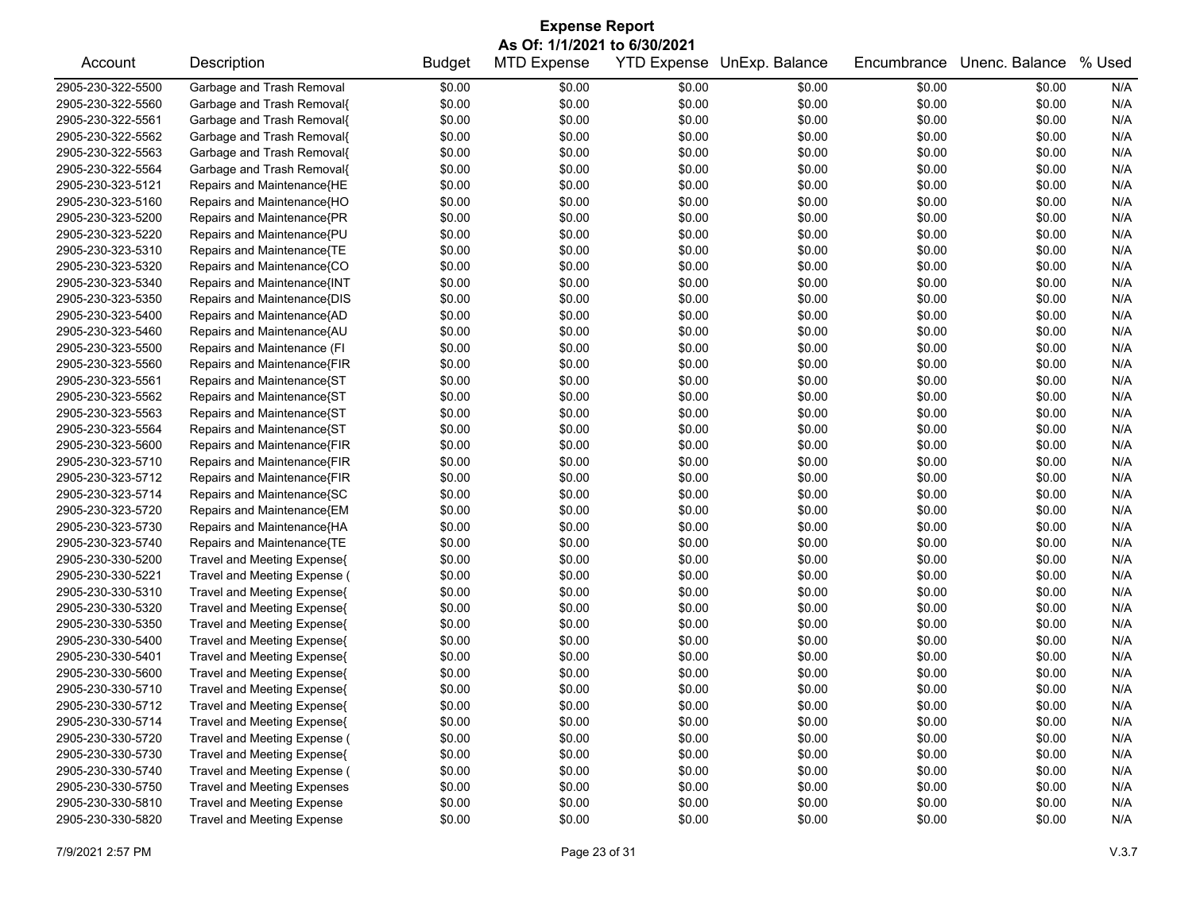# Expense Report

**As Of: 1/1/2021 to 6/30/2021**

| Account | Description | Budget | MTD Expense | YTD Expense | UnExp. Balance | Encumbrance | Unenc. Balance | % Used |
|---|---|---|---|---|---|---|---|---|
| 2905-230-322-5500 | Garbage and Trash Removal | $0.00 | $0.00 | $0.00 | $0.00 | $0.00 | $0.00 | N/A |
| 2905-230-322-5560 | Garbage and Trash Removal{ | $0.00 | $0.00 | $0.00 | $0.00 | $0.00 | $0.00 | N/A |
| 2905-230-322-5561 | Garbage and Trash Removal{ | $0.00 | $0.00 | $0.00 | $0.00 | $0.00 | $0.00 | N/A |
| 2905-230-322-5562 | Garbage and Trash Removal{ | $0.00 | $0.00 | $0.00 | $0.00 | $0.00 | $0.00 | N/A |
| 2905-230-322-5563 | Garbage and Trash Removal{ | $0.00 | $0.00 | $0.00 | $0.00 | $0.00 | $0.00 | N/A |
| 2905-230-322-5564 | Garbage and Trash Removal{ | $0.00 | $0.00 | $0.00 | $0.00 | $0.00 | $0.00 | N/A |
| 2905-230-323-5121 | Repairs and Maintenance{HE | $0.00 | $0.00 | $0.00 | $0.00 | $0.00 | $0.00 | N/A |
| 2905-230-323-5160 | Repairs and Maintenance{HO | $0.00 | $0.00 | $0.00 | $0.00 | $0.00 | $0.00 | N/A |
| 2905-230-323-5200 | Repairs and Maintenance{PR | $0.00 | $0.00 | $0.00 | $0.00 | $0.00 | $0.00 | N/A |
| 2905-230-323-5220 | Repairs and Maintenance{PU | $0.00 | $0.00 | $0.00 | $0.00 | $0.00 | $0.00 | N/A |
| 2905-230-323-5310 | Repairs and Maintenance{TE | $0.00 | $0.00 | $0.00 | $0.00 | $0.00 | $0.00 | N/A |
| 2905-230-323-5320 | Repairs and Maintenance{CO | $0.00 | $0.00 | $0.00 | $0.00 | $0.00 | $0.00 | N/A |
| 2905-230-323-5340 | Repairs and Maintenance{INT | $0.00 | $0.00 | $0.00 | $0.00 | $0.00 | $0.00 | N/A |
| 2905-230-323-5350 | Repairs and Maintenance{DIS | $0.00 | $0.00 | $0.00 | $0.00 | $0.00 | $0.00 | N/A |
| 2905-230-323-5400 | Repairs and Maintenance{AD | $0.00 | $0.00 | $0.00 | $0.00 | $0.00 | $0.00 | N/A |
| 2905-230-323-5460 | Repairs and Maintenance{AU | $0.00 | $0.00 | $0.00 | $0.00 | $0.00 | $0.00 | N/A |
| 2905-230-323-5500 | Repairs and Maintenance (FI | $0.00 | $0.00 | $0.00 | $0.00 | $0.00 | $0.00 | N/A |
| 2905-230-323-5560 | Repairs and Maintenance{FIR | $0.00 | $0.00 | $0.00 | $0.00 | $0.00 | $0.00 | N/A |
| 2905-230-323-5561 | Repairs and Maintenance{ST | $0.00 | $0.00 | $0.00 | $0.00 | $0.00 | $0.00 | N/A |
| 2905-230-323-5562 | Repairs and Maintenance{ST | $0.00 | $0.00 | $0.00 | $0.00 | $0.00 | $0.00 | N/A |
| 2905-230-323-5563 | Repairs and Maintenance{ST | $0.00 | $0.00 | $0.00 | $0.00 | $0.00 | $0.00 | N/A |
| 2905-230-323-5564 | Repairs and Maintenance{ST | $0.00 | $0.00 | $0.00 | $0.00 | $0.00 | $0.00 | N/A |
| 2905-230-323-5600 | Repairs and Maintenance{FIR | $0.00 | $0.00 | $0.00 | $0.00 | $0.00 | $0.00 | N/A |
| 2905-230-323-5710 | Repairs and Maintenance{FIR | $0.00 | $0.00 | $0.00 | $0.00 | $0.00 | $0.00 | N/A |
| 2905-230-323-5712 | Repairs and Maintenance{FIR | $0.00 | $0.00 | $0.00 | $0.00 | $0.00 | $0.00 | N/A |
| 2905-230-323-5714 | Repairs and Maintenance{SC | $0.00 | $0.00 | $0.00 | $0.00 | $0.00 | $0.00 | N/A |
| 2905-230-323-5720 | Repairs and Maintenance{EM | $0.00 | $0.00 | $0.00 | $0.00 | $0.00 | $0.00 | N/A |
| 2905-230-323-5730 | Repairs and Maintenance{HA | $0.00 | $0.00 | $0.00 | $0.00 | $0.00 | $0.00 | N/A |
| 2905-230-323-5740 | Repairs and Maintenance{TE | $0.00 | $0.00 | $0.00 | $0.00 | $0.00 | $0.00 | N/A |
| 2905-230-330-5200 | Travel and Meeting Expense{ | $0.00 | $0.00 | $0.00 | $0.00 | $0.00 | $0.00 | N/A |
| 2905-230-330-5221 | Travel and Meeting Expense ( | $0.00 | $0.00 | $0.00 | $0.00 | $0.00 | $0.00 | N/A |
| 2905-230-330-5310 | Travel and Meeting Expense{ | $0.00 | $0.00 | $0.00 | $0.00 | $0.00 | $0.00 | N/A |
| 2905-230-330-5320 | Travel and Meeting Expense{ | $0.00 | $0.00 | $0.00 | $0.00 | $0.00 | $0.00 | N/A |
| 2905-230-330-5350 | Travel and Meeting Expense{ | $0.00 | $0.00 | $0.00 | $0.00 | $0.00 | $0.00 | N/A |
| 2905-230-330-5400 | Travel and Meeting Expense{ | $0.00 | $0.00 | $0.00 | $0.00 | $0.00 | $0.00 | N/A |
| 2905-230-330-5401 | Travel and Meeting Expense{ | $0.00 | $0.00 | $0.00 | $0.00 | $0.00 | $0.00 | N/A |
| 2905-230-330-5600 | Travel and Meeting Expense{ | $0.00 | $0.00 | $0.00 | $0.00 | $0.00 | $0.00 | N/A |
| 2905-230-330-5710 | Travel and Meeting Expense{ | $0.00 | $0.00 | $0.00 | $0.00 | $0.00 | $0.00 | N/A |
| 2905-230-330-5712 | Travel and Meeting Expense{ | $0.00 | $0.00 | $0.00 | $0.00 | $0.00 | $0.00 | N/A |
| 2905-230-330-5714 | Travel and Meeting Expense{ | $0.00 | $0.00 | $0.00 | $0.00 | $0.00 | $0.00 | N/A |
| 2905-230-330-5720 | Travel and Meeting Expense ( | $0.00 | $0.00 | $0.00 | $0.00 | $0.00 | $0.00 | N/A |
| 2905-230-330-5730 | Travel and Meeting Expense{ | $0.00 | $0.00 | $0.00 | $0.00 | $0.00 | $0.00 | N/A |
| 2905-230-330-5740 | Travel and Meeting Expense ( | $0.00 | $0.00 | $0.00 | $0.00 | $0.00 | $0.00 | N/A |
| 2905-230-330-5750 | Travel and Meeting Expenses | $0.00 | $0.00 | $0.00 | $0.00 | $0.00 | $0.00 | N/A |
| 2905-230-330-5810 | Travel and Meeting Expense | $0.00 | $0.00 | $0.00 | $0.00 | $0.00 | $0.00 | N/A |
| 2905-230-330-5820 | Travel and Meeting Expense | $0.00 | $0.00 | $0.00 | $0.00 | $0.00 | $0.00 | N/A |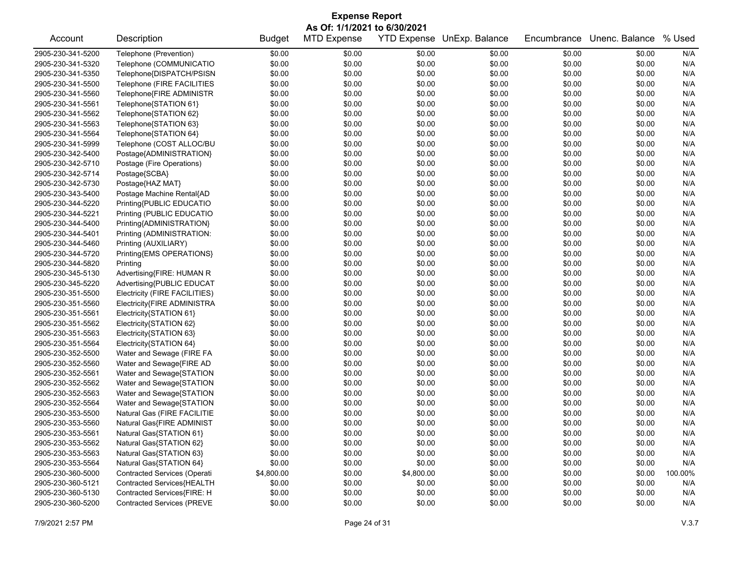# Expense Report

**As Of: 1/1/2021 to 6/30/2021**

| Account | Description | Budget | MTD Expense | YTD Expense | UnExp. Balance | Encumbrance | Unenc. Balance | % Used |
|---|---|---|---|---|---|---|---|---|
| 2905-230-341-5200 | Telephone (Prevention) | $0.00 | $0.00 | $0.00 | $0.00 | $0.00 | $0.00 | N/A |
| 2905-230-341-5320 | Telephone (COMMUNICATIO | $0.00 | $0.00 | $0.00 | $0.00 | $0.00 | $0.00 | N/A |
| 2905-230-341-5350 | Telephone{DISPATCH/PSISN | $0.00 | $0.00 | $0.00 | $0.00 | $0.00 | $0.00 | N/A |
| 2905-230-341-5500 | Telephone (FIRE FACILITIES | $0.00 | $0.00 | $0.00 | $0.00 | $0.00 | $0.00 | N/A |
| 2905-230-341-5560 | Telephone{FIRE ADMINISTR | $0.00 | $0.00 | $0.00 | $0.00 | $0.00 | $0.00 | N/A |
| 2905-230-341-5561 | Telephone{STATION 61} | $0.00 | $0.00 | $0.00 | $0.00 | $0.00 | $0.00 | N/A |
| 2905-230-341-5562 | Telephone{STATION 62} | $0.00 | $0.00 | $0.00 | $0.00 | $0.00 | $0.00 | N/A |
| 2905-230-341-5563 | Telephone{STATION 63} | $0.00 | $0.00 | $0.00 | $0.00 | $0.00 | $0.00 | N/A |
| 2905-230-341-5564 | Telephone{STATION 64} | $0.00 | $0.00 | $0.00 | $0.00 | $0.00 | $0.00 | N/A |
| 2905-230-341-5999 | Telephone (COST ALLOC/BU | $0.00 | $0.00 | $0.00 | $0.00 | $0.00 | $0.00 | N/A |
| 2905-230-342-5400 | Postage{ADMINISTRATION} | $0.00 | $0.00 | $0.00 | $0.00 | $0.00 | $0.00 | N/A |
| 2905-230-342-5710 | Postage (Fire Operations) | $0.00 | $0.00 | $0.00 | $0.00 | $0.00 | $0.00 | N/A |
| 2905-230-342-5714 | Postage{SCBA} | $0.00 | $0.00 | $0.00 | $0.00 | $0.00 | $0.00 | N/A |
| 2905-230-342-5730 | Postage{HAZ MAT} | $0.00 | $0.00 | $0.00 | $0.00 | $0.00 | $0.00 | N/A |
| 2905-230-343-5400 | Postage Machine Rental{AD | $0.00 | $0.00 | $0.00 | $0.00 | $0.00 | $0.00 | N/A |
| 2905-230-344-5220 | Printing{PUBLIC EDUCATIO | $0.00 | $0.00 | $0.00 | $0.00 | $0.00 | $0.00 | N/A |
| 2905-230-344-5221 | Printing (PUBLIC EDUCATIO | $0.00 | $0.00 | $0.00 | $0.00 | $0.00 | $0.00 | N/A |
| 2905-230-344-5400 | Printing{ADMINISTRATION} | $0.00 | $0.00 | $0.00 | $0.00 | $0.00 | $0.00 | N/A |
| 2905-230-344-5401 | Printing (ADMINISTRATION: | $0.00 | $0.00 | $0.00 | $0.00 | $0.00 | $0.00 | N/A |
| 2905-230-344-5460 | Printing (AUXILIARY) | $0.00 | $0.00 | $0.00 | $0.00 | $0.00 | $0.00 | N/A |
| 2905-230-344-5720 | Printing{EMS OPERATIONS} | $0.00 | $0.00 | $0.00 | $0.00 | $0.00 | $0.00 | N/A |
| 2905-230-344-5820 | Printing | $0.00 | $0.00 | $0.00 | $0.00 | $0.00 | $0.00 | N/A |
| 2905-230-345-5130 | Advertising{FIRE: HUMAN R | $0.00 | $0.00 | $0.00 | $0.00 | $0.00 | $0.00 | N/A |
| 2905-230-345-5220 | Advertising{PUBLIC EDUCAT | $0.00 | $0.00 | $0.00 | $0.00 | $0.00 | $0.00 | N/A |
| 2905-230-351-5500 | Electricity (FIRE FACILITIES) | $0.00 | $0.00 | $0.00 | $0.00 | $0.00 | $0.00 | N/A |
| 2905-230-351-5560 | Electricity{FIRE ADMINISTRA | $0.00 | $0.00 | $0.00 | $0.00 | $0.00 | $0.00 | N/A |
| 2905-230-351-5561 | Electricity{STATION 61} | $0.00 | $0.00 | $0.00 | $0.00 | $0.00 | $0.00 | N/A |
| 2905-230-351-5562 | Electricity{STATION 62} | $0.00 | $0.00 | $0.00 | $0.00 | $0.00 | $0.00 | N/A |
| 2905-230-351-5563 | Electricity{STATION 63} | $0.00 | $0.00 | $0.00 | $0.00 | $0.00 | $0.00 | N/A |
| 2905-230-351-5564 | Electricity{STATION 64} | $0.00 | $0.00 | $0.00 | $0.00 | $0.00 | $0.00 | N/A |
| 2905-230-352-5500 | Water and Sewage (FIRE FA | $0.00 | $0.00 | $0.00 | $0.00 | $0.00 | $0.00 | N/A |
| 2905-230-352-5560 | Water and Sewage{FIRE AD | $0.00 | $0.00 | $0.00 | $0.00 | $0.00 | $0.00 | N/A |
| 2905-230-352-5561 | Water and Sewage{STATION | $0.00 | $0.00 | $0.00 | $0.00 | $0.00 | $0.00 | N/A |
| 2905-230-352-5562 | Water and Sewage{STATION | $0.00 | $0.00 | $0.00 | $0.00 | $0.00 | $0.00 | N/A |
| 2905-230-352-5563 | Water and Sewage{STATION | $0.00 | $0.00 | $0.00 | $0.00 | $0.00 | $0.00 | N/A |
| 2905-230-352-5564 | Water and Sewage{STATION | $0.00 | $0.00 | $0.00 | $0.00 | $0.00 | $0.00 | N/A |
| 2905-230-353-5500 | Natural Gas (FIRE FACILITIE | $0.00 | $0.00 | $0.00 | $0.00 | $0.00 | $0.00 | N/A |
| 2905-230-353-5560 | Natural Gas{FIRE ADMINIST | $0.00 | $0.00 | $0.00 | $0.00 | $0.00 | $0.00 | N/A |
| 2905-230-353-5561 | Natural Gas{STATION 61} | $0.00 | $0.00 | $0.00 | $0.00 | $0.00 | $0.00 | N/A |
| 2905-230-353-5562 | Natural Gas{STATION 62} | $0.00 | $0.00 | $0.00 | $0.00 | $0.00 | $0.00 | N/A |
| 2905-230-353-5563 | Natural Gas{STATION 63} | $0.00 | $0.00 | $0.00 | $0.00 | $0.00 | $0.00 | N/A |
| 2905-230-353-5564 | Natural Gas{STATION 64} | $0.00 | $0.00 | $0.00 | $0.00 | $0.00 | $0.00 | N/A |
| 2905-230-360-5000 | Contracted Services (Operati | $4,800.00 | $0.00 | $4,800.00 | $0.00 | $0.00 | $0.00 | 100.00% |
| 2905-230-360-5121 | Contracted Services{HEALTH | $0.00 | $0.00 | $0.00 | $0.00 | $0.00 | $0.00 | N/A |
| 2905-230-360-5130 | Contracted Services{FIRE: H | $0.00 | $0.00 | $0.00 | $0.00 | $0.00 | $0.00 | N/A |
| 2905-230-360-5200 | Contracted Services (PREVE | $0.00 | $0.00 | $0.00 | $0.00 | $0.00 | $0.00 | N/A |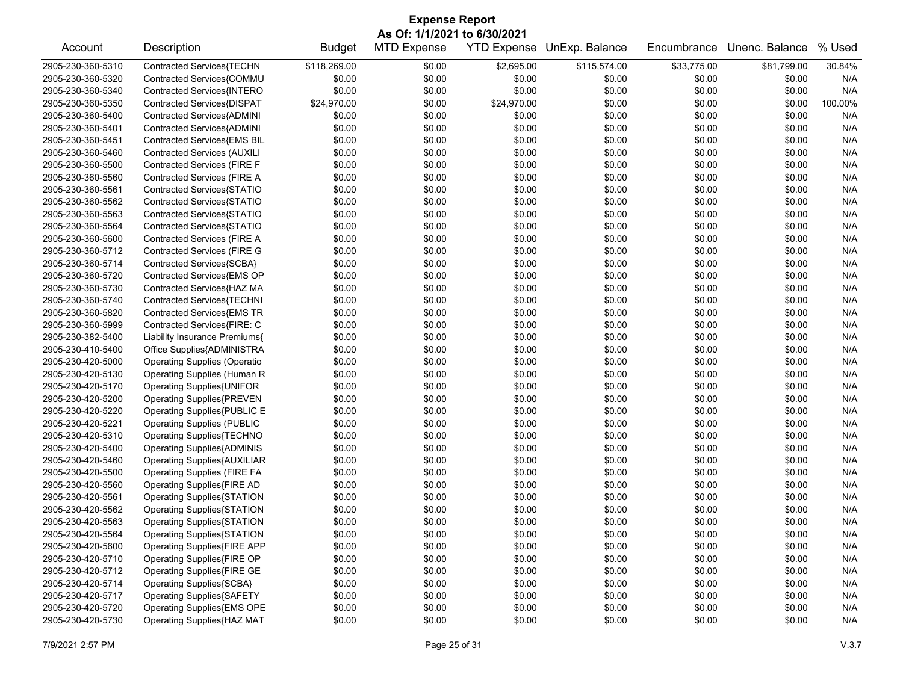# Expense Report

**As Of: 1/1/2021 to 6/30/2021**

| Account | Description | Budget | MTD Expense | YTD Expense | UnExp. Balance | Encumbrance | Unenc. Balance | % Used |
|---|---|---|---|---|---|---|---|---|
| 2905-230-360-5310 | Contracted Services{TECHN | $118,269.00 | $0.00 | $2,695.00 | $115,574.00 | $33,775.00 | $81,799.00 | 30.84% |
| 2905-230-360-5320 | Contracted Services{COMMU | $0.00 | $0.00 | $0.00 | $0.00 | $0.00 | $0.00 | N/A |
| 2905-230-360-5340 | Contracted Services{INTERO | $0.00 | $0.00 | $0.00 | $0.00 | $0.00 | $0.00 | N/A |
| 2905-230-360-5350 | Contracted Services{DISPAT | $24,970.00 | $0.00 | $24,970.00 | $0.00 | $0.00 | $0.00 | 100.00% |
| 2905-230-360-5400 | Contracted Services{ADMINI | $0.00 | $0.00 | $0.00 | $0.00 | $0.00 | $0.00 | N/A |
| 2905-230-360-5401 | Contracted Services{ADMINI | $0.00 | $0.00 | $0.00 | $0.00 | $0.00 | $0.00 | N/A |
| 2905-230-360-5451 | Contracted Services{EMS BIL | $0.00 | $0.00 | $0.00 | $0.00 | $0.00 | $0.00 | N/A |
| 2905-230-360-5460 | Contracted Services (AUXILI | $0.00 | $0.00 | $0.00 | $0.00 | $0.00 | $0.00 | N/A |
| 2905-230-360-5500 | Contracted Services (FIRE F | $0.00 | $0.00 | $0.00 | $0.00 | $0.00 | $0.00 | N/A |
| 2905-230-360-5560 | Contracted Services (FIRE A | $0.00 | $0.00 | $0.00 | $0.00 | $0.00 | $0.00 | N/A |
| 2905-230-360-5561 | Contracted Services{STATIO | $0.00 | $0.00 | $0.00 | $0.00 | $0.00 | $0.00 | N/A |
| 2905-230-360-5562 | Contracted Services{STATIO | $0.00 | $0.00 | $0.00 | $0.00 | $0.00 | $0.00 | N/A |
| 2905-230-360-5563 | Contracted Services{STATIO | $0.00 | $0.00 | $0.00 | $0.00 | $0.00 | $0.00 | N/A |
| 2905-230-360-5564 | Contracted Services{STATIO | $0.00 | $0.00 | $0.00 | $0.00 | $0.00 | $0.00 | N/A |
| 2905-230-360-5600 | Contracted Services (FIRE A | $0.00 | $0.00 | $0.00 | $0.00 | $0.00 | $0.00 | N/A |
| 2905-230-360-5712 | Contracted Services (FIRE G | $0.00 | $0.00 | $0.00 | $0.00 | $0.00 | $0.00 | N/A |
| 2905-230-360-5714 | Contracted Services{SCBA} | $0.00 | $0.00 | $0.00 | $0.00 | $0.00 | $0.00 | N/A |
| 2905-230-360-5720 | Contracted Services{EMS OP | $0.00 | $0.00 | $0.00 | $0.00 | $0.00 | $0.00 | N/A |
| 2905-230-360-5730 | Contracted Services{HAZ MA | $0.00 | $0.00 | $0.00 | $0.00 | $0.00 | $0.00 | N/A |
| 2905-230-360-5740 | Contracted Services{TECHNI | $0.00 | $0.00 | $0.00 | $0.00 | $0.00 | $0.00 | N/A |
| 2905-230-360-5820 | Contracted Services{EMS TR | $0.00 | $0.00 | $0.00 | $0.00 | $0.00 | $0.00 | N/A |
| 2905-230-360-5999 | Contracted Services{FIRE: C | $0.00 | $0.00 | $0.00 | $0.00 | $0.00 | $0.00 | N/A |
| 2905-230-382-5400 | Liability Insurance Premiums{ | $0.00 | $0.00 | $0.00 | $0.00 | $0.00 | $0.00 | N/A |
| 2905-230-410-5400 | Office Supplies{ADMINISTRA | $0.00 | $0.00 | $0.00 | $0.00 | $0.00 | $0.00 | N/A |
| 2905-230-420-5000 | Operating Supplies (Operatio | $0.00 | $0.00 | $0.00 | $0.00 | $0.00 | $0.00 | N/A |
| 2905-230-420-5130 | Operating Supplies (Human R | $0.00 | $0.00 | $0.00 | $0.00 | $0.00 | $0.00 | N/A |
| 2905-230-420-5170 | Operating Supplies{UNIFOR | $0.00 | $0.00 | $0.00 | $0.00 | $0.00 | $0.00 | N/A |
| 2905-230-420-5200 | Operating Supplies{PREVEN | $0.00 | $0.00 | $0.00 | $0.00 | $0.00 | $0.00 | N/A |
| 2905-230-420-5220 | Operating Supplies{PUBLIC E | $0.00 | $0.00 | $0.00 | $0.00 | $0.00 | $0.00 | N/A |
| 2905-230-420-5221 | Operating Supplies (PUBLIC | $0.00 | $0.00 | $0.00 | $0.00 | $0.00 | $0.00 | N/A |
| 2905-230-420-5310 | Operating Supplies{TECHNO | $0.00 | $0.00 | $0.00 | $0.00 | $0.00 | $0.00 | N/A |
| 2905-230-420-5400 | Operating Supplies{ADMINIS | $0.00 | $0.00 | $0.00 | $0.00 | $0.00 | $0.00 | N/A |
| 2905-230-420-5460 | Operating Supplies{AUXILIAR | $0.00 | $0.00 | $0.00 | $0.00 | $0.00 | $0.00 | N/A |
| 2905-230-420-5500 | Operating Supplies (FIRE FA | $0.00 | $0.00 | $0.00 | $0.00 | $0.00 | $0.00 | N/A |
| 2905-230-420-5560 | Operating Supplies{FIRE AD | $0.00 | $0.00 | $0.00 | $0.00 | $0.00 | $0.00 | N/A |
| 2905-230-420-5561 | Operating Supplies{STATION | $0.00 | $0.00 | $0.00 | $0.00 | $0.00 | $0.00 | N/A |
| 2905-230-420-5562 | Operating Supplies{STATION | $0.00 | $0.00 | $0.00 | $0.00 | $0.00 | $0.00 | N/A |
| 2905-230-420-5563 | Operating Supplies{STATION | $0.00 | $0.00 | $0.00 | $0.00 | $0.00 | $0.00 | N/A |
| 2905-230-420-5564 | Operating Supplies{STATION | $0.00 | $0.00 | $0.00 | $0.00 | $0.00 | $0.00 | N/A |
| 2905-230-420-5600 | Operating Supplies{FIRE APP | $0.00 | $0.00 | $0.00 | $0.00 | $0.00 | $0.00 | N/A |
| 2905-230-420-5710 | Operating Supplies{FIRE OP | $0.00 | $0.00 | $0.00 | $0.00 | $0.00 | $0.00 | N/A |
| 2905-230-420-5712 | Operating Supplies{FIRE GE | $0.00 | $0.00 | $0.00 | $0.00 | $0.00 | $0.00 | N/A |
| 2905-230-420-5714 | Operating Supplies{SCBA} | $0.00 | $0.00 | $0.00 | $0.00 | $0.00 | $0.00 | N/A |
| 2905-230-420-5717 | Operating Supplies{SAFETY | $0.00 | $0.00 | $0.00 | $0.00 | $0.00 | $0.00 | N/A |
| 2905-230-420-5720 | Operating Supplies{EMS OPE | $0.00 | $0.00 | $0.00 | $0.00 | $0.00 | $0.00 | N/A |
| 2905-230-420-5730 | Operating Supplies{HAZ MAT | $0.00 | $0.00 | $0.00 | $0.00 | $0.00 | $0.00 | N/A |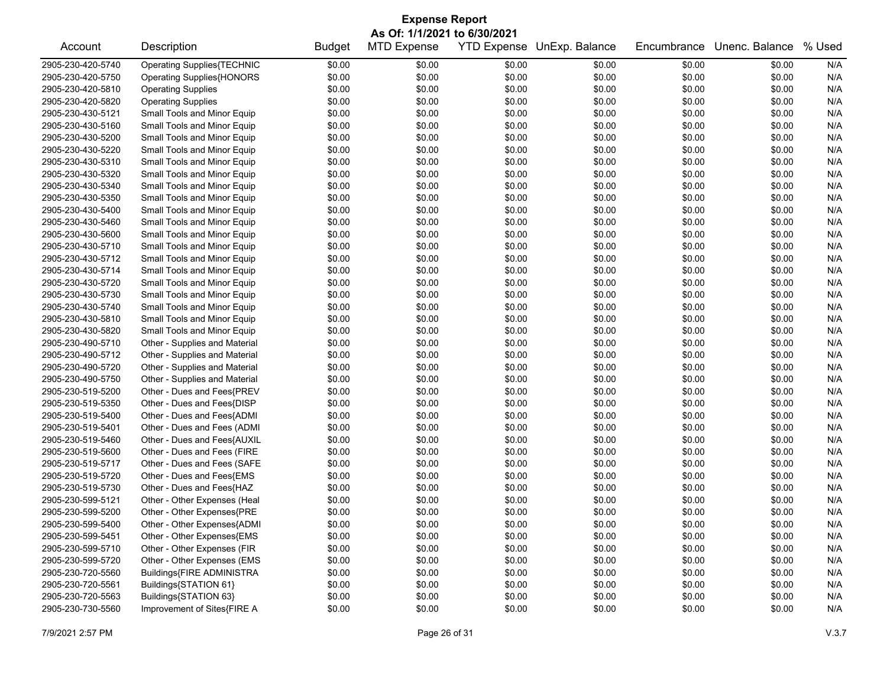# Expense Report

**As Of: 1/1/2021 to 6/30/2021**

| Account | Description | Budget | MTD Expense | YTD Expense | UnExp. Balance | Encumbrance | Unenc. Balance | % Used |
|---|---|---|---|---|---|---|---|---|
| 2905-230-420-5740 | Operating Supplies{TECHNIC | $0.00 | $0.00 | $0.00 | $0.00 | $0.00 | $0.00 | N/A |
| 2905-230-420-5750 | Operating Supplies{HONORS | $0.00 | $0.00 | $0.00 | $0.00 | $0.00 | $0.00 | N/A |
| 2905-230-420-5810 | Operating Supplies | $0.00 | $0.00 | $0.00 | $0.00 | $0.00 | $0.00 | N/A |
| 2905-230-420-5820 | Operating Supplies | $0.00 | $0.00 | $0.00 | $0.00 | $0.00 | $0.00 | N/A |
| 2905-230-430-5121 | Small Tools and Minor Equip | $0.00 | $0.00 | $0.00 | $0.00 | $0.00 | $0.00 | N/A |
| 2905-230-430-5160 | Small Tools and Minor Equip | $0.00 | $0.00 | $0.00 | $0.00 | $0.00 | $0.00 | N/A |
| 2905-230-430-5200 | Small Tools and Minor Equip | $0.00 | $0.00 | $0.00 | $0.00 | $0.00 | $0.00 | N/A |
| 2905-230-430-5220 | Small Tools and Minor Equip | $0.00 | $0.00 | $0.00 | $0.00 | $0.00 | $0.00 | N/A |
| 2905-230-430-5310 | Small Tools and Minor Equip | $0.00 | $0.00 | $0.00 | $0.00 | $0.00 | $0.00 | N/A |
| 2905-230-430-5320 | Small Tools and Minor Equip | $0.00 | $0.00 | $0.00 | $0.00 | $0.00 | $0.00 | N/A |
| 2905-230-430-5340 | Small Tools and Minor Equip | $0.00 | $0.00 | $0.00 | $0.00 | $0.00 | $0.00 | N/A |
| 2905-230-430-5350 | Small Tools and Minor Equip | $0.00 | $0.00 | $0.00 | $0.00 | $0.00 | $0.00 | N/A |
| 2905-230-430-5400 | Small Tools and Minor Equip | $0.00 | $0.00 | $0.00 | $0.00 | $0.00 | $0.00 | N/A |
| 2905-230-430-5460 | Small Tools and Minor Equip | $0.00 | $0.00 | $0.00 | $0.00 | $0.00 | $0.00 | N/A |
| 2905-230-430-5600 | Small Tools and Minor Equip | $0.00 | $0.00 | $0.00 | $0.00 | $0.00 | $0.00 | N/A |
| 2905-230-430-5710 | Small Tools and Minor Equip | $0.00 | $0.00 | $0.00 | $0.00 | $0.00 | $0.00 | N/A |
| 2905-230-430-5712 | Small Tools and Minor Equip | $0.00 | $0.00 | $0.00 | $0.00 | $0.00 | $0.00 | N/A |
| 2905-230-430-5714 | Small Tools and Minor Equip | $0.00 | $0.00 | $0.00 | $0.00 | $0.00 | $0.00 | N/A |
| 2905-230-430-5720 | Small Tools and Minor Equip | $0.00 | $0.00 | $0.00 | $0.00 | $0.00 | $0.00 | N/A |
| 2905-230-430-5730 | Small Tools and Minor Equip | $0.00 | $0.00 | $0.00 | $0.00 | $0.00 | $0.00 | N/A |
| 2905-230-430-5740 | Small Tools and Minor Equip | $0.00 | $0.00 | $0.00 | $0.00 | $0.00 | $0.00 | N/A |
| 2905-230-430-5810 | Small Tools and Minor Equip | $0.00 | $0.00 | $0.00 | $0.00 | $0.00 | $0.00 | N/A |
| 2905-230-430-5820 | Small Tools and Minor Equip | $0.00 | $0.00 | $0.00 | $0.00 | $0.00 | $0.00 | N/A |
| 2905-230-490-5710 | Other - Supplies and Material | $0.00 | $0.00 | $0.00 | $0.00 | $0.00 | $0.00 | N/A |
| 2905-230-490-5712 | Other - Supplies and Material | $0.00 | $0.00 | $0.00 | $0.00 | $0.00 | $0.00 | N/A |
| 2905-230-490-5720 | Other - Supplies and Material | $0.00 | $0.00 | $0.00 | $0.00 | $0.00 | $0.00 | N/A |
| 2905-230-490-5750 | Other - Supplies and Material | $0.00 | $0.00 | $0.00 | $0.00 | $0.00 | $0.00 | N/A |
| 2905-230-519-5200 | Other - Dues and Fees{PREV | $0.00 | $0.00 | $0.00 | $0.00 | $0.00 | $0.00 | N/A |
| 2905-230-519-5350 | Other - Dues and Fees{DISP | $0.00 | $0.00 | $0.00 | $0.00 | $0.00 | $0.00 | N/A |
| 2905-230-519-5400 | Other - Dues and Fees{ADMI | $0.00 | $0.00 | $0.00 | $0.00 | $0.00 | $0.00 | N/A |
| 2905-230-519-5401 | Other - Dues and Fees (ADMI | $0.00 | $0.00 | $0.00 | $0.00 | $0.00 | $0.00 | N/A |
| 2905-230-519-5460 | Other - Dues and Fees{AUXIL | $0.00 | $0.00 | $0.00 | $0.00 | $0.00 | $0.00 | N/A |
| 2905-230-519-5600 | Other - Dues and Fees (FIRE | $0.00 | $0.00 | $0.00 | $0.00 | $0.00 | $0.00 | N/A |
| 2905-230-519-5717 | Other - Dues and Fees (SAFE | $0.00 | $0.00 | $0.00 | $0.00 | $0.00 | $0.00 | N/A |
| 2905-230-519-5720 | Other - Dues and Fees{EMS | $0.00 | $0.00 | $0.00 | $0.00 | $0.00 | $0.00 | N/A |
| 2905-230-519-5730 | Other - Dues and Fees{HAZ | $0.00 | $0.00 | $0.00 | $0.00 | $0.00 | $0.00 | N/A |
| 2905-230-599-5121 | Other - Other Expenses (Heal | $0.00 | $0.00 | $0.00 | $0.00 | $0.00 | $0.00 | N/A |
| 2905-230-599-5200 | Other - Other Expenses{PRE | $0.00 | $0.00 | $0.00 | $0.00 | $0.00 | $0.00 | N/A |
| 2905-230-599-5400 | Other - Other Expenses{ADMI | $0.00 | $0.00 | $0.00 | $0.00 | $0.00 | $0.00 | N/A |
| 2905-230-599-5451 | Other - Other Expenses{EMS | $0.00 | $0.00 | $0.00 | $0.00 | $0.00 | $0.00 | N/A |
| 2905-230-599-5710 | Other - Other Expenses (FIR | $0.00 | $0.00 | $0.00 | $0.00 | $0.00 | $0.00 | N/A |
| 2905-230-599-5720 | Other - Other Expenses (EMS | $0.00 | $0.00 | $0.00 | $0.00 | $0.00 | $0.00 | N/A |
| 2905-230-720-5560 | Buildings{FIRE ADMINISTRA | $0.00 | $0.00 | $0.00 | $0.00 | $0.00 | $0.00 | N/A |
| 2905-230-720-5561 | Buildings{STATION 61} | $0.00 | $0.00 | $0.00 | $0.00 | $0.00 | $0.00 | N/A |
| 2905-230-720-5563 | Buildings{STATION 63} | $0.00 | $0.00 | $0.00 | $0.00 | $0.00 | $0.00 | N/A |
| 2905-230-730-5560 | Improvement of Sites{FIRE A | $0.00 | $0.00 | $0.00 | $0.00 | $0.00 | $0.00 | N/A |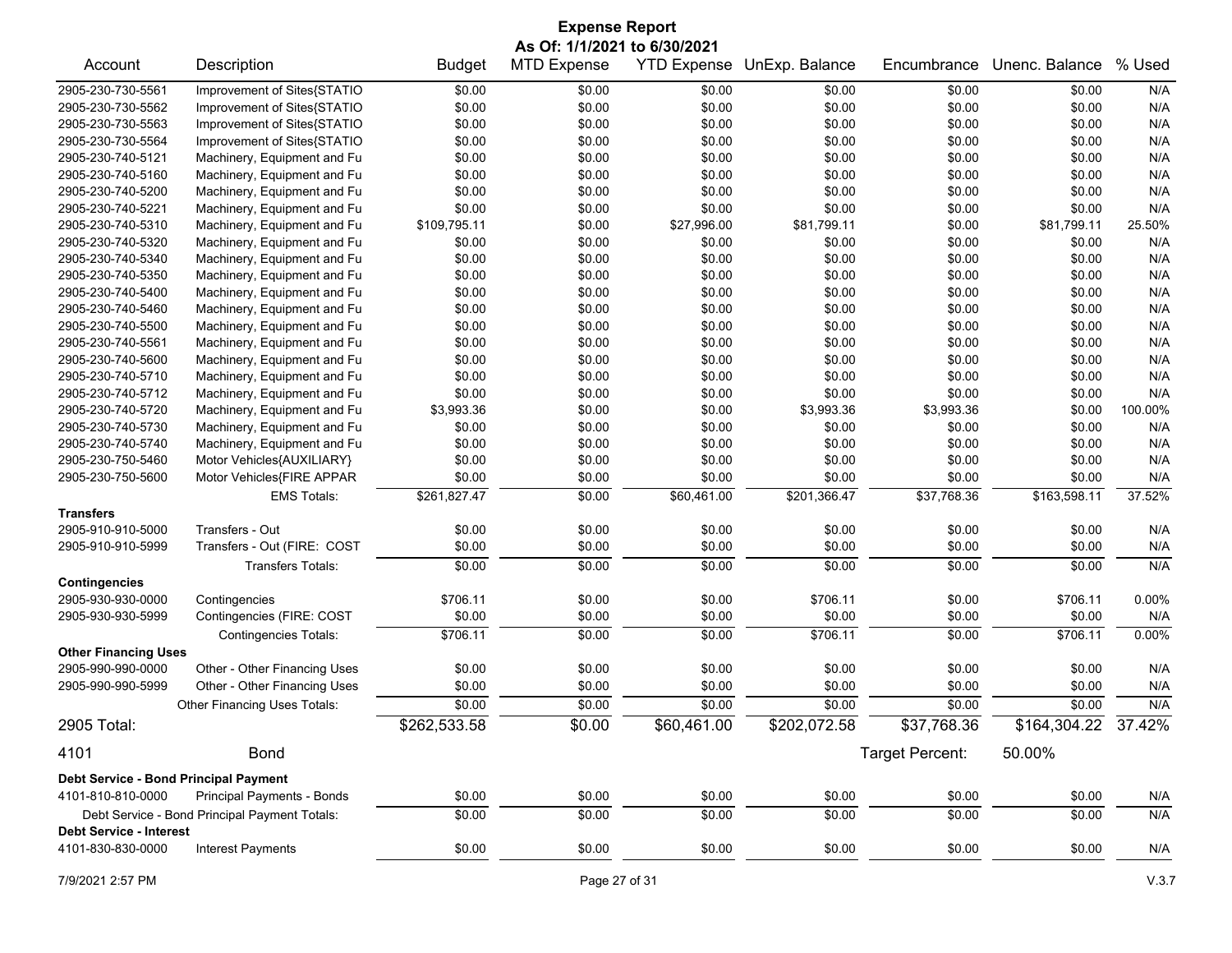# Expense Report

**As Of: 1/1/2021 to 6/30/2021**

| Account | Description | Budget | MTD Expense | YTD Expense | UnExp. Balance | Encumbrance | Unenc. Balance | % Used |
|---|---|---|---|---|---|---|---|---|
| 2905-230-730-5561 | Improvement of Sites{STATIO | $0.00 | $0.00 | $0.00 | $0.00 | $0.00 | $0.00 | N/A |
| 2905-230-730-5562 | Improvement of Sites{STATIO | $0.00 | $0.00 | $0.00 | $0.00 | $0.00 | $0.00 | N/A |
| 2905-230-730-5563 | Improvement of Sites{STATIO | $0.00 | $0.00 | $0.00 | $0.00 | $0.00 | $0.00 | N/A |
| 2905-230-730-5564 | Improvement of Sites{STATIO | $0.00 | $0.00 | $0.00 | $0.00 | $0.00 | $0.00 | N/A |
| 2905-230-740-5121 | Machinery, Equipment and Fu | $0.00 | $0.00 | $0.00 | $0.00 | $0.00 | $0.00 | N/A |
| 2905-230-740-5160 | Machinery, Equipment and Fu | $0.00 | $0.00 | $0.00 | $0.00 | $0.00 | $0.00 | N/A |
| 2905-230-740-5200 | Machinery, Equipment and Fu | $0.00 | $0.00 | $0.00 | $0.00 | $0.00 | $0.00 | N/A |
| 2905-230-740-5221 | Machinery, Equipment and Fu | $0.00 | $0.00 | $0.00 | $0.00 | $0.00 | $0.00 | N/A |
| 2905-230-740-5310 | Machinery, Equipment and Fu | $109,795.11 | $0.00 | $27,996.00 | $81,799.11 | $0.00 | $81,799.11 | 25.50% |
| 2905-230-740-5320 | Machinery, Equipment and Fu | $0.00 | $0.00 | $0.00 | $0.00 | $0.00 | $0.00 | N/A |
| 2905-230-740-5340 | Machinery, Equipment and Fu | $0.00 | $0.00 | $0.00 | $0.00 | $0.00 | $0.00 | N/A |
| 2905-230-740-5350 | Machinery, Equipment and Fu | $0.00 | $0.00 | $0.00 | $0.00 | $0.00 | $0.00 | N/A |
| 2905-230-740-5400 | Machinery, Equipment and Fu | $0.00 | $0.00 | $0.00 | $0.00 | $0.00 | $0.00 | N/A |
| 2905-230-740-5460 | Machinery, Equipment and Fu | $0.00 | $0.00 | $0.00 | $0.00 | $0.00 | $0.00 | N/A |
| 2905-230-740-5500 | Machinery, Equipment and Fu | $0.00 | $0.00 | $0.00 | $0.00 | $0.00 | $0.00 | N/A |
| 2905-230-740-5561 | Machinery, Equipment and Fu | $0.00 | $0.00 | $0.00 | $0.00 | $0.00 | $0.00 | N/A |
| 2905-230-740-5600 | Machinery, Equipment and Fu | $0.00 | $0.00 | $0.00 | $0.00 | $0.00 | $0.00 | N/A |
| 2905-230-740-5710 | Machinery, Equipment and Fu | $0.00 | $0.00 | $0.00 | $0.00 | $0.00 | $0.00 | N/A |
| 2905-230-740-5712 | Machinery, Equipment and Fu | $0.00 | $0.00 | $0.00 | $0.00 | $0.00 | $0.00 | N/A |
| 2905-230-740-5720 | Machinery, Equipment and Fu | $3,993.36 | $0.00 | $0.00 | $3,993.36 | $3,993.36 | $0.00 | 100.00% |
| 2905-230-740-5730 | Machinery, Equipment and Fu | $0.00 | $0.00 | $0.00 | $0.00 | $0.00 | $0.00 | N/A |
| 2905-230-740-5740 | Machinery, Equipment and Fu | $0.00 | $0.00 | $0.00 | $0.00 | $0.00 | $0.00 | N/A |
| 2905-230-750-5460 | Motor Vehicles{AUXILIARY} | $0.00 | $0.00 | $0.00 | $0.00 | $0.00 | $0.00 | N/A |
| 2905-230-750-5600 | Motor Vehicles{FIRE APPAR | $0.00 | $0.00 | $0.00 | $0.00 | $0.00 | $0.00 | N/A |
| | EMS Totals: | $261,827.47 | $0.00 | $60,461.00 | $201,366.47 | $37,768.36 | $163,598.11 | 37.52% |
| **Transfers** | | | | | | | | |
| 2905-910-910-5000 | Transfers - Out | $0.00 | $0.00 | $0.00 | $0.00 | $0.00 | $0.00 | N/A |
| 2905-910-910-5999 | Transfers - Out (FIRE: COST | $0.00 | $0.00 | $0.00 | $0.00 | $0.00 | $0.00 | N/A |
| | Transfers Totals: | $0.00 | $0.00 | $0.00 | $0.00 | $0.00 | $0.00 | N/A |
| **Contingencies** | | | | | | | | |
| 2905-930-930-0000 | Contingencies | $706.11 | $0.00 | $0.00 | $706.11 | $0.00 | $706.11 | 0.00% |
| 2905-930-930-5999 | Contingencies (FIRE: COST | $0.00 | $0.00 | $0.00 | $0.00 | $0.00 | $0.00 | N/A |
| | Contingencies Totals: | $706.11 | $0.00 | $0.00 | $706.11 | $0.00 | $706.11 | 0.00% |
| **Other Financing Uses** | | | | | | | | |
| 2905-990-990-0000 | Other - Other Financing Uses | $0.00 | $0.00 | $0.00 | $0.00 | $0.00 | $0.00 | N/A |
| 2905-990-990-5999 | Other - Other Financing Uses | $0.00 | $0.00 | $0.00 | $0.00 | $0.00 | $0.00 | N/A |
| | Other Financing Uses Totals: | $0.00 | $0.00 | $0.00 | $0.00 | $0.00 | $0.00 | N/A |
| **2905 Total:** | | $262,533.58 | $0.00 | $60,461.00 | $202,072.58 | $37,768.36 | $164,304.22 | 37.42% |
| **4101** | **Bond** | | | | | Target Percent: | 50.00% | |
| **Debt Service - Bond Principal Payment** | | | | | | | | |
| 4101-810-810-0000 | Principal Payments - Bonds | $0.00 | $0.00 | $0.00 | $0.00 | $0.00 | $0.00 | N/A |
| | Debt Service - Bond Principal Payment Totals: | $0.00 | $0.00 | $0.00 | $0.00 | $0.00 | $0.00 | N/A |
| **Debt Service - Interest** | | | | | | | | |
| 4101-830-830-0000 | Interest Payments | $0.00 | $0.00 | $0.00 | $0.00 | $0.00 | $0.00 | N/A |

7/9/2021 2:57 PM V.3.7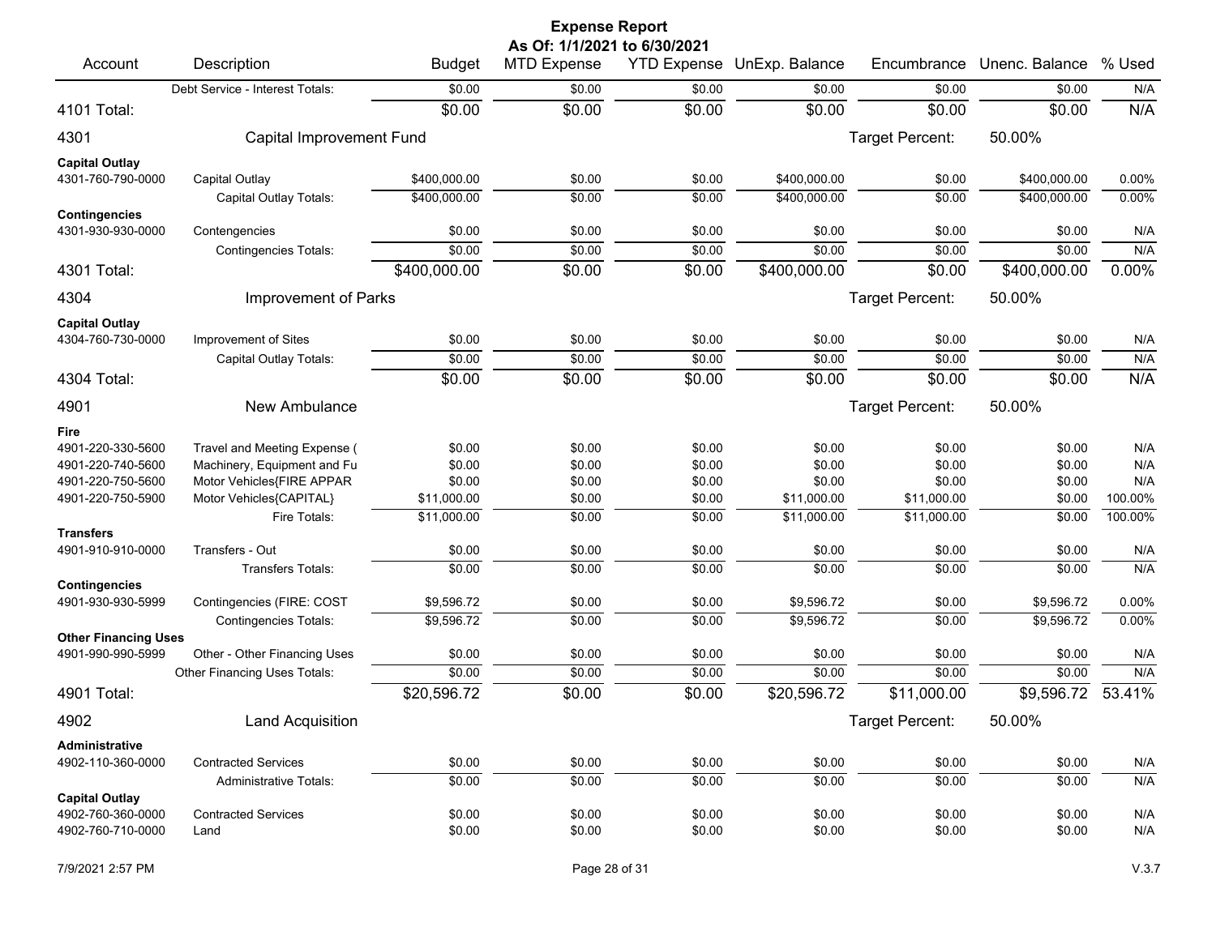# Expense Report

**As Of: 1/1/2021 to 6/30/2021**

| Account | Description | Budget | MTD Expense | YTD Expense | UnExp. Balance | Encumbrance | Unenc. Balance | % Used |
|---|---|---|---|---|---|---|---|---|
| | Debt Service - Interest Totals: | $0.00 | $0.00 | $0.00 | $0.00 | $0.00 | $0.00 | N/A |
| **4101 Total:** | | $0.00 | $0.00 | $0.00 | $0.00 | $0.00 | $0.00 | N/A |
| **4301** | **Capital Improvement Fund** | | | | | Target Percent: | 50.00% | |
| **Capital Outlay** | | | | | | | | |
| 4301-760-790-0000 | Capital Outlay | $400,000.00 | $0.00 | $0.00 | $400,000.00 | $0.00 | $400,000.00 | 0.00% |
| | Capital Outlay Totals: | $400,000.00 | $0.00 | $0.00 | $400,000.00 | $0.00 | $400,000.00 | 0.00% |
| **Contingencies** | | | | | | | | |
| 4301-930-930-0000 | Contengencies | $0.00 | $0.00 | $0.00 | $0.00 | $0.00 | $0.00 | N/A |
| | Contingencies Totals: | $0.00 | $0.00 | $0.00 | $0.00 | $0.00 | $0.00 | N/A |
| **4301 Total:** | | $400,000.00 | $0.00 | $0.00 | $400,000.00 | $0.00 | $400,000.00 | 0.00% |
| **4304** | **Improvement of Parks** | | | | | Target Percent: | 50.00% | |
| **Capital Outlay** | | | | | | | | |
| 4304-760-730-0000 | Improvement of Sites | $0.00 | $0.00 | $0.00 | $0.00 | $0.00 | $0.00 | N/A |
| | Capital Outlay Totals: | $0.00 | $0.00 | $0.00 | $0.00 | $0.00 | $0.00 | N/A |
| **4304 Total:** | | $0.00 | $0.00 | $0.00 | $0.00 | $0.00 | $0.00 | N/A |
| **4901** | **New Ambulance** | | | | | Target Percent: | 50.00% | |
| **Fire** | | | | | | | | |
| 4901-220-330-5600 | Travel and Meeting Expense ( | $0.00 | $0.00 | $0.00 | $0.00 | $0.00 | $0.00 | N/A |
| 4901-220-740-5600 | Machinery, Equipment and Fu | $0.00 | $0.00 | $0.00 | $0.00 | $0.00 | $0.00 | N/A |
| 4901-220-750-5600 | Motor Vehicles{FIRE APPAR | $0.00 | $0.00 | $0.00 | $0.00 | $0.00 | $0.00 | N/A |
| 4901-220-750-5900 | Motor Vehicles{CAPITAL} | $11,000.00 | $0.00 | $0.00 | $11,000.00 | $11,000.00 | $0.00 | 100.00% |
| | Fire Totals: | $11,000.00 | $0.00 | $0.00 | $11,000.00 | $11,000.00 | $0.00 | 100.00% |
| **Transfers** | | | | | | | | |
| 4901-910-910-0000 | Transfers - Out | $0.00 | $0.00 | $0.00 | $0.00 | $0.00 | $0.00 | N/A |
| | Transfers Totals: | $0.00 | $0.00 | $0.00 | $0.00 | $0.00 | $0.00 | N/A |
| **Contingencies** | | | | | | | | |
| 4901-930-930-5999 | Contingencies (FIRE: COST | $9,596.72 | $0.00 | $0.00 | $9,596.72 | $0.00 | $9,596.72 | 0.00% |
| | Contingencies Totals: | $9,596.72 | $0.00 | $0.00 | $9,596.72 | $0.00 | $9,596.72 | 0.00% |
| **Other Financing Uses** | | | | | | | | |
| 4901-990-990-5999 | Other - Other Financing Uses | $0.00 | $0.00 | $0.00 | $0.00 | $0.00 | $0.00 | N/A |
| | Other Financing Uses Totals: | $0.00 | $0.00 | $0.00 | $0.00 | $0.00 | $0.00 | N/A |
| **4901 Total:** | | $20,596.72 | $0.00 | $0.00 | $20,596.72 | $11,000.00 | $9,596.72 | 53.41% |
| **4902** | **Land Acquisition** | | | | | Target Percent: | 50.00% | |
| **Administrative** | | | | | | | | |
| 4902-110-360-0000 | Contracted Services | $0.00 | $0.00 | $0.00 | $0.00 | $0.00 | $0.00 | N/A |
| | Administrative Totals: | $0.00 | $0.00 | $0.00 | $0.00 | $0.00 | $0.00 | N/A |
| **Capital Outlay** | | | | | | | | |
| 4902-760-360-0000 | Contracted Services | $0.00 | $0.00 | $0.00 | $0.00 | $0.00 | $0.00 | N/A |
| 4902-760-710-0000 | Land | $0.00 | $0.00 | $0.00 | $0.00 | $0.00 | $0.00 | N/A |

7/9/2021 2:57 PM V.3.7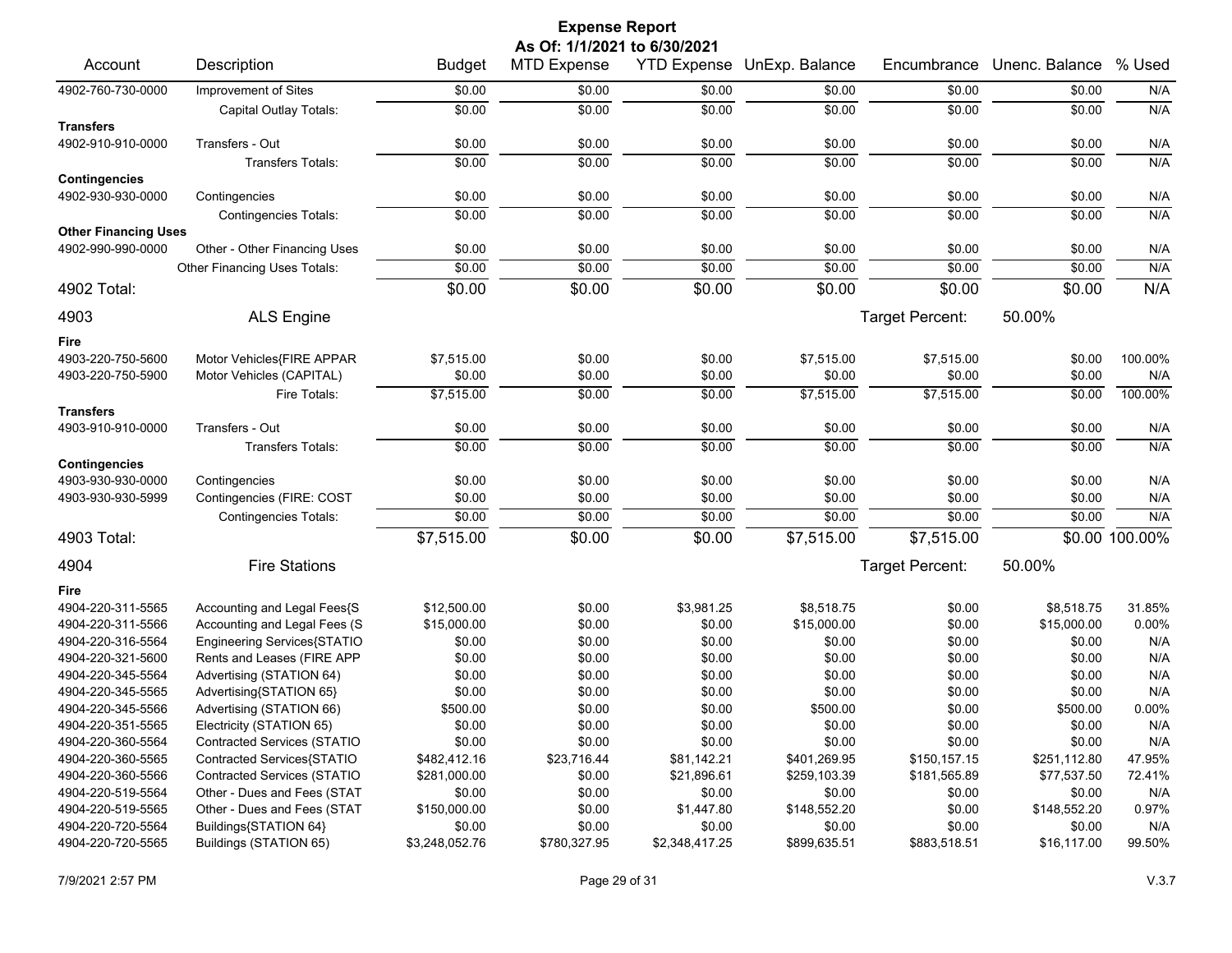# Expense Report

**As Of: 1/1/2021 to 6/30/2021**

| Account | Description | Budget | MTD Expense | YTD Expense | UnExp. Balance | Encumbrance | Unenc. Balance | % Used |
|---|---|---|---|---|---|---|---|---|
| 4902-760-730-0000 | Improvement of Sites | $0.00 | $0.00 | $0.00 | $0.00 | $0.00 | $0.00 | N/A |
| | Capital Outlay Totals: | $0.00 | $0.00 | $0.00 | $0.00 | $0.00 | $0.00 | N/A |
| **Transfers** | | | | | | | | |
| 4902-910-910-0000 | Transfers - Out | $0.00 | $0.00 | $0.00 | $0.00 | $0.00 | $0.00 | N/A |
| | Transfers Totals: | $0.00 | $0.00 | $0.00 | $0.00 | $0.00 | $0.00 | N/A |
| **Contingencies** | | | | | | | | |
| 4902-930-930-0000 | Contingencies | $0.00 | $0.00 | $0.00 | $0.00 | $0.00 | $0.00 | N/A |
| | Contingencies Totals: | $0.00 | $0.00 | $0.00 | $0.00 | $0.00 | $0.00 | N/A |
| **Other Financing Uses** | | | | | | | | |
| 4902-990-990-0000 | Other - Other Financing Uses | $0.00 | $0.00 | $0.00 | $0.00 | $0.00 | $0.00 | N/A |
| | Other Financing Uses Totals: | $0.00 | $0.00 | $0.00 | $0.00 | $0.00 | $0.00 | N/A |
| **4902 Total:** | | $0.00 | $0.00 | $0.00 | $0.00 | $0.00 | $0.00 | N/A |
| **4903** | **ALS Engine** | | | | | Target Percent: | 50.00% | |
| **Fire** | | | | | | | | |
| 4903-220-750-5600 | Motor Vehicles{FIRE APPAR | $7,515.00 | $0.00 | $0.00 | $7,515.00 | $7,515.00 | $0.00 | 100.00% |
| 4903-220-750-5900 | Motor Vehicles (CAPITAL) | $0.00 | $0.00 | $0.00 | $0.00 | $0.00 | $0.00 | N/A |
| | Fire Totals: | $7,515.00 | $0.00 | $0.00 | $7,515.00 | $7,515.00 | $0.00 | 100.00% |
| **Transfers** | | | | | | | | |
| 4903-910-910-0000 | Transfers - Out | $0.00 | $0.00 | $0.00 | $0.00 | $0.00 | $0.00 | N/A |
| | Transfers Totals: | $0.00 | $0.00 | $0.00 | $0.00 | $0.00 | $0.00 | N/A |
| **Contingencies** | | | | | | | | |
| 4903-930-930-0000 | Contingencies | $0.00 | $0.00 | $0.00 | $0.00 | $0.00 | $0.00 | N/A |
| 4903-930-930-5999 | Contingencies (FIRE: COST | $0.00 | $0.00 | $0.00 | $0.00 | $0.00 | $0.00 | N/A |
| | Contingencies Totals: | $0.00 | $0.00 | $0.00 | $0.00 | $0.00 | $0.00 | N/A |
| **4903 Total:** | | $7,515.00 | $0.00 | $0.00 | $7,515.00 | $7,515.00 | $0.00 | 100.00% |
| **4904** | **Fire Stations** | | | | | Target Percent: | 50.00% | |
| **Fire** | | | | | | | | |
| 4904-220-311-5565 | Accounting and Legal Fees{S | $12,500.00 | $0.00 | $3,981.25 | $8,518.75 | $0.00 | $8,518.75 | 31.85% |
| 4904-220-311-5566 | Accounting and Legal Fees (S | $15,000.00 | $0.00 | $0.00 | $15,000.00 | $0.00 | $15,000.00 | 0.00% |
| 4904-220-316-5564 | Engineering Services{STATIO | $0.00 | $0.00 | $0.00 | $0.00 | $0.00 | $0.00 | N/A |
| 4904-220-321-5600 | Rents and Leases (FIRE APP | $0.00 | $0.00 | $0.00 | $0.00 | $0.00 | $0.00 | N/A |
| 4904-220-345-5564 | Advertising (STATION 64) | $0.00 | $0.00 | $0.00 | $0.00 | $0.00 | $0.00 | N/A |
| 4904-220-345-5565 | Advertising{STATION 65} | $0.00 | $0.00 | $0.00 | $0.00 | $0.00 | $0.00 | N/A |
| 4904-220-345-5566 | Advertising (STATION 66) | $500.00 | $0.00 | $0.00 | $500.00 | $0.00 | $500.00 | 0.00% |
| 4904-220-351-5565 | Electricity (STATION 65) | $0.00 | $0.00 | $0.00 | $0.00 | $0.00 | $0.00 | N/A |
| 4904-220-360-5564 | Contracted Services (STATIO | $0.00 | $0.00 | $0.00 | $0.00 | $0.00 | $0.00 | N/A |
| 4904-220-360-5565 | Contracted Services{STATIO | $482,412.16 | $23,716.44 | $81,142.21 | $401,269.95 | $150,157.15 | $251,112.80 | 47.95% |
| 4904-220-360-5566 | Contracted Services (STATIO | $281,000.00 | $0.00 | $21,896.61 | $259,103.39 | $181,565.89 | $77,537.50 | 72.41% |
| 4904-220-519-5564 | Other - Dues and Fees (STAT | $0.00 | $0.00 | $0.00 | $0.00 | $0.00 | $0.00 | N/A |
| 4904-220-519-5565 | Other - Dues and Fees (STAT | $150,000.00 | $0.00 | $1,447.80 | $148,552.20 | $0.00 | $148,552.20 | 0.97% |
| 4904-220-720-5564 | Buildings{STATION 64} | $0.00 | $0.00 | $0.00 | $0.00 | $0.00 | $0.00 | N/A |
| 4904-220-720-5565 | Buildings (STATION 65) | $3,248,052.76 | $780,327.95 | $2,348,417.25 | $899,635.51 | $883,518.51 | $16,117.00 | 99.50% |

7/9/2021 2:57 PM V.3.7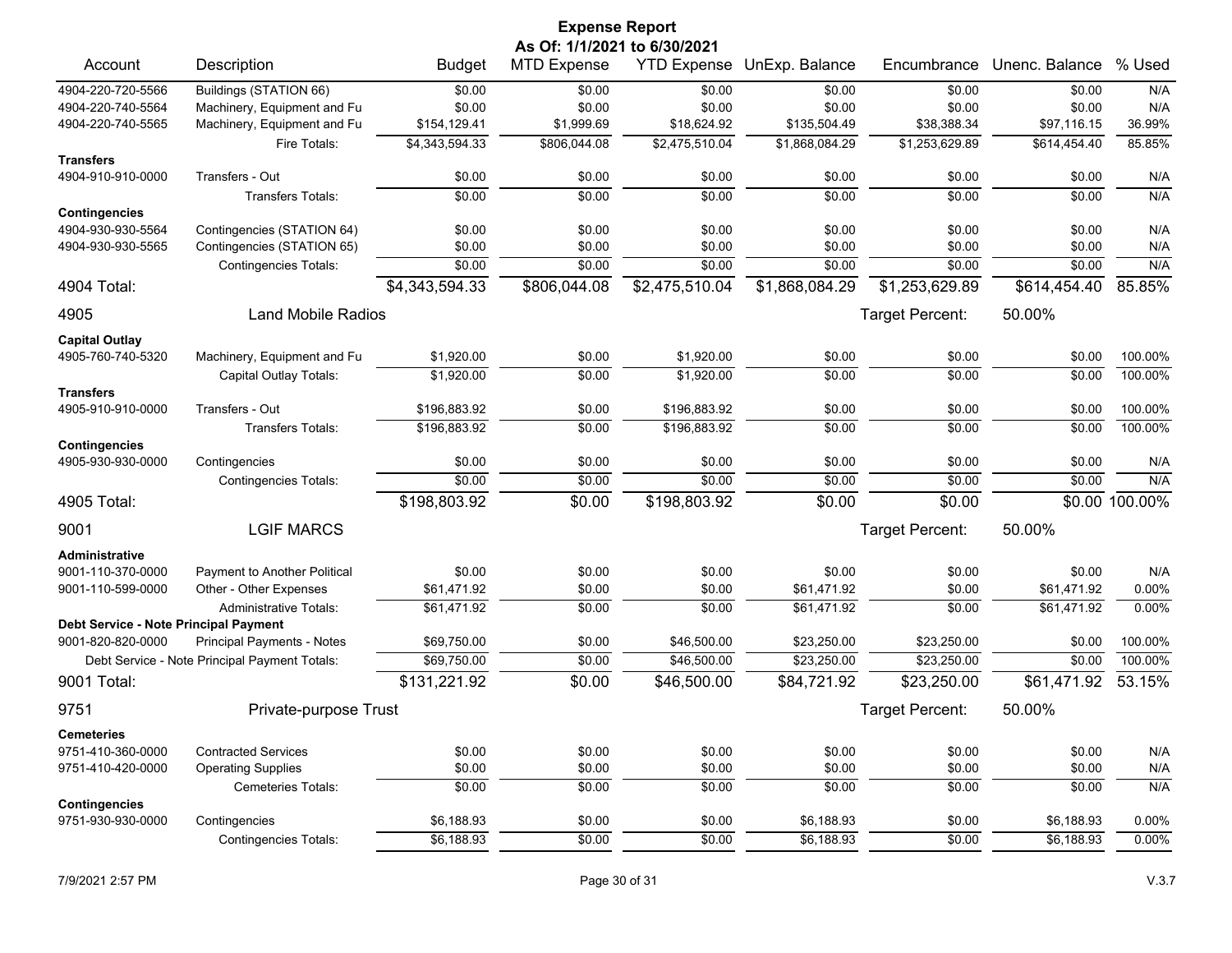# Expense Report

**As Of: 1/1/2021 to 6/30/2021**

| Account | Description | Budget | MTD Expense | YTD Expense | UnExp. Balance | Encumbrance | Unenc. Balance | % Used |
|---|---|---|---|---|---|---|---|---|
| 4904-220-720-5566 | Buildings (STATION 66) | $0.00 | $0.00 | $0.00 | $0.00 | $0.00 | $0.00 | N/A |
| 4904-220-740-5564 | Machinery, Equipment and Fu | $0.00 | $0.00 | $0.00 | $0.00 | $0.00 | $0.00 | N/A |
| 4904-220-740-5565 | Machinery, Equipment and Fu | $154,129.41 | $1,999.69 | $18,624.92 | $135,504.49 | $38,388.34 | $97,116.15 | 36.99% |
| | Fire Totals: | $4,343,594.33 | $806,044.08 | $2,475,510.04 | $1,868,084.29 | $1,253,629.89 | $614,454.40 | 85.85% |
| **Transfers** | | | | | | | | |
| 4904-910-910-0000 | Transfers - Out | $0.00 | $0.00 | $0.00 | $0.00 | $0.00 | $0.00 | N/A |
| | Transfers Totals: | $0.00 | $0.00 | $0.00 | $0.00 | $0.00 | $0.00 | N/A |
| **Contingencies** | | | | | | | | |
| 4904-930-930-5564 | Contingencies (STATION 64) | $0.00 | $0.00 | $0.00 | $0.00 | $0.00 | $0.00 | N/A |
| 4904-930-930-5565 | Contingencies (STATION 65) | $0.00 | $0.00 | $0.00 | $0.00 | $0.00 | $0.00 | N/A |
| | Contingencies Totals: | $0.00 | $0.00 | $0.00 | $0.00 | $0.00 | $0.00 | N/A |
| **4904 Total:** | | $4,343,594.33 | $806,044.08 | $2,475,510.04 | $1,868,084.29 | $1,253,629.89 | $614,454.40 | 85.85% |
| **4905** | **Land Mobile Radios** | | | | | Target Percent: | 50.00% | |
| **Capital Outlay** | | | | | | | | |
| 4905-760-740-5320 | Machinery, Equipment and Fu | $1,920.00 | $0.00 | $1,920.00 | $0.00 | $0.00 | $0.00 | 100.00% |
| | Capital Outlay Totals: | $1,920.00 | $0.00 | $1,920.00 | $0.00 | $0.00 | $0.00 | 100.00% |
| **Transfers** | | | | | | | | |
| 4905-910-910-0000 | Transfers - Out | $196,883.92 | $0.00 | $196,883.92 | $0.00 | $0.00 | $0.00 | 100.00% |
| | Transfers Totals: | $196,883.92 | $0.00 | $196,883.92 | $0.00 | $0.00 | $0.00 | 100.00% |
| **Contingencies** | | | | | | | | |
| 4905-930-930-0000 | Contingencies | $0.00 | $0.00 | $0.00 | $0.00 | $0.00 | $0.00 | N/A |
| | Contingencies Totals: | $0.00 | $0.00 | $0.00 | $0.00 | $0.00 | $0.00 | N/A |
| **4905 Total:** | | $198,803.92 | $0.00 | $198,803.92 | $0.00 | $0.00 | $0.00 | 100.00% |
| **9001** | **LGIF MARCS** | | | | | Target Percent: | 50.00% | |
| **Administrative** | | | | | | | | |
| 9001-110-370-0000 | Payment to Another Political | $0.00 | $0.00 | $0.00 | $0.00 | $0.00 | $0.00 | N/A |
| 9001-110-599-0000 | Other - Other Expenses | $61,471.92 | $0.00 | $0.00 | $61,471.92 | $0.00 | $61,471.92 | 0.00% |
| | Administrative Totals: | $61,471.92 | $0.00 | $0.00 | $61,471.92 | $0.00 | $61,471.92 | 0.00% |
| **Debt Service - Note Principal Payment** | | | | | | | | |
| 9001-820-820-0000 | Principal Payments - Notes | $69,750.00 | $0.00 | $46,500.00 | $23,250.00 | $23,250.00 | $0.00 | 100.00% |
| | Debt Service - Note Principal Payment Totals: | $69,750.00 | $0.00 | $46,500.00 | $23,250.00 | $23,250.00 | $0.00 | 100.00% |
| **9001 Total:** | | $131,221.92 | $0.00 | $46,500.00 | $84,721.92 | $23,250.00 | $61,471.92 | 53.15% |
| **9751** | **Private-purpose Trust** | | | | | Target Percent: | 50.00% | |
| **Cemeteries** | | | | | | | | |
| 9751-410-360-0000 | Contracted Services | $0.00 | $0.00 | $0.00 | $0.00 | $0.00 | $0.00 | N/A |
| 9751-410-420-0000 | Operating Supplies | $0.00 | $0.00 | $0.00 | $0.00 | $0.00 | $0.00 | N/A |
| | Cemeteries Totals: | $0.00 | $0.00 | $0.00 | $0.00 | $0.00 | $0.00 | N/A |
| **Contingencies** | | | | | | | | |
| 9751-930-930-0000 | Contingencies | $6,188.93 | $0.00 | $0.00 | $6,188.93 | $0.00 | $6,188.93 | 0.00% |
| | Contingencies Totals: | $6,188.93 | $0.00 | $0.00 | $6,188.93 | $0.00 | $6,188.93 | 0.00% |

7/9/2021 2:57 PM

V.3.7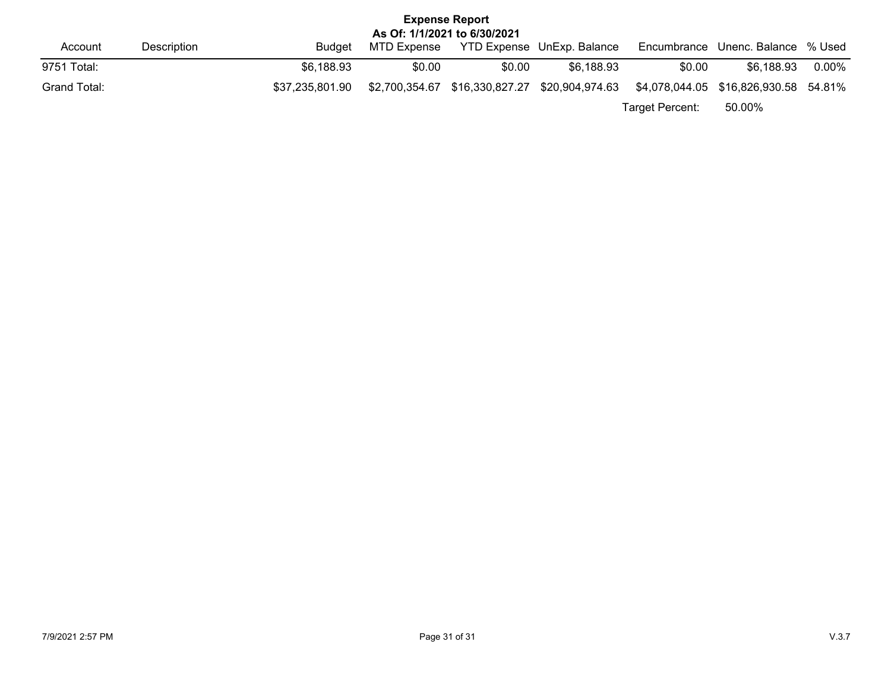**Expense Report**
**As Of: 1/1/2021 to 6/30/2021**

| Account | Description | Budget | MTD Expense | YTD Expense | UnExp. Balance | Encumbrance | Unenc. Balance | % Used |
|---|---|---|---|---|---|---|---|---|
| 9751 Total: | | $6,188.93 | $0.00 | $0.00 | $6,188.93 | $0.00 | $6,188.93 | 0.00% |
| Grand Total: | | $37,235,801.90 | $2,700,354.67 | $16,330,827.27 | $20,904,974.63 | $4,078,044.05 | $16,826,930.58 | 54.81% |
| | | | | | | Target Percent: | 50.00% | |

7/9/2021 2:57 PM

V.3.7